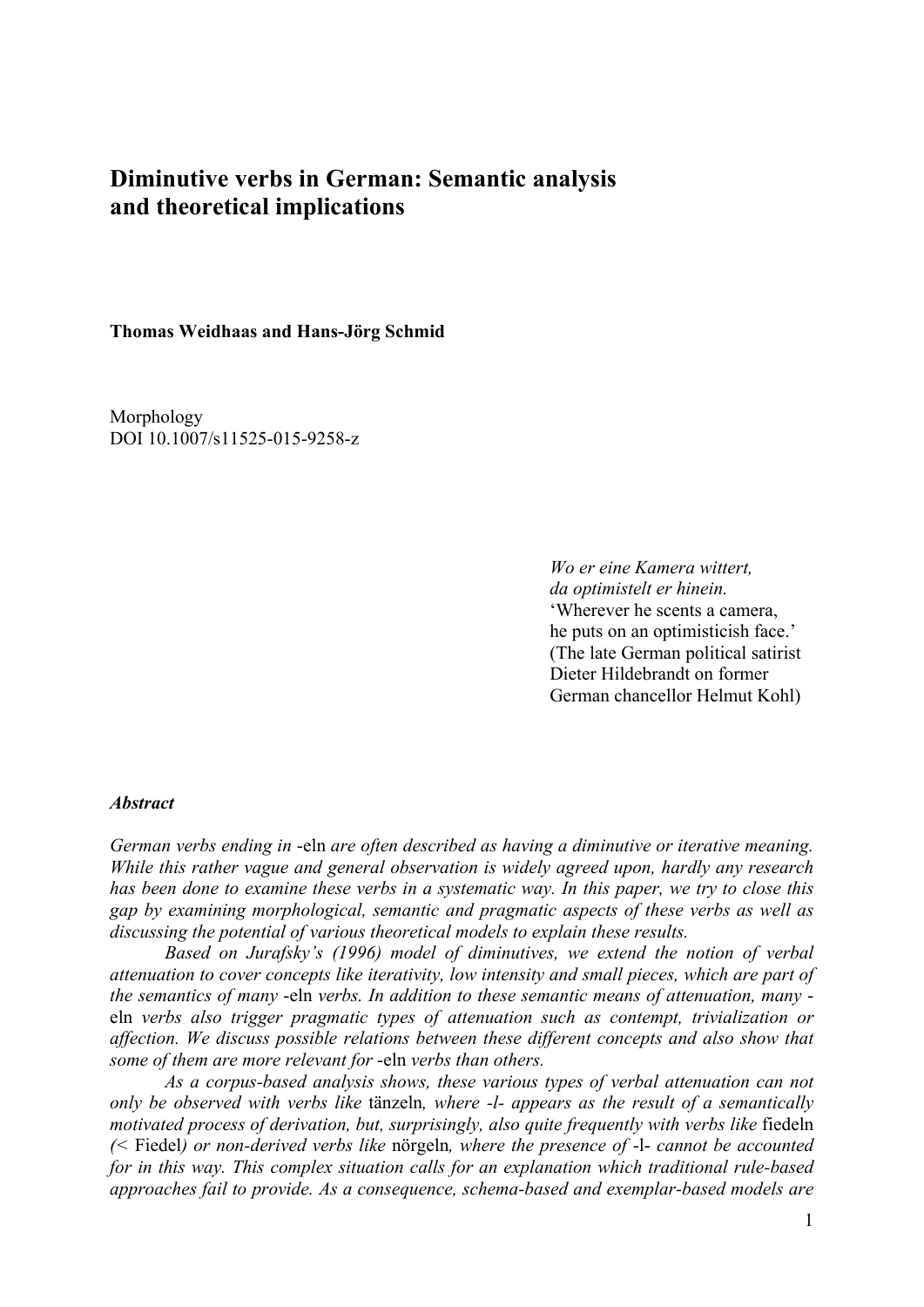# Diminutive verbs in German: Semantic analysis and theoretical implications

**Thomas Weidhaas and Hans-Jörg Schmid**

Morphology
DOI 10.1007/s11525-015-9258-z

*Wo er eine Kamera wittert,*
*da optimistelt er hinein.*
'Wherever he scents a camera,
he puts on an optimisticish face.'
(The late German political satirist Dieter Hildebrandt on former German chancellor Helmut Kohl)

### *Abstract*

*German verbs ending in* -eln *are often described as having a diminutive or iterative meaning. While this rather vague and general observation is widely agreed upon, hardly any research has been done to examine these verbs in a systematic way. In this paper, we try to close this gap by examining morphological, semantic and pragmatic aspects of these verbs as well as discussing the potential of various theoretical models to explain these results.*

*Based on Jurafsky's (1996) model of diminutives, we extend the notion of verbal attenuation to cover concepts like iterativity, low intensity and small pieces, which are part of the semantics of many* -eln *verbs. In addition to these semantic means of attenuation, many* -eln *verbs also trigger pragmatic types of attenuation such as contempt, trivialization or affection. We discuss possible relations between these different concepts and also show that some of them are more relevant for* -eln *verbs than others.*

*As a corpus-based analysis shows, these various types of verbal attenuation can not only be observed with verbs like* tänzeln*, where -l- appears as the result of a semantically motivated process of derivation, but, surprisingly, also quite frequently with verbs like* fiedeln *(<* Fiedel*) or non-derived verbs like* nörgeln*, where the presence of* -l- *cannot be accounted for in this way. This complex situation calls for an explanation which traditional rule-based approaches fail to provide. As a consequence, schema-based and exemplar-based models are*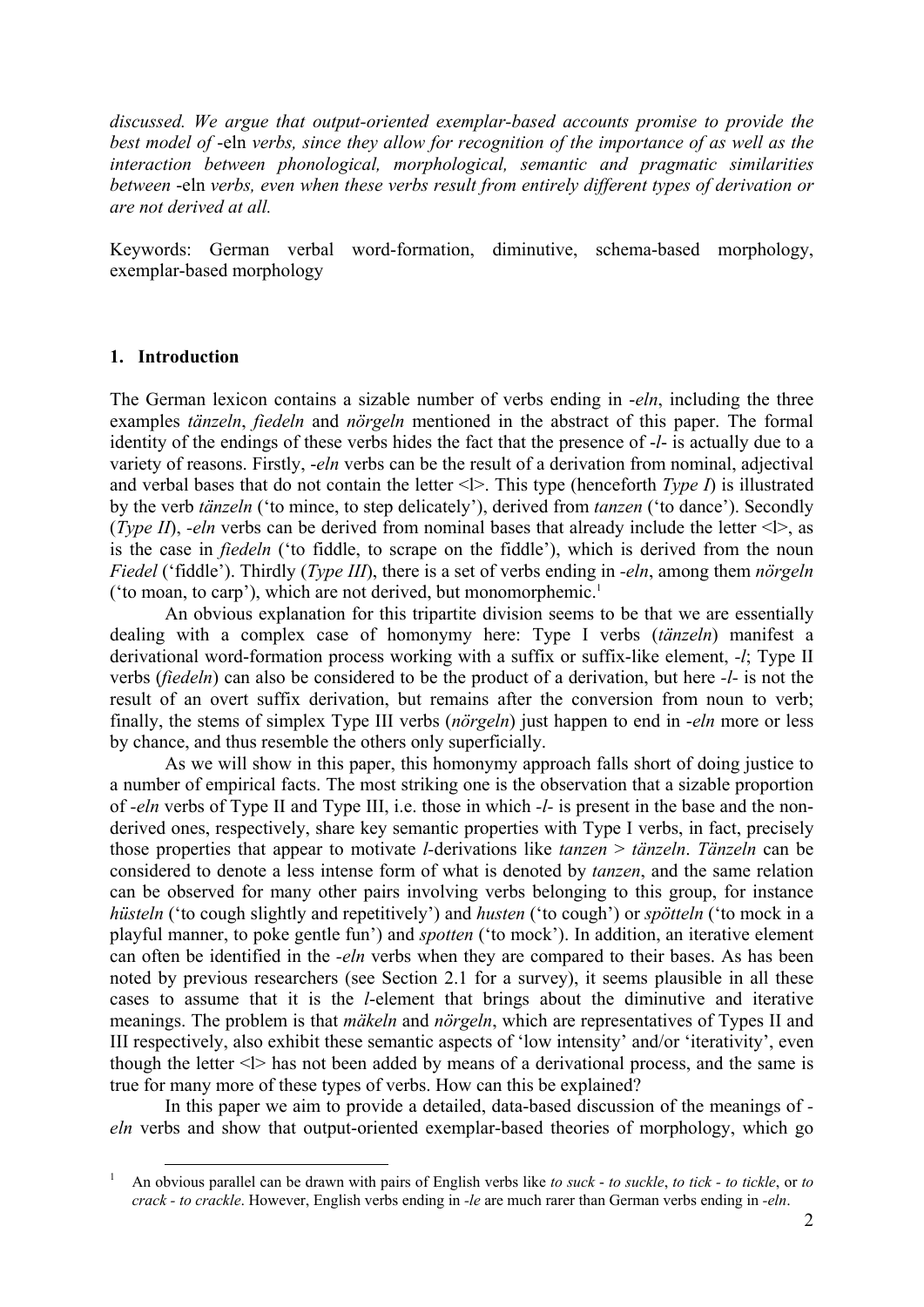*discussed. We argue that output-oriented exemplar-based accounts promise to provide the best model of* -eln *verbs, since they allow for recognition of the importance of as well as the interaction between phonological, morphological, semantic and pragmatic similarities between* -eln *verbs, even when these verbs result from entirely different types of derivation or are not derived at all.*

Keywords: German verbal word-formation, diminutive, schema-based morphology, exemplar-based morphology

## 1. Introduction

The German lexicon contains a sizable number of verbs ending in *-eln*, including the three examples *tänzeln*, *fiedeln* and *nörgeln* mentioned in the abstract of this paper. The formal identity of the endings of these verbs hides the fact that the presence of *-l-* is actually due to a variety of reasons. Firstly, *-eln* verbs can be the result of a derivation from nominal, adjectival and verbal bases that do not contain the letter <l>. This type (henceforth *Type I*) is illustrated by the verb *tänzeln* ('to mince, to step delicately'), derived from *tanzen* ('to dance'). Secondly (*Type II*), *-eln* verbs can be derived from nominal bases that already include the letter <l>, as is the case in *fiedeln* ('to fiddle, to scrape on the fiddle'), which is derived from the noun *Fiedel* ('fiddle'). Thirdly (*Type III*), there is a set of verbs ending in *-eln*, among them *nörgeln* ('to moan, to carp'), which are not derived, but monomorphemic.[1]

An obvious explanation for this tripartite division seems to be that we are essentially dealing with a complex case of homonymy here: Type I verbs (*tänzeln*) manifest a derivational word-formation process working with a suffix or suffix-like element, *-l*; Type II verbs (*fiedeln*) can also be considered to be the product of a derivation, but here *-l-* is not the result of an overt suffix derivation, but remains after the conversion from noun to verb; finally, the stems of simplex Type III verbs (*nörgeln*) just happen to end in *-eln* more or less by chance, and thus resemble the others only superficially.

As we will show in this paper, this homonymy approach falls short of doing justice to a number of empirical facts. The most striking one is the observation that a sizable proportion of *-eln* verbs of Type II and Type III, i.e. those in which *-l-* is present in the base and the non-derived ones, respectively, share key semantic properties with Type I verbs, in fact, precisely those properties that appear to motivate *l*-derivations like *tanzen* > *tänzeln*. *Tänzeln* can be considered to denote a less intense form of what is denoted by *tanzen*, and the same relation can be observed for many other pairs involving verbs belonging to this group, for instance *hüsteln* ('to cough slightly and repetitively') and *husten* ('to cough') or *spötteln* ('to mock in a playful manner, to poke gentle fun') and *spotten* ('to mock'). In addition, an iterative element can often be identified in the *-eln* verbs when they are compared to their bases. As has been noted by previous researchers (see Section 2.1 for a survey), it seems plausible in all these cases to assume that it is the *l*-element that brings about the diminutive and iterative meanings. The problem is that *mäkeln* and *nörgeln*, which are representatives of Types II and III respectively, also exhibit these semantic aspects of 'low intensity' and/or 'iterativity', even though the letter <l> has not been added by means of a derivational process, and the same is true for many more of these types of verbs. How can this be explained?

In this paper we aim to provide a detailed, data-based discussion of the meanings of *-eln* verbs and show that output-oriented exemplar-based theories of morphology, which go

[1] An obvious parallel can be drawn with pairs of English verbs like *to suck - to suckle*, *to tick - to tickle*, or *to crack - to crackle*. However, English verbs ending in *-le* are much rarer than German verbs ending in *-eln*.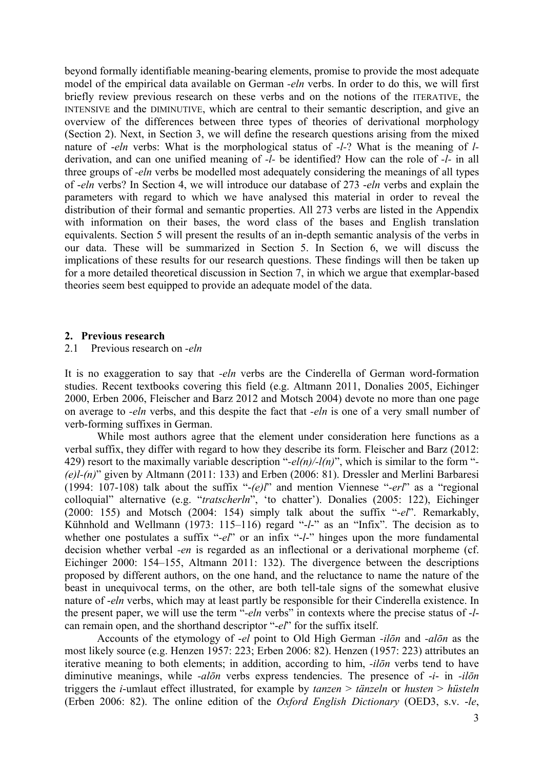beyond formally identifiable meaning-bearing elements, promise to provide the most adequate model of the empirical data available on German *-eln* verbs. In order to do this, we will first briefly review previous research on these verbs and on the notions of the ITERATIVE, the INTENSIVE and the DIMINUTIVE, which are central to their semantic description, and give an overview of the differences between three types of theories of derivational morphology (Section 2). Next, in Section 3, we will define the research questions arising from the mixed nature of *-eln* verbs: What is the morphological status of *-l-*? What is the meaning of *l-*derivation, and can one unified meaning of *-l-* be identified? How can the role of *-l-* in all three groups of *-eln* verbs be modelled most adequately considering the meanings of all types of *-eln* verbs? In Section 4, we will introduce our database of 273 *-eln* verbs and explain the parameters with regard to which we have analysed this material in order to reveal the distribution of their formal and semantic properties. All 273 verbs are listed in the Appendix with information on their bases, the word class of the bases and English translation equivalents. Section 5 will present the results of an in-depth semantic analysis of the verbs in our data. These will be summarized in Section 5. In Section 6, we will discuss the implications of these results for our research questions. These findings will then be taken up for a more detailed theoretical discussion in Section 7, in which we argue that exemplar-based theories seem best equipped to provide an adequate model of the data.

## 2. Previous research

### 2.1 Previous research on *-eln*

It is no exaggeration to say that *-eln* verbs are the Cinderella of German word-formation studies. Recent textbooks covering this field (e.g. Altmann 2011, Donalies 2005, Eichinger 2000, Erben 2006, Fleischer and Barz 2012 and Motsch 2004) devote no more than one page on average to *-eln* verbs, and this despite the fact that *-eln* is one of a very small number of verb-forming suffixes in German.

While most authors agree that the element under consideration here functions as a verbal suffix, they differ with regard to how they describe its form. Fleischer and Barz (2012: 429) resort to the maximally variable description "*-el(n)/-l(n)*", which is similar to the form "*-(e)l-(n)*" given by Altmann (2011: 133) and Erben (2006: 81). Dressler and Merlini Barbaresi (1994: 107-108) talk about the suffix "*-(e)l*" and mention Viennese "*-erl*" as a "regional colloquial" alternative (e.g. "*tratscherln*", 'to chatter'). Donalies (2005: 122), Eichinger (2000: 155) and Motsch (2004: 154) simply talk about the suffix "*-el*". Remarkably, Kühnhold and Wellmann (1973: 115–116) regard "*-l-*" as an "Infix". The decision as to whether one postulates a suffix "*-el*" or an infix "*-l-*" hinges upon the more fundamental decision whether verbal *-en* is regarded as an inflectional or a derivational morpheme (cf. Eichinger 2000: 154–155, Altmann 2011: 132). The divergence between the descriptions proposed by different authors, on the one hand, and the reluctance to name the nature of the beast in unequivocal terms, on the other, are both tell-tale signs of the somewhat elusive nature of *-eln* verbs, which may at least partly be responsible for their Cinderella existence. In the present paper, we will use the term "*-eln* verbs" in contexts where the precise status of *-l-* can remain open, and the shorthand descriptor "*-el*" for the suffix itself.

Accounts of the etymology of *-el* point to Old High German *-ilōn* and *-alōn* as the most likely source (e.g. Henzen 1957: 223; Erben 2006: 82). Henzen (1957: 223) attributes an iterative meaning to both elements; in addition, according to him, *-ilōn* verbs tend to have diminutive meanings, while *-alōn* verbs express tendencies. The presence of *-i-* in *-ilōn* triggers the *i*-umlaut effect illustrated, for example by *tanzen* > *tänzeln* or *husten* > *hüsteln* (Erben 2006: 82). The online edition of the *Oxford English Dictionary* (OED3, s.v. *-le*,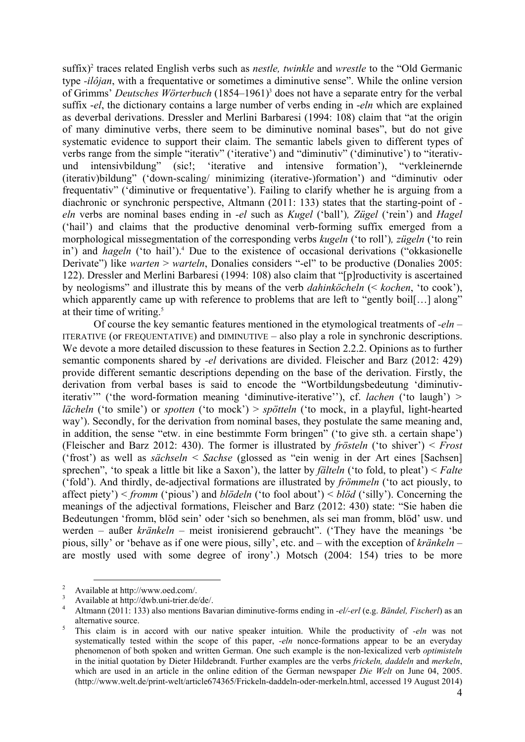suffix)[2] traces related English verbs such as *nestle, twinkle* and *wrestle* to the "Old Germanic type *-ilôjan*, with a frequentative or sometimes a diminutive sense". While the online version of Grimms' *Deutsches Wörterbuch* (1854–1961)[3] does not have a separate entry for the verbal suffix *-el*, the dictionary contains a large number of verbs ending in *-eln* which are explained as deverbal derivations. Dressler and Merlini Barbaresi (1994: 108) claim that "at the origin of many diminutive verbs, there seem to be diminutive nominal bases", but do not give systematic evidence to support their claim. The semantic labels given to different types of verbs range from the simple "iterativ" ('iterative') and "diminutiv" ('diminutive') to "iterativ- und intensivbildung" (sic!; 'iterative and intensive formation'), "verkleinernde (iterativ)bildung" ('down-scaling/ minimizing (iterative-)formation') and "diminutiv oder frequentativ" ('diminutive or frequentative'). Failing to clarify whether he is arguing from a diachronic or synchronic perspective, Altmann (2011: 133) states that the starting-point of *-eln* verbs are nominal bases ending in *-el* such as *Kugel* ('ball')*, Zügel* ('rein') and *Hagel* ('hail') and claims that the productive denominal verb-forming suffix emerged from a morphological missegmentation of the corresponding verbs *kugeln* ('to roll')*, zügeln* ('to rein in') and *hageln* ('to hail').[4] Due to the existence of occasional derivations ("okkasionelle Derivate") like *warten* > *warteln*, Donalies considers "-el" to be productive (Donalies 2005: 122). Dressler and Merlini Barbaresi (1994: 108) also claim that "[p]roductivity is ascertained by neologisms" and illustrate this by means of the verb *dahinköcheln* (< *kochen*, 'to cook'), which apparently came up with reference to problems that are left to "gently boil[…] along" at their time of writing.[5]

Of course the key semantic features mentioned in the etymological treatments of *-eln* – ITERATIVE (or FREQUENTATIVE) and DIMINUTIVE – also play a role in synchronic descriptions. We devote a more detailed discussion to these features in Section 2.2.2. Opinions as to further semantic components shared by *-el* derivations are divided. Fleischer and Barz (2012: 429) provide different semantic descriptions depending on the base of the derivation. Firstly, the derivation from verbal bases is said to encode the "Wortbildungsbedeutung 'diminutiv-iterativ'" ('the word-formation meaning 'diminutive-iterative''), cf. *lachen* ('to laugh') > *lächeln* ('to smile') or *spotten* ('to mock') > *spötteln* ('to mock, in a playful, light-hearted way'). Secondly, for the derivation from nominal bases, they postulate the same meaning and, in addition, the sense "etw. in eine bestimmte Form bringen" ('to give sth. a certain shape') (Fleischer and Barz 2012: 430). The former is illustrated by *frösteln* ('to shiver') < *Frost* ('frost') as well as *sächseln* < *Sachse* (glossed as "ein wenig in der Art eines [Sachsen] sprechen", 'to speak a little bit like a Saxon'), the latter by *fälteln* ('to fold, to pleat') < *Falte* ('fold'). And thirdly, de-adjectival formations are illustrated by *frömmeln* ('to act piously, to affect piety') < *fromm* ('pious') and *blödeln* ('to fool about') < *blöd* ('silly'). Concerning the meanings of the adjectival formations, Fleischer and Barz (2012: 430) state: "Sie haben die Bedeutungen 'fromm, blöd sein' oder 'sich so benehmen, als sei man fromm, blöd' usw. und werden – außer *kränkeln* – meist ironisierend gebraucht". ('They have the meanings 'be pious, silly' or 'behave as if one were pious, silly', etc. and – with the exception of *kränkeln* – are mostly used with some degree of irony'.) Motsch (2004: 154) tries to be more

---

[2] Available at http://www.oed.com/.

[3] Available at http://dwb.uni-trier.de/de/.

[4] Altmann (2011: 133) also mentions Bavarian diminutive-forms ending in *-el/-erl* (e.g. *Bändel, Fischerl*) as an alternative source.

[5] This claim is in accord with our native speaker intuition. While the productivity of *-eln* was not systematically tested within the scope of this paper, *-eln* nonce-formations appear to be an everyday phenomenon of both spoken and written German. One such example is the non-lexicalized verb *optimisteln* in the initial quotation by Dieter Hildebrandt. Further examples are the verbs *frickeln, daddeln* and *merkeln*, which are used in an article in the online edition of the German newspaper *Die Welt* on June 04, 2005. (http://www.welt.de/print-welt/article674365/Frickeln-daddeln-oder-merkeln.html, accessed 19 August 2014)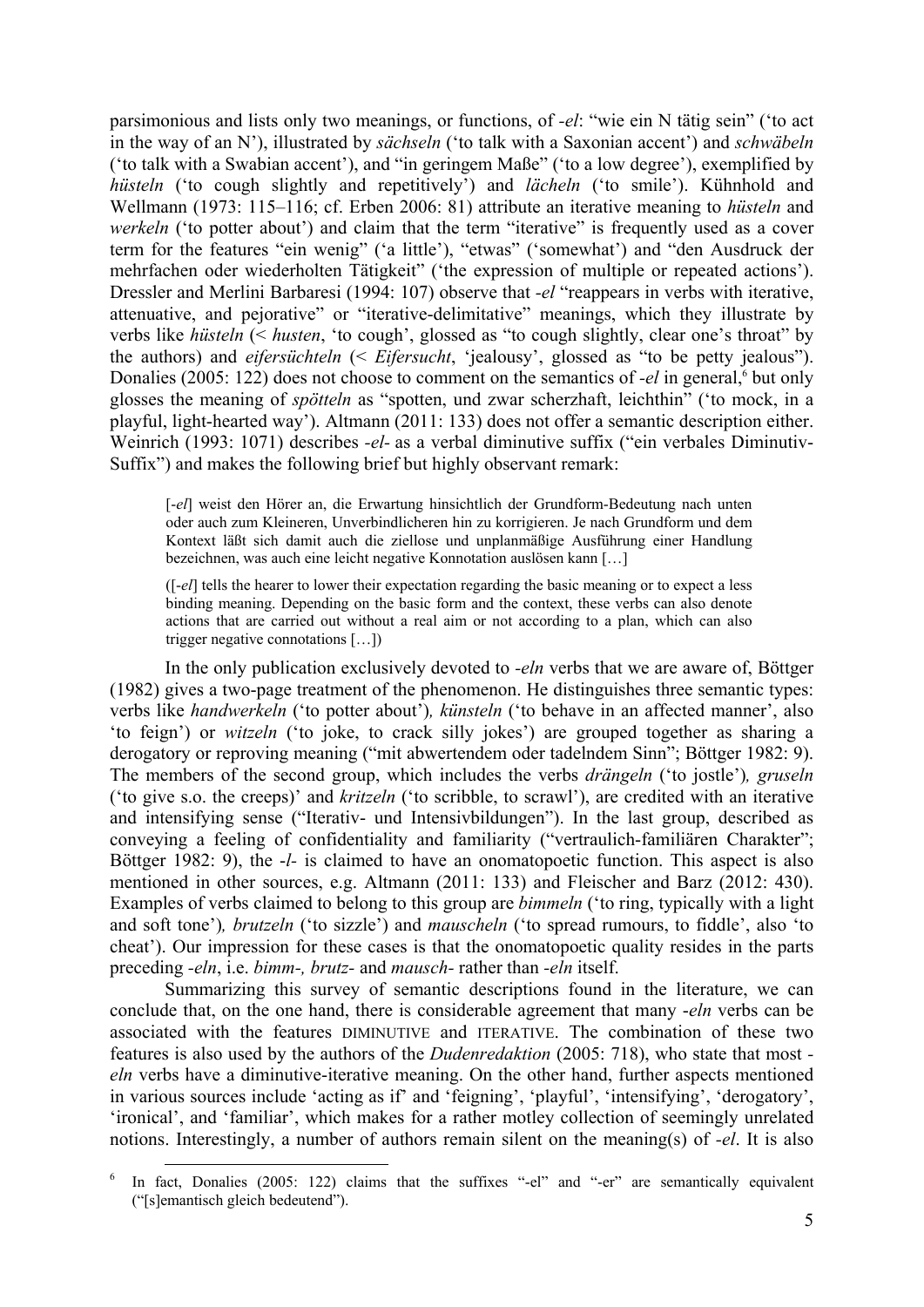parsimonious and lists only two meanings, or functions, of *-el*: "wie ein N tätig sein" ('to act in the way of an N'), illustrated by *sächseln* ('to talk with a Saxonian accent') and *schwäbeln* ('to talk with a Swabian accent'), and "in geringem Maße" ('to a low degree'), exemplified by *hüsteln* ('to cough slightly and repetitively') and *lächeln* ('to smile'). Kühnhold and Wellmann (1973: 115–116; cf. Erben 2006: 81) attribute an iterative meaning to *hüsteln* and *werkeln* ('to potter about') and claim that the term "iterative" is frequently used as a cover term for the features "ein wenig" ('a little'), "etwas" ('somewhat') and "den Ausdruck der mehrfachen oder wiederholten Tätigkeit" ('the expression of multiple or repeated actions'). Dressler and Merlini Barbaresi (1994: 107) observe that *-el* "reappears in verbs with iterative, attenuative, and pejorative" or "iterative-delimitative" meanings, which they illustrate by verbs like *hüsteln* (< *husten*, 'to cough', glossed as "to cough slightly, clear one's throat" by the authors) and *eifersüchteln* (< *Eifersucht*, 'jealousy', glossed as "to be petty jealous"). Donalies (2005: 122) does not choose to comment on the semantics of *-el* in general,[6] but only glosses the meaning of *spötteln* as "spotten, und zwar scherzhaft, leichthin" ('to mock, in a playful, light-hearted way'). Altmann (2011: 133) does not offer a semantic description either. Weinrich (1993: 1071) describes *-el-* as a verbal diminutive suffix ("ein verbales Diminutiv-Suffix") and makes the following brief but highly observant remark:

> [*-el*] weist den Hörer an, die Erwartung hinsichtlich der Grundform-Bedeutung nach unten oder auch zum Kleineren, Unverbindlicheren hin zu korrigieren. Je nach Grundform und dem Kontext läßt sich damit auch die ziellose und unplanmäßige Ausführung einer Handlung bezeichnen, was auch eine leicht negative Konnotation auslösen kann […]
>
> ([*-el*] tells the hearer to lower their expectation regarding the basic meaning or to expect a less binding meaning. Depending on the basic form and the context, these verbs can also denote actions that are carried out without a real aim or not according to a plan, which can also trigger negative connotations […])

In the only publication exclusively devoted to *-eln* verbs that we are aware of, Böttger (1982) gives a two-page treatment of the phenomenon. He distinguishes three semantic types: verbs like *handwerkeln* ('to potter about')*, künsteln* ('to behave in an affected manner', also 'to feign') or *witzeln* ('to joke, to crack silly jokes') are grouped together as sharing a derogatory or reproving meaning ("mit abwertendem oder tadelndem Sinn"; Böttger 1982: 9). The members of the second group, which includes the verbs *drängeln* ('to jostle')*, gruseln* ('to give s.o. the creeps)' and *kritzeln* ('to scribble, to scrawl'), are credited with an iterative and intensifying sense ("Iterativ- und Intensivbildungen"). In the last group, described as conveying a feeling of confidentiality and familiarity ("vertraulich-familiären Charakter"; Böttger 1982: 9), the *-l-* is claimed to have an onomatopoetic function. This aspect is also mentioned in other sources, e.g. Altmann (2011: 133) and Fleischer and Barz (2012: 430). Examples of verbs claimed to belong to this group are *bimmeln* ('to ring, typically with a light and soft tone')*, brutzeln* ('to sizzle') and *mauscheln* ('to spread rumours, to fiddle', also 'to cheat'). Our impression for these cases is that the onomatopoetic quality resides in the parts preceding *-eln*, i.e. *bimm-, brutz-* and *mausch-* rather than *-eln* itself.

Summarizing this survey of semantic descriptions found in the literature, we can conclude that, on the one hand, there is considerable agreement that many *-eln* verbs can be associated with the features DIMINUTIVE and ITERATIVE. The combination of these two features is also used by the authors of the *Dudenredaktion* (2005: 718), who state that most *-eln* verbs have a diminutive-iterative meaning. On the other hand, further aspects mentioned in various sources include 'acting as if' and 'feigning', 'playful', 'intensifying', 'derogatory', 'ironical', and 'familiar', which makes for a rather motley collection of seemingly unrelated notions. Interestingly, a number of authors remain silent on the meaning(s) of *-el*. It is also

---

[6] In fact, Donalies (2005: 122) claims that the suffixes "-el" and "-er" are semantically equivalent ("[s]emantisch gleich bedeutend").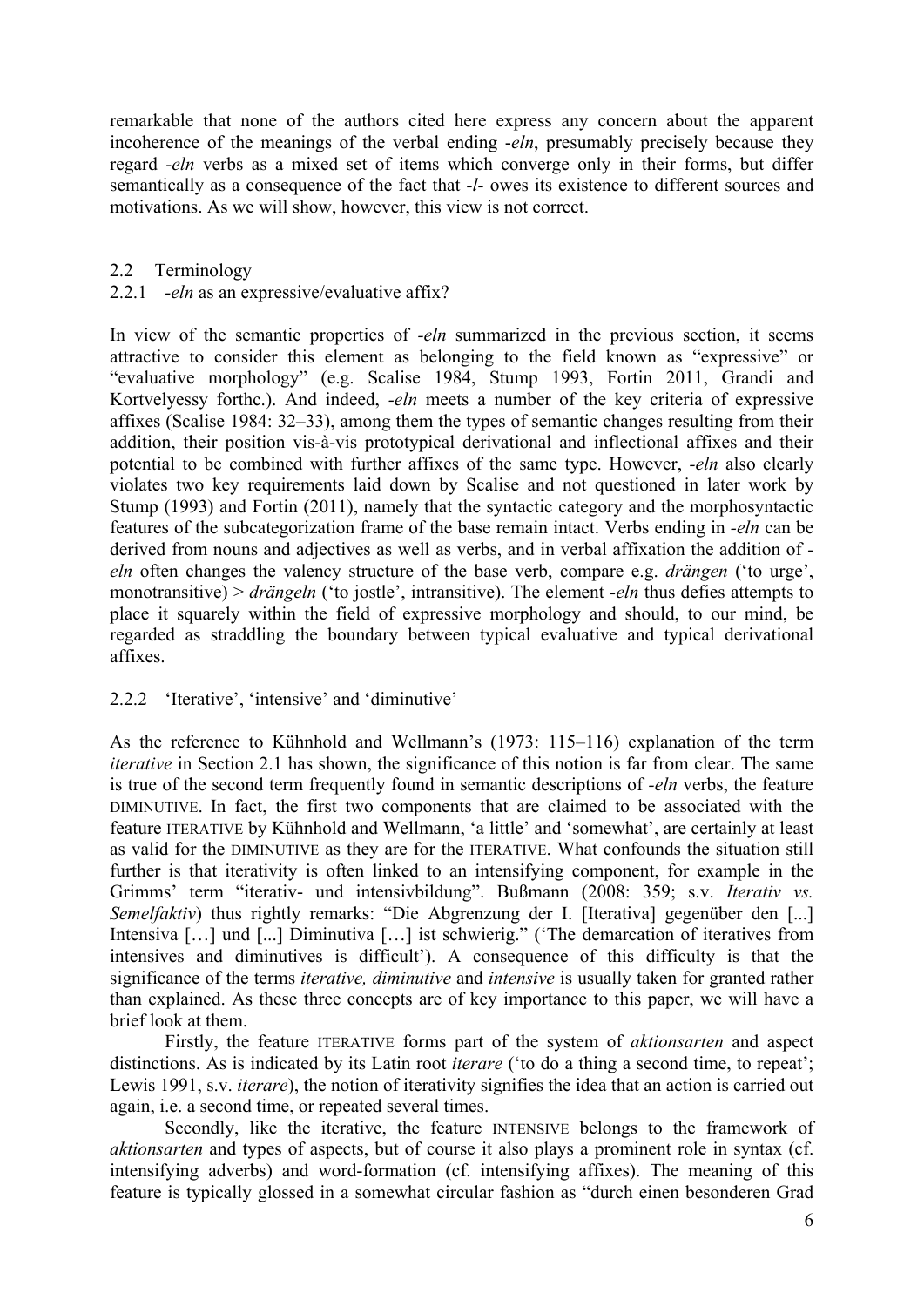remarkable that none of the authors cited here express any concern about the apparent incoherence of the meanings of the verbal ending *-eln*, presumably precisely because they regard *-eln* verbs as a mixed set of items which converge only in their forms, but differ semantically as a consequence of the fact that *-l-* owes its existence to different sources and motivations. As we will show, however, this view is not correct.

## 2.2 Terminology

### 2.2.1 *-eln* as an expressive/evaluative affix?

In view of the semantic properties of *-eln* summarized in the previous section, it seems attractive to consider this element as belonging to the field known as "expressive" or "evaluative morphology" (e.g. Scalise 1984, Stump 1993, Fortin 2011, Grandi and Kortvelyessy forthc.). And indeed, *-eln* meets a number of the key criteria of expressive affixes (Scalise 1984: 32–33), among them the types of semantic changes resulting from their addition, their position vis-à-vis prototypical derivational and inflectional affixes and their potential to be combined with further affixes of the same type. However, *-eln* also clearly violates two key requirements laid down by Scalise and not questioned in later work by Stump (1993) and Fortin (2011), namely that the syntactic category and the morphosyntactic features of the subcategorization frame of the base remain intact. Verbs ending in *-eln* can be derived from nouns and adjectives as well as verbs, and in verbal affixation the addition of *-eln* often changes the valency structure of the base verb, compare e.g. *drängen* ('to urge', monotransitive) > *drängeln* ('to jostle', intransitive). The element *-eln* thus defies attempts to place it squarely within the field of expressive morphology and should, to our mind, be regarded as straddling the boundary between typical evaluative and typical derivational affixes.

### 2.2.2 'Iterative', 'intensive' and 'diminutive'

As the reference to Kühnhold and Wellmann's (1973: 115–116) explanation of the term *iterative* in Section 2.1 has shown, the significance of this notion is far from clear. The same is true of the second term frequently found in semantic descriptions of *-eln* verbs, the feature DIMINUTIVE. In fact, the first two components that are claimed to be associated with the feature ITERATIVE by Kühnhold and Wellmann, 'a little' and 'somewhat', are certainly at least as valid for the DIMINUTIVE as they are for the ITERATIVE. What confounds the situation still further is that iterativity is often linked to an intensifying component, for example in the Grimms' term "iterativ- und intensivbildung". Bußmann (2008: 359; s.v. *Iterativ vs. Semelfaktiv*) thus rightly remarks: "Die Abgrenzung der I. [Iterativa] gegenüber den [...] Intensiva […] und [...] Diminutiva […] ist schwierig." ('The demarcation of iteratives from intensives and diminutives is difficult'). A consequence of this difficulty is that the significance of the terms *iterative, diminutive* and *intensive* is usually taken for granted rather than explained. As these three concepts are of key importance to this paper, we will have a brief look at them.

Firstly, the feature ITERATIVE forms part of the system of *aktionsarten* and aspect distinctions. As is indicated by its Latin root *iterare* ('to do a thing a second time, to repeat'; Lewis 1991, s.v. *iterare*), the notion of iterativity signifies the idea that an action is carried out again, i.e. a second time, or repeated several times.

Secondly, like the iterative, the feature INTENSIVE belongs to the framework of *aktionsarten* and types of aspects, but of course it also plays a prominent role in syntax (cf. intensifying adverbs) and word-formation (cf. intensifying affixes). The meaning of this feature is typically glossed in a somewhat circular fashion as "durch einen besonderen Grad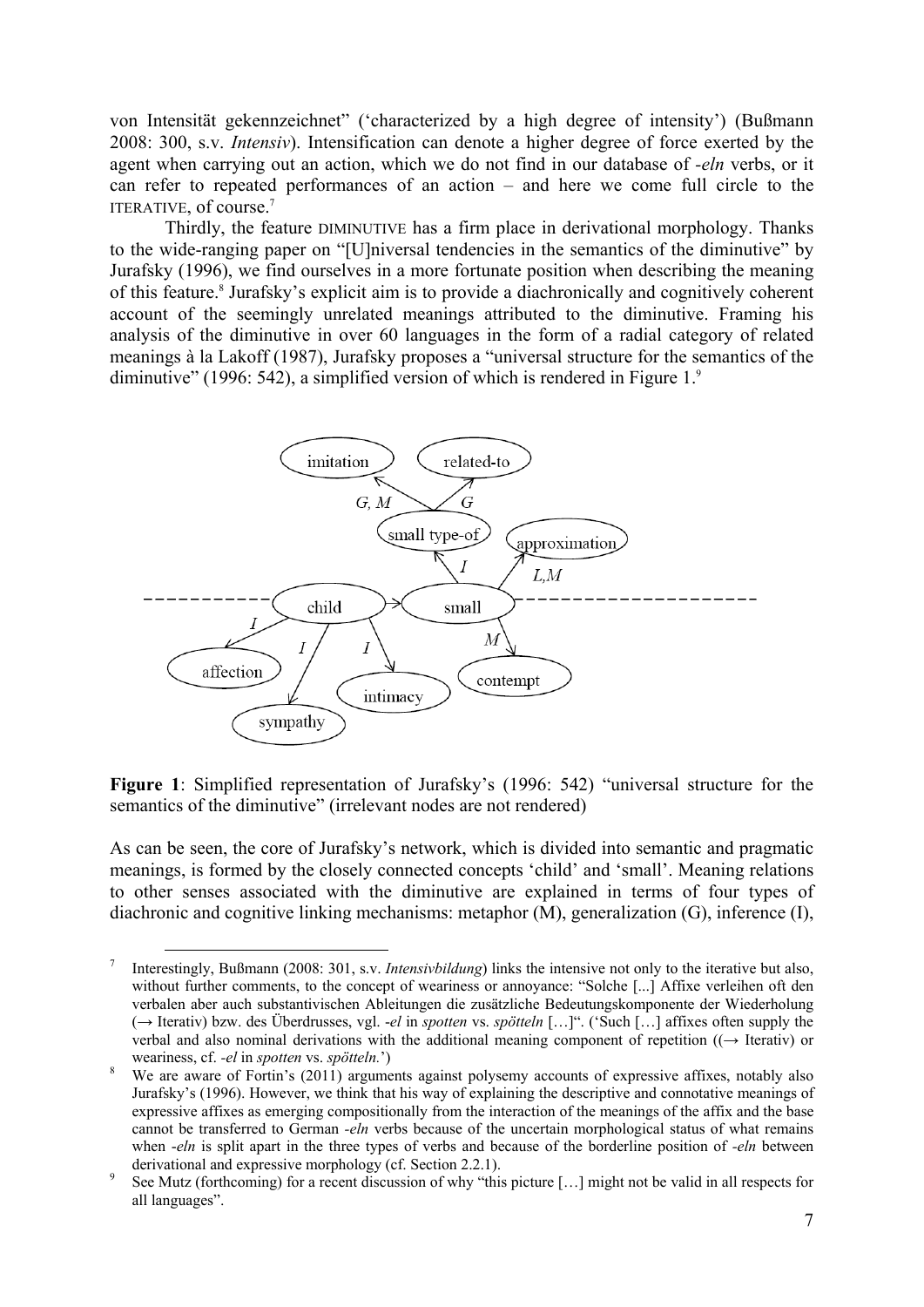von Intensität gekennzeichnet" ('characterized by a high degree of intensity') (Bußmann 2008: 300, s.v. *Intensiv*). Intensification can denote a higher degree of force exerted by the agent when carrying out an action, which we do not find in our database of *-eln* verbs, or it can refer to repeated performances of an action – and here we come full circle to the ITERATIVE, of course.[7]

Thirdly, the feature DIMINUTIVE has a firm place in derivational morphology. Thanks to the wide-ranging paper on "[U]niversal tendencies in the semantics of the diminutive" by Jurafsky (1996), we find ourselves in a more fortunate position when describing the meaning of this feature.[8] Jurafsky's explicit aim is to provide a diachronically and cognitively coherent account of the seemingly unrelated meanings attributed to the diminutive. Framing his analysis of the diminutive in over 60 languages in the form of a radial category of related meanings à la Lakoff (1987), Jurafsky proposes a "universal structure for the semantics of the diminutive" (1996: 542), a simplified version of which is rendered in Figure 1.[9]

**Figure 1**: Simplified representation of Jurafsky's (1996: 542) "universal structure for the semantics of the diminutive" (irrelevant nodes are not rendered)

As can be seen, the core of Jurafsky's network, which is divided into semantic and pragmatic meanings, is formed by the closely connected concepts 'child' and 'small'. Meaning relations to other senses associated with the diminutive are explained in terms of four types of diachronic and cognitive linking mechanisms: metaphor (M), generalization (G), inference (I),

---

[7] Interestingly, Bußmann (2008: 301, s.v. *Intensivbildung*) links the intensive not only to the iterative but also, without further comments, to the concept of weariness or annoyance: "Solche [...] Affixe verleihen oft den verbalen aber auch substantivischen Ableitungen die zusätzliche Bedeutungskomponente der Wiederholung (→ Iterativ) bzw. des Überdrusses, vgl. *-el* in *spotten* vs. *spötteln* […]". ('Such […] affixes often supply the verbal and also nominal derivations with the additional meaning component of repetition ((→ Iterativ) or weariness, cf. *-el* in *spotten* vs. *spötteln*.')

[8] We are aware of Fortin's (2011) arguments against polysemy accounts of expressive affixes, notably also Jurafsky's (1996). However, we think that his way of explaining the descriptive and connotative meanings of expressive affixes as emerging compositionally from the interaction of the meanings of the affix and the base cannot be transferred to German *-eln* verbs because of the uncertain morphological status of what remains when *-eln* is split apart in the three types of verbs and because of the borderline position of *-eln* between derivational and expressive morphology (cf. Section 2.2.1).

[9] See Mutz (forthcoming) for a recent discussion of why "this picture […] might not be valid in all respects for all languages".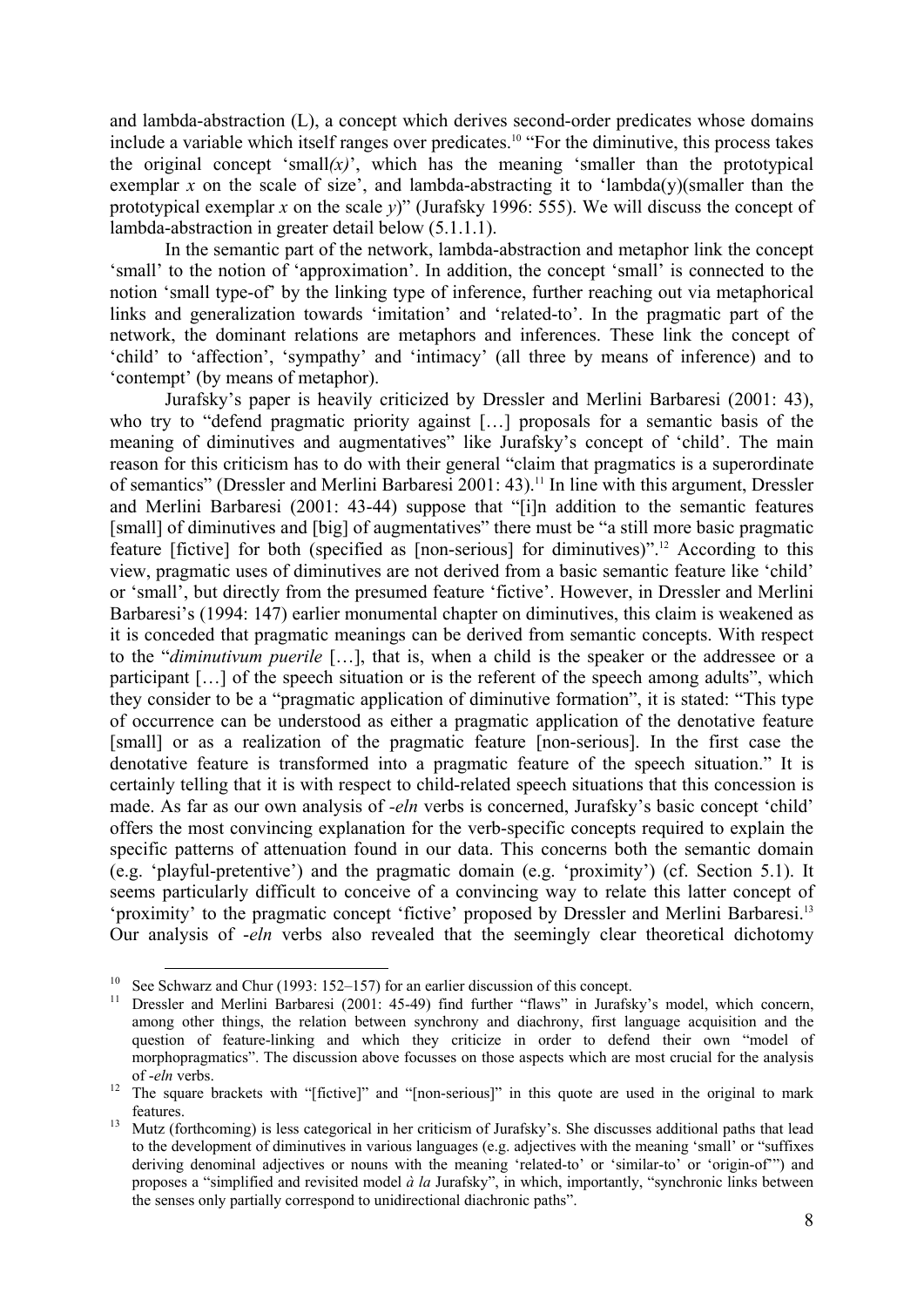and lambda-abstraction (L), a concept which derives second-order predicates whose domains include a variable which itself ranges over predicates.[10] "For the diminutive, this process takes the original concept 'small*(x)*', which has the meaning 'smaller than the prototypical exemplar *x* on the scale of size', and lambda-abstracting it to 'lambda(y)(smaller than the prototypical exemplar *x* on the scale *y*)" (Jurafsky 1996: 555). We will discuss the concept of lambda-abstraction in greater detail below (5.1.1.1).

In the semantic part of the network, lambda-abstraction and metaphor link the concept 'small' to the notion of 'approximation'. In addition, the concept 'small' is connected to the notion 'small type-of' by the linking type of inference, further reaching out via metaphorical links and generalization towards 'imitation' and 'related-to'. In the pragmatic part of the network, the dominant relations are metaphors and inferences. These link the concept of 'child' to 'affection', 'sympathy' and 'intimacy' (all three by means of inference) and to 'contempt' (by means of metaphor).

Jurafsky's paper is heavily criticized by Dressler and Merlini Barbaresi (2001: 43), who try to "defend pragmatic priority against […] proposals for a semantic basis of the meaning of diminutives and augmentatives" like Jurafsky's concept of 'child'. The main reason for this criticism has to do with their general "claim that pragmatics is a superordinate of semantics" (Dressler and Merlini Barbaresi 2001: 43).[11] In line with this argument, Dressler and Merlini Barbaresi (2001: 43-44) suppose that "[i]n addition to the semantic features [small] of diminutives and [big] of augmentatives" there must be "a still more basic pragmatic feature [fictive] for both (specified as [non-serious] for diminutives)".[12] According to this view, pragmatic uses of diminutives are not derived from a basic semantic feature like 'child' or 'small', but directly from the presumed feature 'fictive'. However, in Dressler and Merlini Barbaresi's (1994: 147) earlier monumental chapter on diminutives, this claim is weakened as it is conceded that pragmatic meanings can be derived from semantic concepts. With respect to the "*diminutivum puerile* […], that is, when a child is the speaker or the addressee or a participant […] of the speech situation or is the referent of the speech among adults", which they consider to be a "pragmatic application of diminutive formation", it is stated: "This type of occurrence can be understood as either a pragmatic application of the denotative feature [small] or as a realization of the pragmatic feature [non-serious]. In the first case the denotative feature is transformed into a pragmatic feature of the speech situation." It is certainly telling that it is with respect to child-related speech situations that this concession is made. As far as our own analysis of *-eln* verbs is concerned, Jurafsky's basic concept 'child' offers the most convincing explanation for the verb-specific concepts required to explain the specific patterns of attenuation found in our data. This concerns both the semantic domain (e.g. 'playful-pretentive') and the pragmatic domain (e.g. 'proximity') (cf. Section 5.1). It seems particularly difficult to conceive of a convincing way to relate this latter concept of 'proximity' to the pragmatic concept 'fictive' proposed by Dressler and Merlini Barbaresi.[13] Our analysis of *-eln* verbs also revealed that the seemingly clear theoretical dichotomy

---

[10] See Schwarz and Chur (1993: 152–157) for an earlier discussion of this concept.

[11] Dressler and Merlini Barbaresi (2001: 45-49) find further "flaws" in Jurafsky's model, which concern, among other things, the relation between synchrony and diachrony, first language acquisition and the question of feature-linking and which they criticize in order to defend their own "model of morphopragmatics". The discussion above focusses on those aspects which are most crucial for the analysis of *-eln* verbs.

[12] The square brackets with "[fictive]" and "[non-serious]" in this quote are used in the original to mark features.

[13] Mutz (forthcoming) is less categorical in her criticism of Jurafsky's. She discusses additional paths that lead to the development of diminutives in various languages (e.g. adjectives with the meaning 'small' or "suffixes deriving denominal adjectives or nouns with the meaning 'related-to' or 'similar-to' or 'origin-of'") and proposes a "simplified and revisited model *à la* Jurafsky", in which, importantly, "synchronic links between the senses only partially correspond to unidirectional diachronic paths".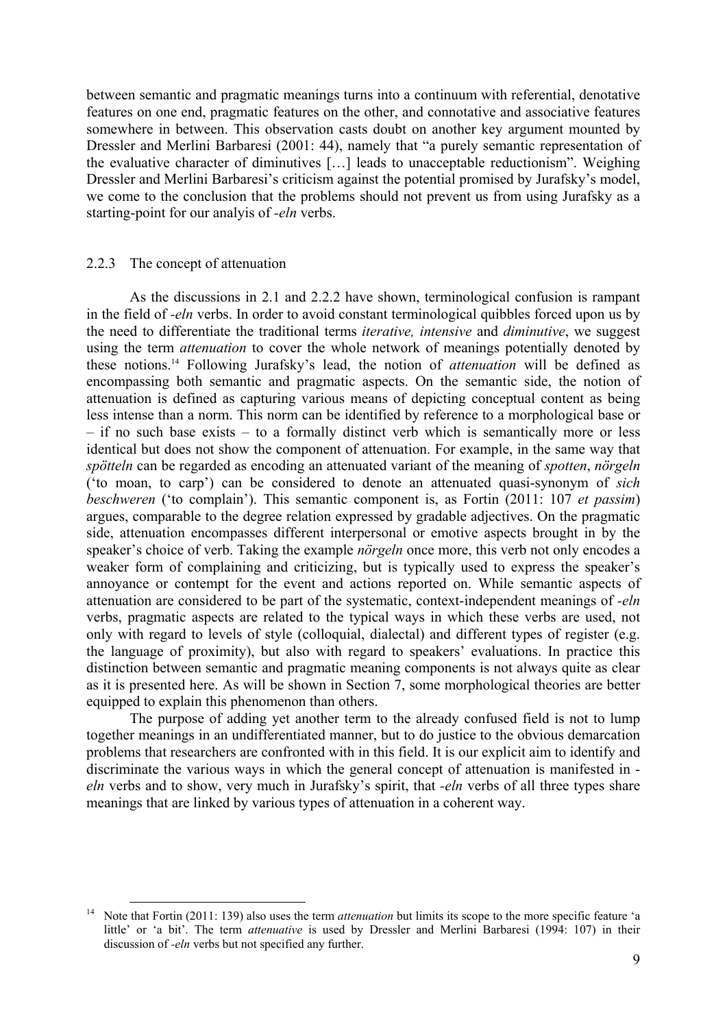between semantic and pragmatic meanings turns into a continuum with referential, denotative features on one end, pragmatic features on the other, and connotative and associative features somewhere in between. This observation casts doubt on another key argument mounted by Dressler and Merlini Barbaresi (2001: 44), namely that "a purely semantic representation of the evaluative character of diminutives […] leads to unacceptable reductionism". Weighing Dressler and Merlini Barbaresi's criticism against the potential promised by Jurafsky's model, we come to the conclusion that the problems should not prevent us from using Jurafsky as a starting-point for our analyis of *-eln* verbs.

### 2.2.3 The concept of attenuation

As the discussions in 2.1 and 2.2.2 have shown, terminological confusion is rampant in the field of *-eln* verbs. In order to avoid constant terminological quibbles forced upon us by the need to differentiate the traditional terms *iterative, intensive* and *diminutive*, we suggest using the term *attenuation* to cover the whole network of meanings potentially denoted by these notions.[14] Following Jurafsky's lead, the notion of *attenuation* will be defined as encompassing both semantic and pragmatic aspects. On the semantic side, the notion of attenuation is defined as capturing various means of depicting conceptual content as being less intense than a norm. This norm can be identified by reference to a morphological base or – if no such base exists – to a formally distinct verb which is semantically more or less identical but does not show the component of attenuation. For example, in the same way that *spötteln* can be regarded as encoding an attenuated variant of the meaning of *spotten*, *nörgeln* ('to moan, to carp') can be considered to denote an attenuated quasi-synonym of *sich beschweren* ('to complain'). This semantic component is, as Fortin (2011: 107 *et passim*) argues, comparable to the degree relation expressed by gradable adjectives. On the pragmatic side, attenuation encompasses different interpersonal or emotive aspects brought in by the speaker's choice of verb. Taking the example *nörgeln* once more, this verb not only encodes a weaker form of complaining and criticizing, but is typically used to express the speaker's annoyance or contempt for the event and actions reported on. While semantic aspects of attenuation are considered to be part of the systematic, context-independent meanings of *-eln* verbs, pragmatic aspects are related to the typical ways in which these verbs are used, not only with regard to levels of style (colloquial, dialectal) and different types of register (e.g. the language of proximity), but also with regard to speakers' evaluations. In practice this distinction between semantic and pragmatic meaning components is not always quite as clear as it is presented here. As will be shown in Section 7, some morphological theories are better equipped to explain this phenomenon than others.

The purpose of adding yet another term to the already confused field is not to lump together meanings in an undifferentiated manner, but to do justice to the obvious demarcation problems that researchers are confronted with in this field. It is our explicit aim to identify and discriminate the various ways in which the general concept of attenuation is manifested in *-eln* verbs and to show, very much in Jurafsky's spirit, that *-eln* verbs of all three types share meanings that are linked by various types of attenuation in a coherent way.

---

[14] Note that Fortin (2011: 139) also uses the term *attenuation* but limits its scope to the more specific feature 'a little' or 'a bit'. The term *attenuative* is used by Dressler and Merlini Barbaresi (1994: 107) in their discussion of *-eln* verbs but not specified any further.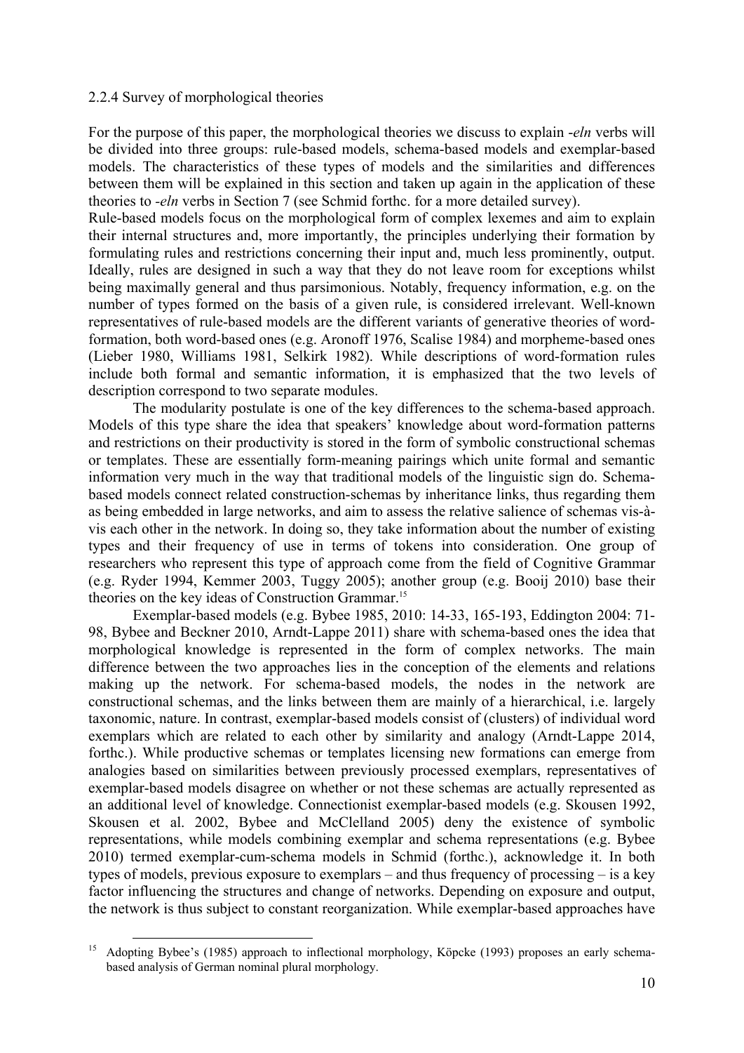### 2.2.4 Survey of morphological theories

For the purpose of this paper, the morphological theories we discuss to explain *-eln* verbs will be divided into three groups: rule-based models, schema-based models and exemplar-based models. The characteristics of these types of models and the similarities and differences between them will be explained in this section and taken up again in the application of these theories to *-eln* verbs in Section 7 (see Schmid forthc. for a more detailed survey).

Rule-based models focus on the morphological form of complex lexemes and aim to explain their internal structures and, more importantly, the principles underlying their formation by formulating rules and restrictions concerning their input and, much less prominently, output. Ideally, rules are designed in such a way that they do not leave room for exceptions whilst being maximally general and thus parsimonious. Notably, frequency information, e.g. on the number of types formed on the basis of a given rule, is considered irrelevant. Well-known representatives of rule-based models are the different variants of generative theories of word-formation, both word-based ones (e.g. Aronoff 1976, Scalise 1984) and morpheme-based ones (Lieber 1980, Williams 1981, Selkirk 1982). While descriptions of word-formation rules include both formal and semantic information, it is emphasized that the two levels of description correspond to two separate modules.

The modularity postulate is one of the key differences to the schema-based approach. Models of this type share the idea that speakers' knowledge about word-formation patterns and restrictions on their productivity is stored in the form of symbolic constructional schemas or templates. These are essentially form-meaning pairings which unite formal and semantic information very much in the way that traditional models of the linguistic sign do. Schema-based models connect related construction-schemas by inheritance links, thus regarding them as being embedded in large networks, and aim to assess the relative salience of schemas vis-à-vis each other in the network. In doing so, they take information about the number of existing types and their frequency of use in terms of tokens into consideration. One group of researchers who represent this type of approach come from the field of Cognitive Grammar (e.g. Ryder 1994, Kemmer 2003, Tuggy 2005); another group (e.g. Booij 2010) base their theories on the key ideas of Construction Grammar.[15]

Exemplar-based models (e.g. Bybee 1985, 2010: 14-33, 165-193, Eddington 2004: 71-98, Bybee and Beckner 2010, Arndt-Lappe 2011) share with schema-based ones the idea that morphological knowledge is represented in the form of complex networks. The main difference between the two approaches lies in the conception of the elements and relations making up the network. For schema-based models, the nodes in the network are constructional schemas, and the links between them are mainly of a hierarchical, i.e. largely taxonomic, nature. In contrast, exemplar-based models consist of (clusters) of individual word exemplars which are related to each other by similarity and analogy (Arndt-Lappe 2014, forthc.). While productive schemas or templates licensing new formations can emerge from analogies based on similarities between previously processed exemplars, representatives of exemplar-based models disagree on whether or not these schemas are actually represented as an additional level of knowledge. Connectionist exemplar-based models (e.g. Skousen 1992, Skousen et al. 2002, Bybee and McClelland 2005) deny the existence of symbolic representations, while models combining exemplar and schema representations (e.g. Bybee 2010) termed exemplar-cum-schema models in Schmid (forthc.), acknowledge it. In both types of models, previous exposure to exemplars – and thus frequency of processing – is a key factor influencing the structures and change of networks. Depending on exposure and output, the network is thus subject to constant reorganization. While exemplar-based approaches have

---

[15] Adopting Bybee's (1985) approach to inflectional morphology, Köpcke (1993) proposes an early schema-based analysis of German nominal plural morphology.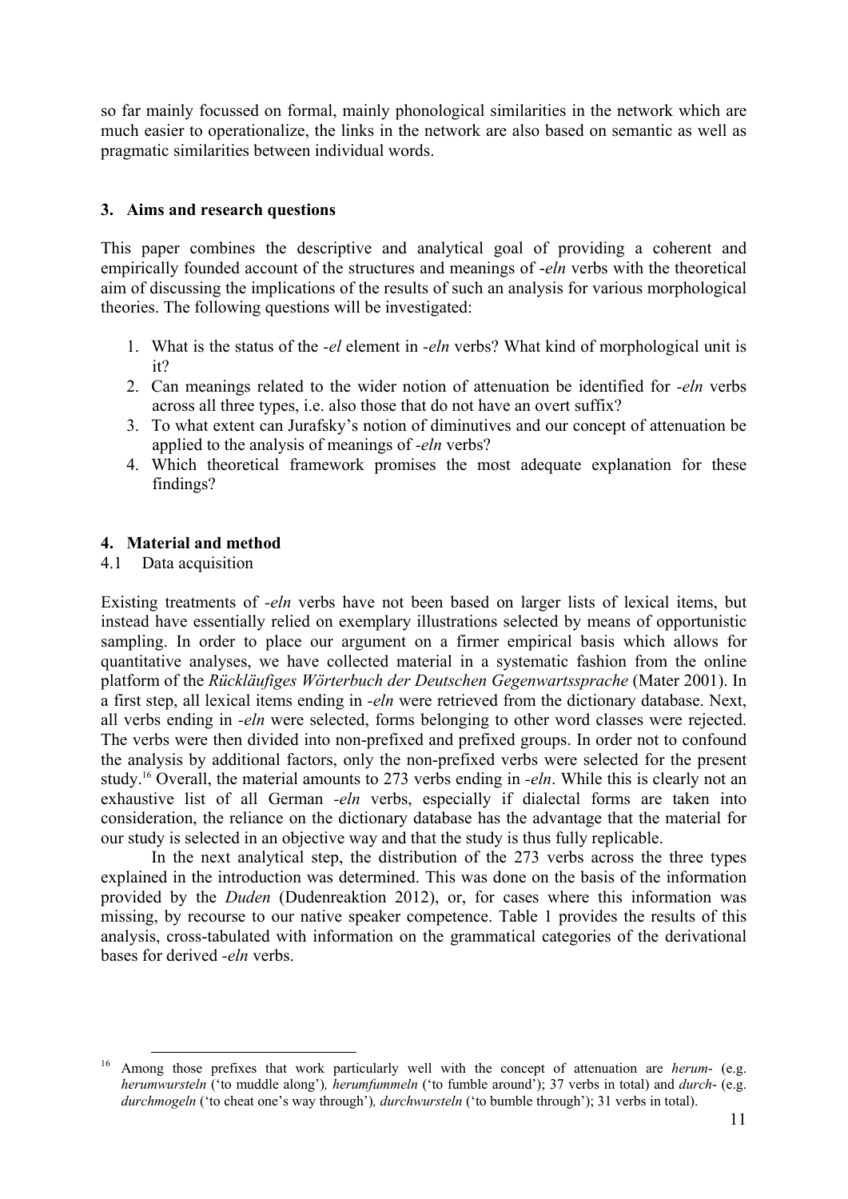so far mainly focussed on formal, mainly phonological similarities in the network which are much easier to operationalize, the links in the network are also based on semantic as well as pragmatic similarities between individual words.

## 3. Aims and research questions

This paper combines the descriptive and analytical goal of providing a coherent and empirically founded account of the structures and meanings of *-eln* verbs with the theoretical aim of discussing the implications of the results of such an analysis for various morphological theories. The following questions will be investigated:

1. What is the status of the *-el* element in *-eln* verbs? What kind of morphological unit is it?
2. Can meanings related to the wider notion of attenuation be identified for *-eln* verbs across all three types, i.e. also those that do not have an overt suffix?
3. To what extent can Jurafsky's notion of diminutives and our concept of attenuation be applied to the analysis of meanings of *-eln* verbs?
4. Which theoretical framework promises the most adequate explanation for these findings?

## 4. Material and method

### 4.1 Data acquisition

Existing treatments of *-eln* verbs have not been based on larger lists of lexical items, but instead have essentially relied on exemplary illustrations selected by means of opportunistic sampling. In order to place our argument on a firmer empirical basis which allows for quantitative analyses, we have collected material in a systematic fashion from the online platform of the *Rückläufiges Wörterbuch der Deutschen Gegenwartssprache* (Mater 2001). In a first step, all lexical items ending in *-eln* were retrieved from the dictionary database. Next, all verbs ending in *-eln* were selected, forms belonging to other word classes were rejected. The verbs were then divided into non-prefixed and prefixed groups. In order not to confound the analysis by additional factors, only the non-prefixed verbs were selected for the present study.[16] Overall, the material amounts to 273 verbs ending in *-eln*. While this is clearly not an exhaustive list of all German *-eln* verbs, especially if dialectal forms are taken into consideration, the reliance on the dictionary database has the advantage that the material for our study is selected in an objective way and that the study is thus fully replicable.

In the next analytical step, the distribution of the 273 verbs across the three types explained in the introduction was determined. This was done on the basis of the information provided by the *Duden* (Dudenreaktion 2012), or, for cases where this information was missing, by recourse to our native speaker competence. Table 1 provides the results of this analysis, cross-tabulated with information on the grammatical categories of the derivational bases for derived *-eln* verbs.

---

[16] Among those prefixes that work particularly well with the concept of attenuation are *herum-* (e.g. *herumwursteln* ('to muddle along'), *herumfummeln* ('to fumble around'); 37 verbs in total) and *durch-* (e.g. *durchmogeln* ('to cheat one's way through'), *durchwursteln* ('to bumble through'); 31 verbs in total).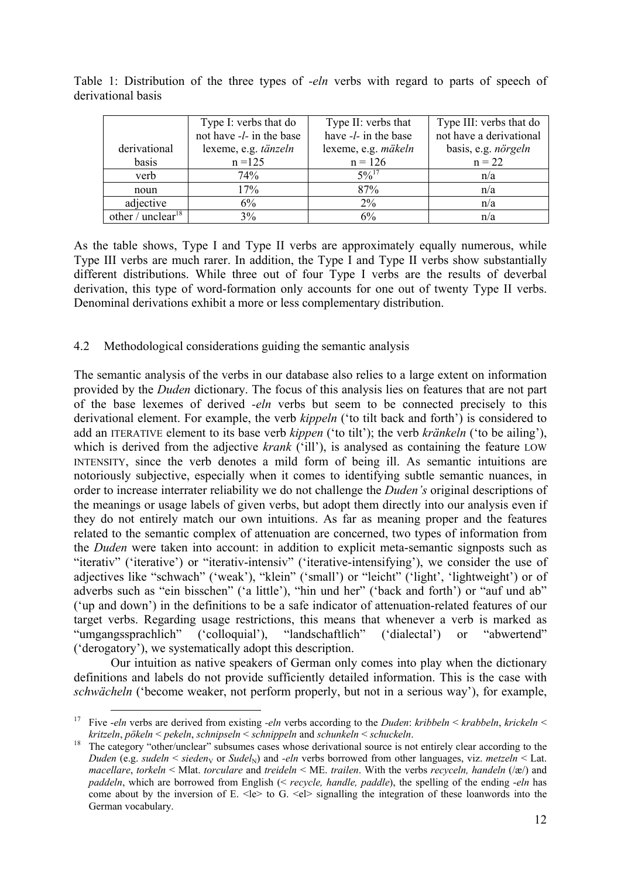Table 1: Distribution of the three types of *-eln* verbs with regard to parts of speech of derivational basis

| derivational basis | Type I: verbs that do not have *-l-* in the base lexeme, e.g. *tänzeln* n =125 | Type II: verbs that have *-l-* in the base lexeme, e.g. *mäkeln* n = 126 | Type III: verbs that do not have a derivational basis, e.g. *nörgeln* n = 22 |
|---|---|---|---|
| verb | 74% | 5%[17] | n/a |
| noun | 17% | 87% | n/a |
| adjective | 6% | 2% | n/a |
| other / unclear[18] | 3% | 6% | n/a |

As the table shows, Type I and Type II verbs are approximately equally numerous, while Type III verbs are much rarer. In addition, the Type I and Type II verbs show substantially different distributions. While three out of four Type I verbs are the results of deverbal derivation, this type of word-formation only accounts for one out of twenty Type II verbs. Denominal derivations exhibit a more or less complementary distribution.

## 4.2 Methodological considerations guiding the semantic analysis

The semantic analysis of the verbs in our database also relies to a large extent on information provided by the *Duden* dictionary. The focus of this analysis lies on features that are not part of the base lexemes of derived *-eln* verbs but seem to be connected precisely to this derivational element. For example, the verb *kippeln* ('to tilt back and forth') is considered to add an ITERATIVE element to its base verb *kippen* ('to tilt'); the verb *kränkeln* ('to be ailing'), which is derived from the adjective *krank* ('ill'), is analysed as containing the feature LOW INTENSITY, since the verb denotes a mild form of being ill. As semantic intuitions are notoriously subjective, especially when it comes to identifying subtle semantic nuances, in order to increase interrater reliability we do not challenge the *Duden's* original descriptions of the meanings or usage labels of given verbs, but adopt them directly into our analysis even if they do not entirely match our own intuitions. As far as meaning proper and the features related to the semantic complex of attenuation are concerned, two types of information from the *Duden* were taken into account: in addition to explicit meta-semantic signposts such as "iterativ" ('iterative') or "iterativ-intensiv" ('iterative-intensifying'), we consider the use of adjectives like "schwach" ('weak'), "klein" ('small') or "leicht" ('light', 'lightweight') or of adverbs such as "ein bisschen" ('a little'), "hin und her" ('back and forth') or "auf und ab" ('up and down') in the definitions to be a safe indicator of attenuation-related features of our target verbs. Regarding usage restrictions, this means that whenever a verb is marked as "umgangssprachlich" ('colloquial'), "landschaftlich" ('dialectal') or "abwertend" ('derogatory'), we systematically adopt this description.

Our intuition as native speakers of German only comes into play when the dictionary definitions and labels do not provide sufficiently detailed information. This is the case with *schwächeln* ('become weaker, not perform properly, but not in a serious way'), for example,

---

[17] Five *-eln* verbs are derived from existing *-eln* verbs according to the *Duden*: *kribbeln* < *krabbeln*, *krickeln* < *kritzeln*, *pökeln* < *pekeln*, *schnipseln* < *schnippeln* and *schunkeln* < *schuckeln*.

[18] The category "other/unclear" subsumes cases whose derivational source is not entirely clear according to the *Duden* (e.g. *sudeln* < *sieden*$_V$ or *Sudel*$_N$) and *-eln* verbs borrowed from other languages, viz. *metzeln* < Lat. *macellare*, *torkeln* < Mlat. *torculare* and *treideln* < ME. *trailen*. With the verbs *recyceln, handeln* (/æ/) and *paddeln*, which are borrowed from English (< *recycle, handle, paddle*), the spelling of the ending *-eln* has come about by the inversion of E. <le> to G. <el> signalling the integration of these loanwords into the German vocabulary.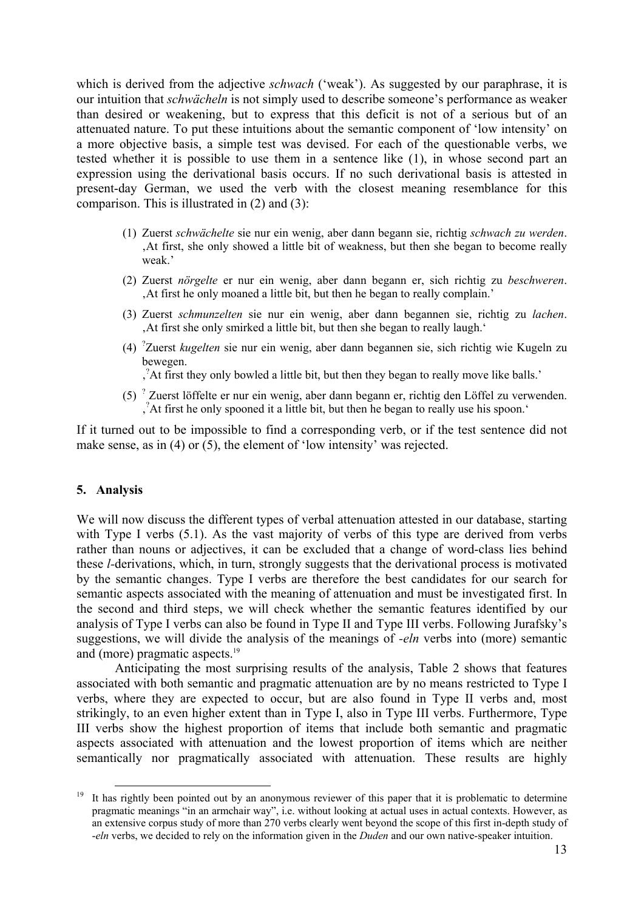which is derived from the adjective *schwach* ('weak'). As suggested by our paraphrase, it is our intuition that *schwächeln* is not simply used to describe someone's performance as weaker than desired or weakening, but to express that this deficit is not of a serious but of an attenuated nature. To put these intuitions about the semantic component of 'low intensity' on a more objective basis, a simple test was devised. For each of the questionable verbs, we tested whether it is possible to use them in a sentence like (1), in whose second part an expression using the derivational basis occurs. If no such derivational basis is attested in present-day German, we used the verb with the closest meaning resemblance for this comparison. This is illustrated in (2) and (3):

(1) Zuerst *schwächelte* sie nur ein wenig, aber dann begann sie, richtig *schwach zu werden*. ‚At first, she only showed a little bit of weakness, but then she began to become really weak.'

(2) Zuerst *nörgelte* er nur ein wenig, aber dann begann er, sich richtig zu *beschweren*. ‚At first he only moaned a little bit, but then he began to really complain.'

(3) Zuerst *schmunzelten* sie nur ein wenig, aber dann begannen sie, richtig zu *lachen*. ‚At first she only smirked a little bit, but then she began to really laugh.'

(4) [?]Zuerst *kugelten* sie nur ein wenig, aber dann begannen sie, sich richtig wie Kugeln zu bewegen.
‚[?]At first they only bowled a little bit, but then they began to really move like balls.'

(5) [?] Zuerst löffelte er nur ein wenig, aber dann begann er, richtig den Löffel zu verwenden.
‚[?]At first he only spooned it a little bit, but then he began to really use his spoon.'

If it turned out to be impossible to find a corresponding verb, or if the test sentence did not make sense, as in (4) or (5), the element of 'low intensity' was rejected.

## 5. Analysis

We will now discuss the different types of verbal attenuation attested in our database, starting with Type I verbs (5.1). As the vast majority of verbs of this type are derived from verbs rather than nouns or adjectives, it can be excluded that a change of word-class lies behind these *l*-derivations, which, in turn, strongly suggests that the derivational process is motivated by the semantic changes. Type I verbs are therefore the best candidates for our search for semantic aspects associated with the meaning of attenuation and must be investigated first. In the second and third steps, we will check whether the semantic features identified by our analysis of Type I verbs can also be found in Type II and Type III verbs. Following Jurafsky's suggestions, we will divide the analysis of the meanings of *-eln* verbs into (more) semantic and (more) pragmatic aspects.[19]

Anticipating the most surprising results of the analysis, Table 2 shows that features associated with both semantic and pragmatic attenuation are by no means restricted to Type I verbs, where they are expected to occur, but are also found in Type II verbs and, most strikingly, to an even higher extent than in Type I, also in Type III verbs. Furthermore, Type III verbs show the highest proportion of items that include both semantic and pragmatic aspects associated with attenuation and the lowest proportion of items which are neither semantically nor pragmatically associated with attenuation. These results are highly

---

[19] It has rightly been pointed out by an anonymous reviewer of this paper that it is problematic to determine pragmatic meanings "in an armchair way", i.e. without looking at actual uses in actual contexts. However, as an extensive corpus study of more than 270 verbs clearly went beyond the scope of this first in-depth study of *-eln* verbs, we decided to rely on the information given in the *Duden* and our own native-speaker intuition.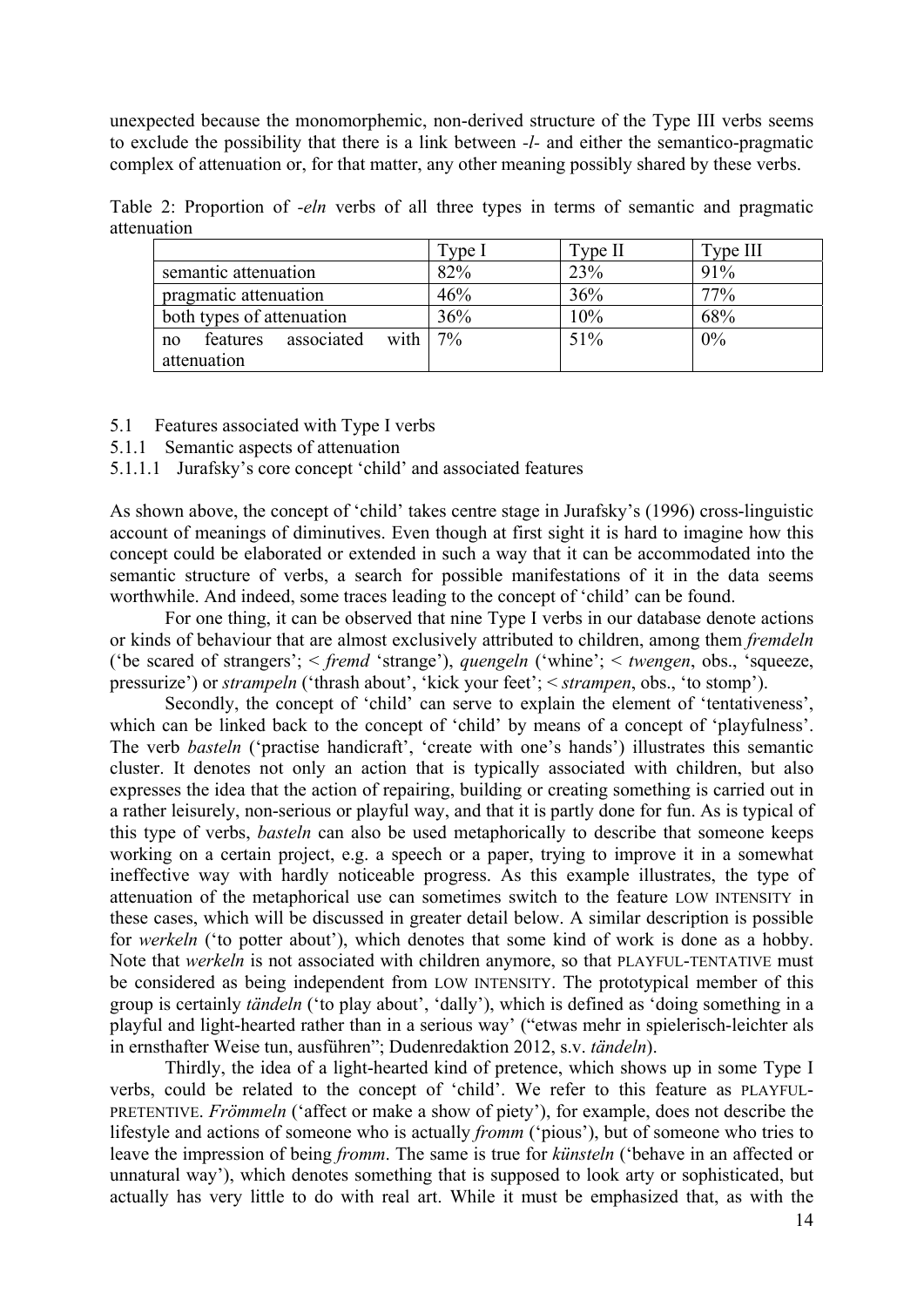unexpected because the monomorphemic, non-derived structure of the Type III verbs seems to exclude the possibility that there is a link between *-l-* and either the semantico-pragmatic complex of attenuation or, for that matter, any other meaning possibly shared by these verbs.

Table 2: Proportion of *-eln* verbs of all three types in terms of semantic and pragmatic attenuation

| | Type I | Type II | Type III |
|---|---|---|---|
| semantic attenuation | 82% | 23% | 91% |
| pragmatic attenuation | 46% | 36% | 77% |
| both types of attenuation | 36% | 10% | 68% |
| no features associated with attenuation | 7% | 51% | 0% |

### 5.1 Features associated with Type I verbs

#### 5.1.1 Semantic aspects of attenuation

##### 5.1.1.1 Jurafsky's core concept 'child' and associated features

As shown above, the concept of 'child' takes centre stage in Jurafsky's (1996) cross-linguistic account of meanings of diminutives. Even though at first sight it is hard to imagine how this concept could be elaborated or extended in such a way that it can be accommodated into the semantic structure of verbs, a search for possible manifestations of it in the data seems worthwhile. And indeed, some traces leading to the concept of 'child' can be found.

For one thing, it can be observed that nine Type I verbs in our database denote actions or kinds of behaviour that are almost exclusively attributed to children, among them *fremdeln* ('be scared of strangers'; < *fremd* 'strange'), *quengeln* ('whine'; < *twengen*, obs., 'squeeze, pressurize') or *strampeln* ('thrash about', 'kick your feet'; < *strampen*, obs., 'to stomp').

Secondly, the concept of 'child' can serve to explain the element of 'tentativeness', which can be linked back to the concept of 'child' by means of a concept of 'playfulness'. The verb *basteln* ('practise handicraft', 'create with one's hands') illustrates this semantic cluster. It denotes not only an action that is typically associated with children, but also expresses the idea that the action of repairing, building or creating something is carried out in a rather leisurely, non-serious or playful way, and that it is partly done for fun. As is typical of this type of verbs, *basteln* can also be used metaphorically to describe that someone keeps working on a certain project, e.g. a speech or a paper, trying to improve it in a somewhat ineffective way with hardly noticeable progress. As this example illustrates, the type of attenuation of the metaphorical use can sometimes switch to the feature LOW INTENSITY in these cases, which will be discussed in greater detail below. A similar description is possible for *werkeln* ('to potter about'), which denotes that some kind of work is done as a hobby. Note that *werkeln* is not associated with children anymore, so that PLAYFUL-TENTATIVE must be considered as being independent from LOW INTENSITY. The prototypical member of this group is certainly *tändeln* ('to play about', 'dally'), which is defined as 'doing something in a playful and light-hearted rather than in a serious way' ("etwas mehr in spielerisch-leichter als in ernsthafter Weise tun, ausführen"; Dudenredaktion 2012, s.v. *tändeln*).

Thirdly, the idea of a light-hearted kind of pretence, which shows up in some Type I verbs, could be related to the concept of 'child'. We refer to this feature as PLAYFUL-PRETENTIVE. *Frömmeln* ('affect or make a show of piety'), for example, does not describe the lifestyle and actions of someone who is actually *fromm* ('pious'), but of someone who tries to leave the impression of being *fromm*. The same is true for *künsteln* ('behave in an affected or unnatural way'), which denotes something that is supposed to look arty or sophisticated, but actually has very little to do with real art. While it must be emphasized that, as with the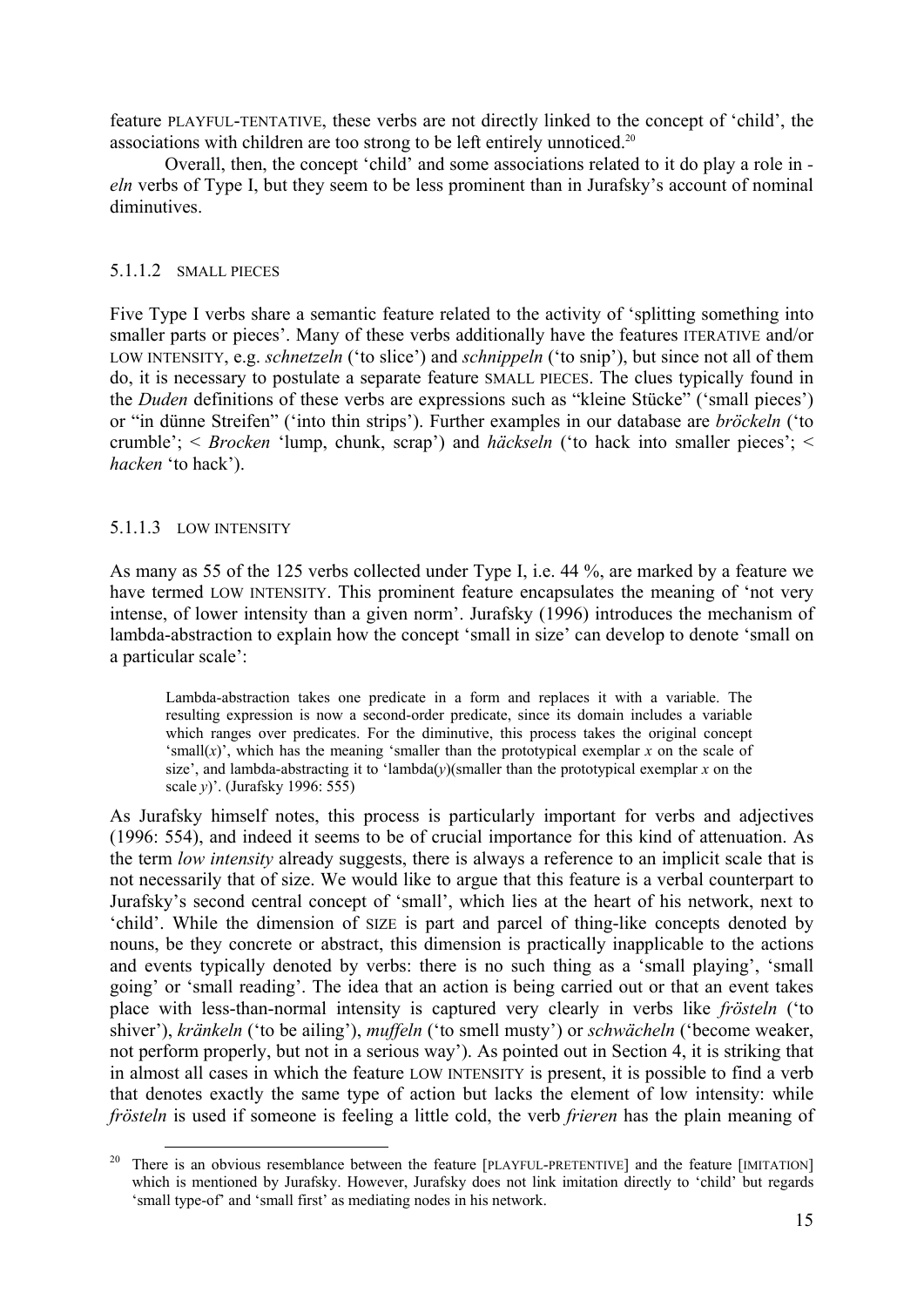feature PLAYFUL-TENTATIVE, these verbs are not directly linked to the concept of 'child', the associations with children are too strong to be left entirely unnoticed.[20]

Overall, then, the concept 'child' and some associations related to it do play a role in *-eln* verbs of Type I, but they seem to be less prominent than in Jurafsky's account of nominal diminutives.

#### 5.1.1.2 SMALL PIECES

Five Type I verbs share a semantic feature related to the activity of 'splitting something into smaller parts or pieces'. Many of these verbs additionally have the features ITERATIVE and/or LOW INTENSITY, e.g. *schnetzeln* ('to slice') and *schnippeln* ('to snip'), but since not all of them do, it is necessary to postulate a separate feature SMALL PIECES. The clues typically found in the *Duden* definitions of these verbs are expressions such as "kleine Stücke" ('small pieces') or "in dünne Streifen" ('into thin strips'). Further examples in our database are *bröckeln* ('to crumble'; < *Brocken* 'lump, chunk, scrap') and *häckseln* ('to hack into smaller pieces'; < *hacken* 'to hack').

#### 5.1.1.3 LOW INTENSITY

As many as 55 of the 125 verbs collected under Type I, i.e. 44 %, are marked by a feature we have termed LOW INTENSITY. This prominent feature encapsulates the meaning of 'not very intense, of lower intensity than a given norm'. Jurafsky (1996) introduces the mechanism of lambda-abstraction to explain how the concept 'small in size' can develop to denote 'small on a particular scale':

> Lambda-abstraction takes one predicate in a form and replaces it with a variable. The resulting expression is now a second-order predicate, since its domain includes a variable which ranges over predicates. For the diminutive, this process takes the original concept 'small($x$)', which has the meaning 'smaller than the prototypical exemplar $x$ on the scale of size', and lambda-abstracting it to 'lambda($y$)(smaller than the prototypical exemplar $x$ on the scale $y$)'. (Jurafsky 1996: 555)

As Jurafsky himself notes, this process is particularly important for verbs and adjectives (1996: 554), and indeed it seems to be of crucial importance for this kind of attenuation. As the term *low intensity* already suggests, there is always a reference to an implicit scale that is not necessarily that of size. We would like to argue that this feature is a verbal counterpart to Jurafsky's second central concept of 'small', which lies at the heart of his network, next to 'child'. While the dimension of SIZE is part and parcel of thing-like concepts denoted by nouns, be they concrete or abstract, this dimension is practically inapplicable to the actions and events typically denoted by verbs: there is no such thing as a 'small playing', 'small going' or 'small reading'. The idea that an action is being carried out or that an event takes place with less-than-normal intensity is captured very clearly in verbs like *frösteln* ('to shiver'), *kränkeln* ('to be ailing'), *muffeln* ('to smell musty') or *schwächeln* ('become weaker, not perform properly, but not in a serious way'). As pointed out in Section 4, it is striking that in almost all cases in which the feature LOW INTENSITY is present, it is possible to find a verb that denotes exactly the same type of action but lacks the element of low intensity: while *frösteln* is used if someone is feeling a little cold, the verb *frieren* has the plain meaning of

---

[20] There is an obvious resemblance between the feature [PLAYFUL-PRETENTIVE] and the feature [IMITATION] which is mentioned by Jurafsky. However, Jurafsky does not link imitation directly to 'child' but regards 'small type-of' and 'small first' as mediating nodes in his network.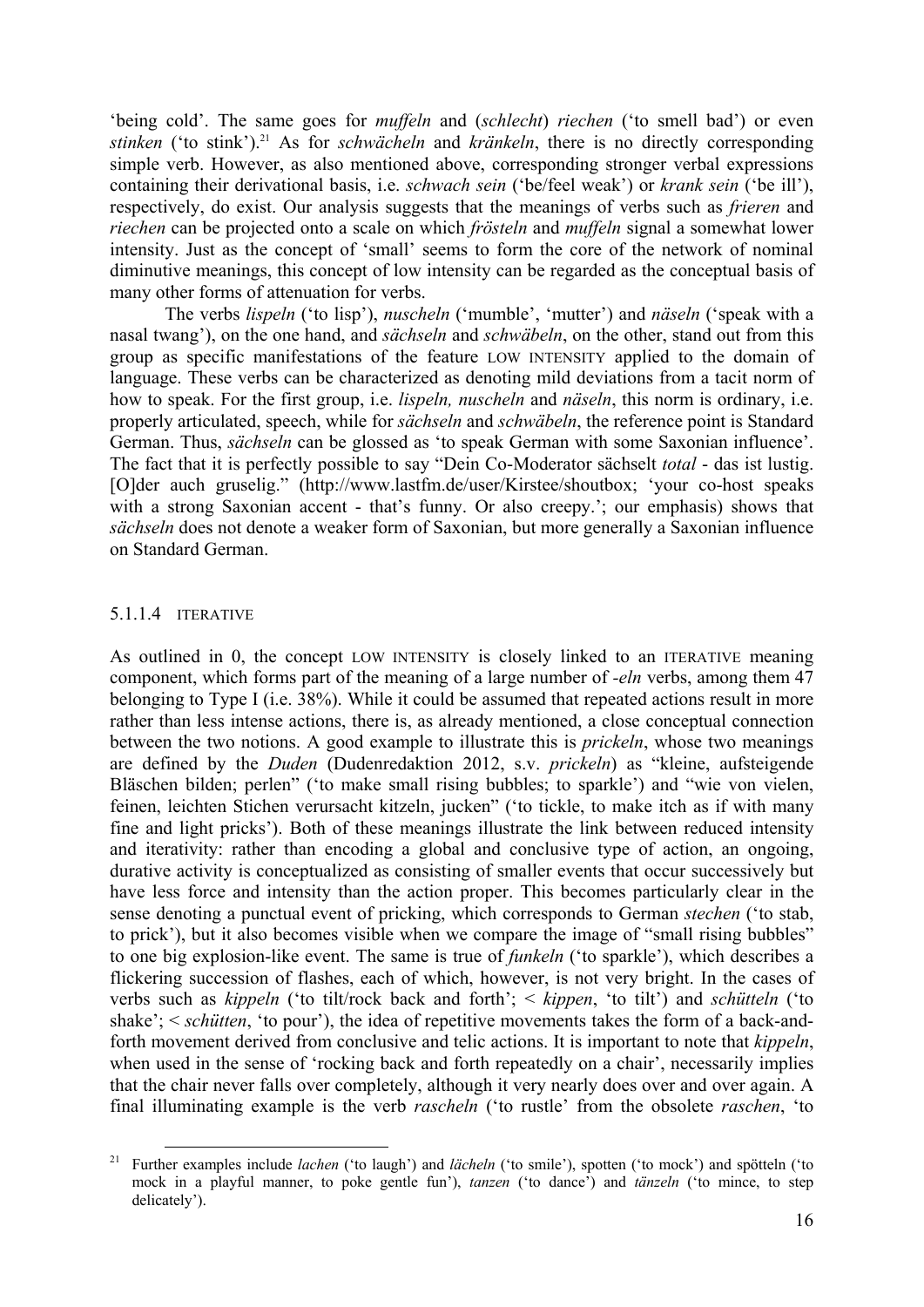'being cold'. The same goes for *muffeln* and (*schlecht*) *riechen* ('to smell bad') or even *stinken* ('to stink').[21] As for *schwächeln* and *kränkeln*, there is no directly corresponding simple verb. However, as also mentioned above, corresponding stronger verbal expressions containing their derivational basis, i.e. *schwach sein* ('be/feel weak') or *krank sein* ('be ill'), respectively, do exist. Our analysis suggests that the meanings of verbs such as *frieren* and *riechen* can be projected onto a scale on which *frösteln* and *muffeln* signal a somewhat lower intensity. Just as the concept of 'small' seems to form the core of the network of nominal diminutive meanings, this concept of low intensity can be regarded as the conceptual basis of many other forms of attenuation for verbs.

The verbs *lispeln* ('to lisp'), *nuscheln* ('mumble', 'mutter') and *näseln* ('speak with a nasal twang'), on the one hand, and *sächseln* and *schwäbeln*, on the other, stand out from this group as specific manifestations of the feature LOW INTENSITY applied to the domain of language. These verbs can be characterized as denoting mild deviations from a tacit norm of how to speak. For the first group, i.e. *lispeln, nuscheln* and *näseln*, this norm is ordinary, i.e. properly articulated, speech, while for *sächseln* and *schwäbeln*, the reference point is Standard German. Thus, *sächseln* can be glossed as 'to speak German with some Saxonian influence'. The fact that it is perfectly possible to say "Dein Co-Moderator sächselt *total* - das ist lustig. [O]der auch gruselig." (http://www.lastfm.de/user/Kirstee/shoutbox; 'your co-host speaks with a strong Saxonian accent - that's funny. Or also creepy.'; our emphasis) shows that *sächseln* does not denote a weaker form of Saxonian, but more generally a Saxonian influence on Standard German.

#### 5.1.1.4 ITERATIVE

As outlined in 0, the concept LOW INTENSITY is closely linked to an ITERATIVE meaning component, which forms part of the meaning of a large number of *-eln* verbs, among them 47 belonging to Type I (i.e. 38%). While it could be assumed that repeated actions result in more rather than less intense actions, there is, as already mentioned, a close conceptual connection between the two notions. A good example to illustrate this is *prickeln*, whose two meanings are defined by the *Duden* (Dudenredaktion 2012, s.v. *prickeln*) as "kleine, aufsteigende Bläschen bilden; perlen" ('to make small rising bubbles; to sparkle') and "wie von vielen, feinen, leichten Stichen verursacht kitzeln, jucken" ('to tickle, to make itch as if with many fine and light pricks'). Both of these meanings illustrate the link between reduced intensity and iterativity: rather than encoding a global and conclusive type of action, an ongoing, durative activity is conceptualized as consisting of smaller events that occur successively but have less force and intensity than the action proper. This becomes particularly clear in the sense denoting a punctual event of pricking, which corresponds to German *stechen* ('to stab, to prick'), but it also becomes visible when we compare the image of "small rising bubbles" to one big explosion-like event. The same is true of *funkeln* ('to sparkle'), which describes a flickering succession of flashes, each of which, however, is not very bright. In the cases of verbs such as *kippeln* ('to tilt/rock back and forth'; < *kippen*, 'to tilt') and *schütteln* ('to shake'; < *schütten*, 'to pour'), the idea of repetitive movements takes the form of a back-and-forth movement derived from conclusive and telic actions. It is important to note that *kippeln*, when used in the sense of 'rocking back and forth repeatedly on a chair', necessarily implies that the chair never falls over completely, although it very nearly does over and over again. A final illuminating example is the verb *rascheln* ('to rustle' from the obsolete *raschen*, 'to

[21] Further examples include *lachen* ('to laugh') and *lächeln* ('to smile'), spotten ('to mock') and spötteln ('to mock in a playful manner, to poke gentle fun'), *tanzen* ('to dance') and *tänzeln* ('to mince, to step delicately').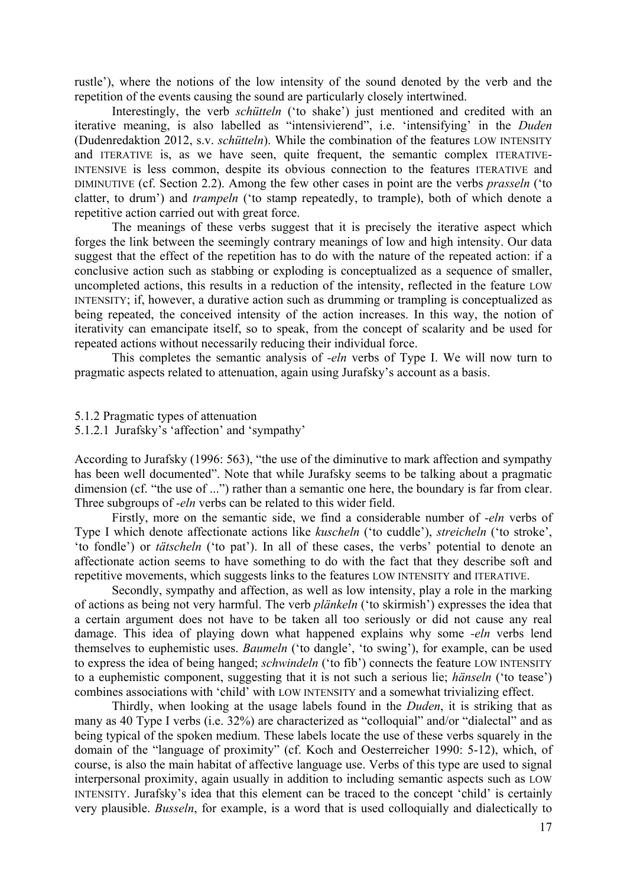rustle'), where the notions of the low intensity of the sound denoted by the verb and the repetition of the events causing the sound are particularly closely intertwined.

Interestingly, the verb *schütteln* ('to shake') just mentioned and credited with an iterative meaning, is also labelled as "intensivierend", i.e. 'intensifying' in the *Duden* (Dudenredaktion 2012, s.v. *schütteln*). While the combination of the features LOW INTENSITY and ITERATIVE is, as we have seen, quite frequent, the semantic complex ITERATIVE-INTENSIVE is less common, despite its obvious connection to the features ITERATIVE and DIMINUTIVE (cf. Section 2.2). Among the few other cases in point are the verbs *prasseln* ('to clatter, to drum') and *trampeln* ('to stamp repeatedly, to trample), both of which denote a repetitive action carried out with great force.

The meanings of these verbs suggest that it is precisely the iterative aspect which forges the link between the seemingly contrary meanings of low and high intensity. Our data suggest that the effect of the repetition has to do with the nature of the repeated action: if a conclusive action such as stabbing or exploding is conceptualized as a sequence of smaller, uncompleted actions, this results in a reduction of the intensity, reflected in the feature LOW INTENSITY; if, however, a durative action such as drumming or trampling is conceptualized as being repeated, the conceived intensity of the action increases. In this way, the notion of iterativity can emancipate itself, so to speak, from the concept of scalarity and be used for repeated actions without necessarily reducing their individual force.

This completes the semantic analysis of *-eln* verbs of Type I. We will now turn to pragmatic aspects related to attenuation, again using Jurafsky's account as a basis.

### 5.1.2 Pragmatic types of attenuation

#### 5.1.2.1 Jurafsky's 'affection' and 'sympathy'

According to Jurafsky (1996: 563), "the use of the diminutive to mark affection and sympathy has been well documented". Note that while Jurafsky seems to be talking about a pragmatic dimension (cf. "the use of ...") rather than a semantic one here, the boundary is far from clear. Three subgroups of *-eln* verbs can be related to this wider field.

Firstly, more on the semantic side, we find a considerable number of *-eln* verbs of Type I which denote affectionate actions like *kuscheln* ('to cuddle'), *streicheln* ('to stroke', 'to fondle') or *tätscheln* ('to pat'). In all of these cases, the verbs' potential to denote an affectionate action seems to have something to do with the fact that they describe soft and repetitive movements, which suggests links to the features LOW INTENSITY and ITERATIVE.

Secondly, sympathy and affection, as well as low intensity, play a role in the marking of actions as being not very harmful. The verb *plänkeln* ('to skirmish') expresses the idea that a certain argument does not have to be taken all too seriously or did not cause any real damage. This idea of playing down what happened explains why some *-eln* verbs lend themselves to euphemistic uses. *Baumeln* ('to dangle', 'to swing'), for example, can be used to express the idea of being hanged; *schwindeln* ('to fib') connects the feature LOW INTENSITY to a euphemistic component, suggesting that it is not such a serious lie; *hänseln* ('to tease') combines associations with 'child' with LOW INTENSITY and a somewhat trivializing effect.

Thirdly, when looking at the usage labels found in the *Duden*, it is striking that as many as 40 Type I verbs (i.e. 32%) are characterized as "colloquial" and/or "dialectal" and as being typical of the spoken medium. These labels locate the use of these verbs squarely in the domain of the "language of proximity" (cf. Koch and Oesterreicher 1990: 5-12), which, of course, is also the main habitat of affective language use. Verbs of this type are used to signal interpersonal proximity, again usually in addition to including semantic aspects such as LOW INTENSITY. Jurafsky's idea that this element can be traced to the concept 'child' is certainly very plausible. *Busseln*, for example, is a word that is used colloquially and dialectically to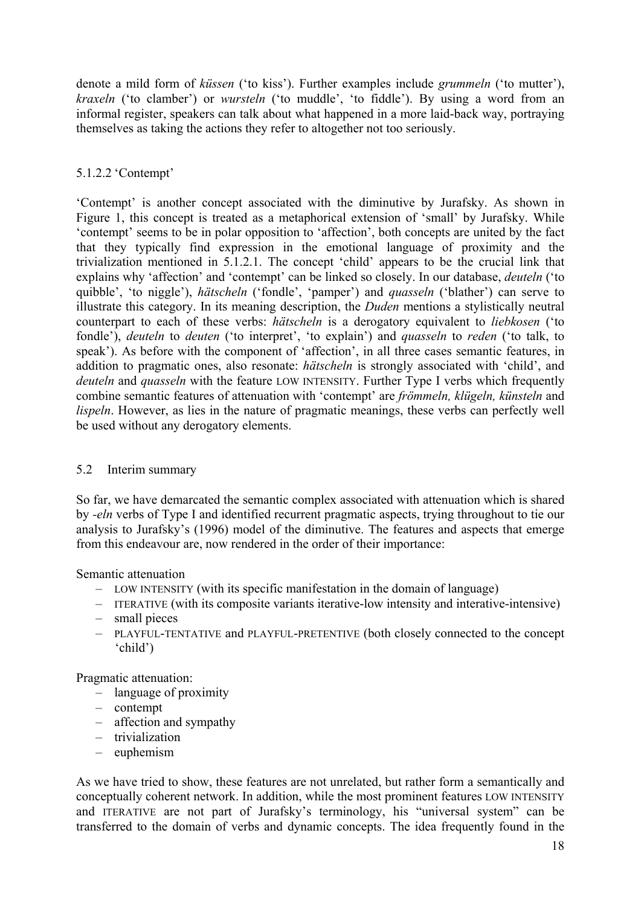denote a mild form of *küssen* ('to kiss'). Further examples include *grummeln* ('to mutter'), *kraxeln* ('to clamber') or *wursteln* ('to muddle', 'to fiddle'). By using a word from an informal register, speakers can talk about what happened in a more laid-back way, portraying themselves as taking the actions they refer to altogether not too seriously.

#### 5.1.2.2 'Contempt'

'Contempt' is another concept associated with the diminutive by Jurafsky. As shown in Figure 1, this concept is treated as a metaphorical extension of 'small' by Jurafsky. While 'contempt' seems to be in polar opposition to 'affection', both concepts are united by the fact that they typically find expression in the emotional language of proximity and the trivialization mentioned in 5.1.2.1. The concept 'child' appears to be the crucial link that explains why 'affection' and 'contempt' can be linked so closely. In our database, *deuteln* ('to quibble', 'to niggle'), *hätscheln* ('fondle', 'pamper') and *quasseln* ('blather') can serve to illustrate this category. In its meaning description, the *Duden* mentions a stylistically neutral counterpart to each of these verbs: *hätscheln* is a derogatory equivalent to *liebkosen* ('to fondle'), *deuteln* to *deuten* ('to interpret', 'to explain') and *quasseln* to *reden* ('to talk, to speak'). As before with the component of 'affection', in all three cases semantic features, in addition to pragmatic ones, also resonate: *hätscheln* is strongly associated with 'child', and *deuteln* and *quasseln* with the feature LOW INTENSITY. Further Type I verbs which frequently combine semantic features of attenuation with 'contempt' are *frömmeln, klügeln, künsteln* and *lispeln*. However, as lies in the nature of pragmatic meanings, these verbs can perfectly well be used without any derogatory elements.

## 5.2 Interim summary

So far, we have demarcated the semantic complex associated with attenuation which is shared by *-eln* verbs of Type I and identified recurrent pragmatic aspects, trying throughout to tie our analysis to Jurafsky's (1996) model of the diminutive. The features and aspects that emerge from this endeavour are, now rendered in the order of their importance:

Semantic attenuation

- LOW INTENSITY (with its specific manifestation in the domain of language)
- ITERATIVE (with its composite variants iterative-low intensity and interative-intensive)
- small pieces
- PLAYFUL-TENTATIVE and PLAYFUL-PRETENTIVE (both closely connected to the concept 'child')

Pragmatic attenuation:

- language of proximity
- contempt
- affection and sympathy
- trivialization
- euphemism

As we have tried to show, these features are not unrelated, but rather form a semantically and conceptually coherent network. In addition, while the most prominent features LOW INTENSITY and ITERATIVE are not part of Jurafsky's terminology, his "universal system" can be transferred to the domain of verbs and dynamic concepts. The idea frequently found in the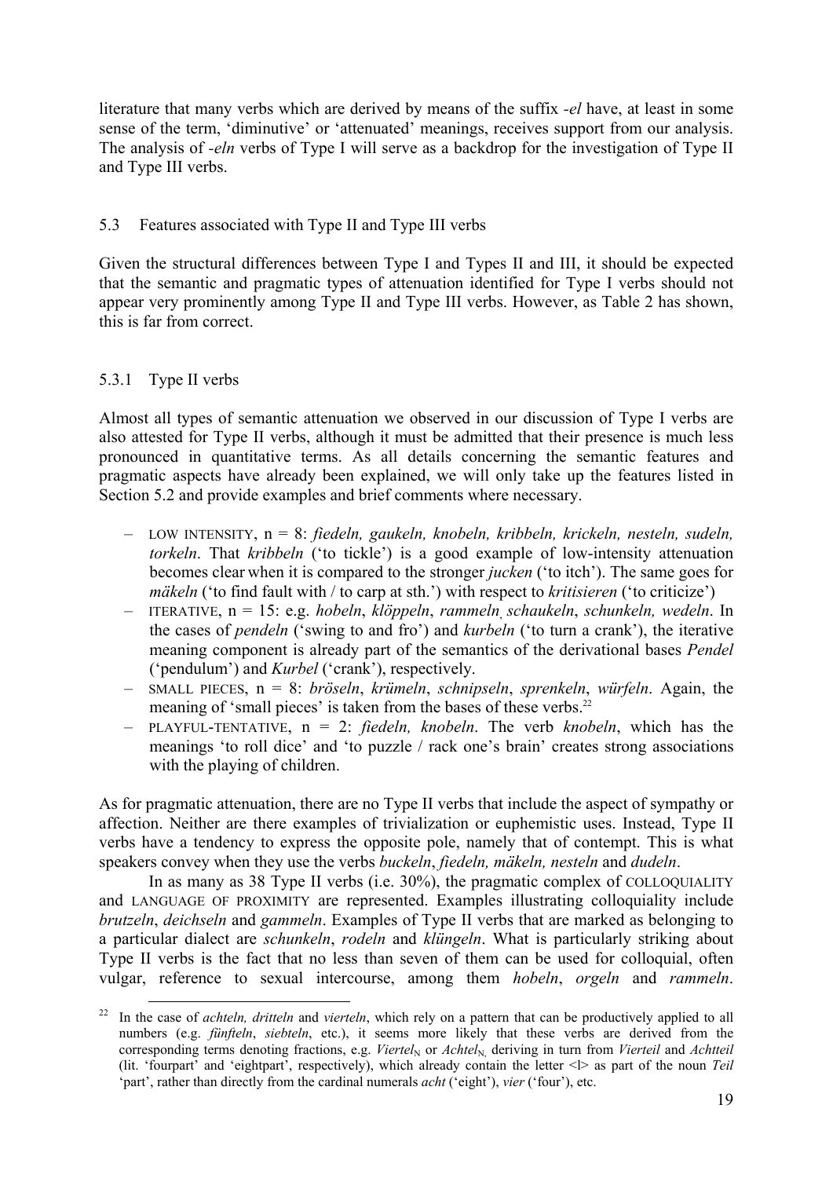literature that many verbs which are derived by means of the suffix *-el* have, at least in some sense of the term, 'diminutive' or 'attenuated' meanings, receives support from our analysis. The analysis of *-eln* verbs of Type I will serve as a backdrop for the investigation of Type II and Type III verbs.

## 5.3 Features associated with Type II and Type III verbs

Given the structural differences between Type I and Types II and III, it should be expected that the semantic and pragmatic types of attenuation identified for Type I verbs should not appear very prominently among Type II and Type III verbs. However, as Table 2 has shown, this is far from correct.

### 5.3.1 Type II verbs

Almost all types of semantic attenuation we observed in our discussion of Type I verbs are also attested for Type II verbs, although it must be admitted that their presence is much less pronounced in quantitative terms. As all details concerning the semantic features and pragmatic aspects have already been explained, we will only take up the features listed in Section 5.2 and provide examples and brief comments where necessary.

- LOW INTENSITY, n = 8: *fiedeln, gaukeln, knobeln, kribbeln, krickeln, nesteln, sudeln, torkeln*. That *kribbeln* ('to tickle') is a good example of low-intensity attenuation becomes clear when it is compared to the stronger *jucken* ('to itch'). The same goes for *mäkeln* ('to find fault with / to carp at sth.') with respect to *kritisieren* ('to criticize')
- ITERATIVE, n = 15: e.g. *hobeln*, *klöppeln*, *rammeln*, *schaukeln*, *schunkeln, wedeln*. In the cases of *pendeln* ('swing to and fro') and *kurbeln* ('to turn a crank'), the iterative meaning component is already part of the semantics of the derivational bases *Pendel* ('pendulum') and *Kurbel* ('crank'), respectively.
- SMALL PIECES, n = 8: *bröseln*, *krümeln*, *schnipseln*, *sprenkeln*, *würfeln*. Again, the meaning of 'small pieces' is taken from the bases of these verbs.[22]
- PLAYFUL-TENTATIVE, n = 2: *fiedeln, knobeln*. The verb *knobeln*, which has the meanings 'to roll dice' and 'to puzzle / rack one's brain' creates strong associations with the playing of children.

As for pragmatic attenuation, there are no Type II verbs that include the aspect of sympathy or affection. Neither are there examples of trivialization or euphemistic uses. Instead, Type II verbs have a tendency to express the opposite pole, namely that of contempt. This is what speakers convey when they use the verbs *buckeln*, *fiedeln, mäkeln, nesteln* and *dudeln*.

In as many as 38 Type II verbs (i.e. 30%), the pragmatic complex of COLLOQUIALITY and LANGUAGE OF PROXIMITY are represented. Examples illustrating colloquiality include *brutzeln*, *deichseln* and *gammeln*. Examples of Type II verbs that are marked as belonging to a particular dialect are *schunkeln*, *rodeln* and *klüngeln*. What is particularly striking about Type II verbs is the fact that no less than seven of them can be used for colloquial, often vulgar, reference to sexual intercourse, among them *hobeln*, *orgeln* and *rammeln*.

[22] In the case of *achteln, dritteln* and *vierteln*, which rely on a pattern that can be productively applied to all numbers (e.g. *fünfteln*, *siebteln*, etc.), it seems more likely that these verbs are derived from the corresponding terms denoting fractions, e.g. *Viertel*$_N$ or *Achtel*$_N$, deriving in turn from *Vierteil* and *Achtteil* (lit. 'fourpart' and 'eightpart', respectively), which already contain the letter <l> as part of the noun *Teil* 'part', rather than directly from the cardinal numerals *acht* ('eight'), *vier* ('four'), etc.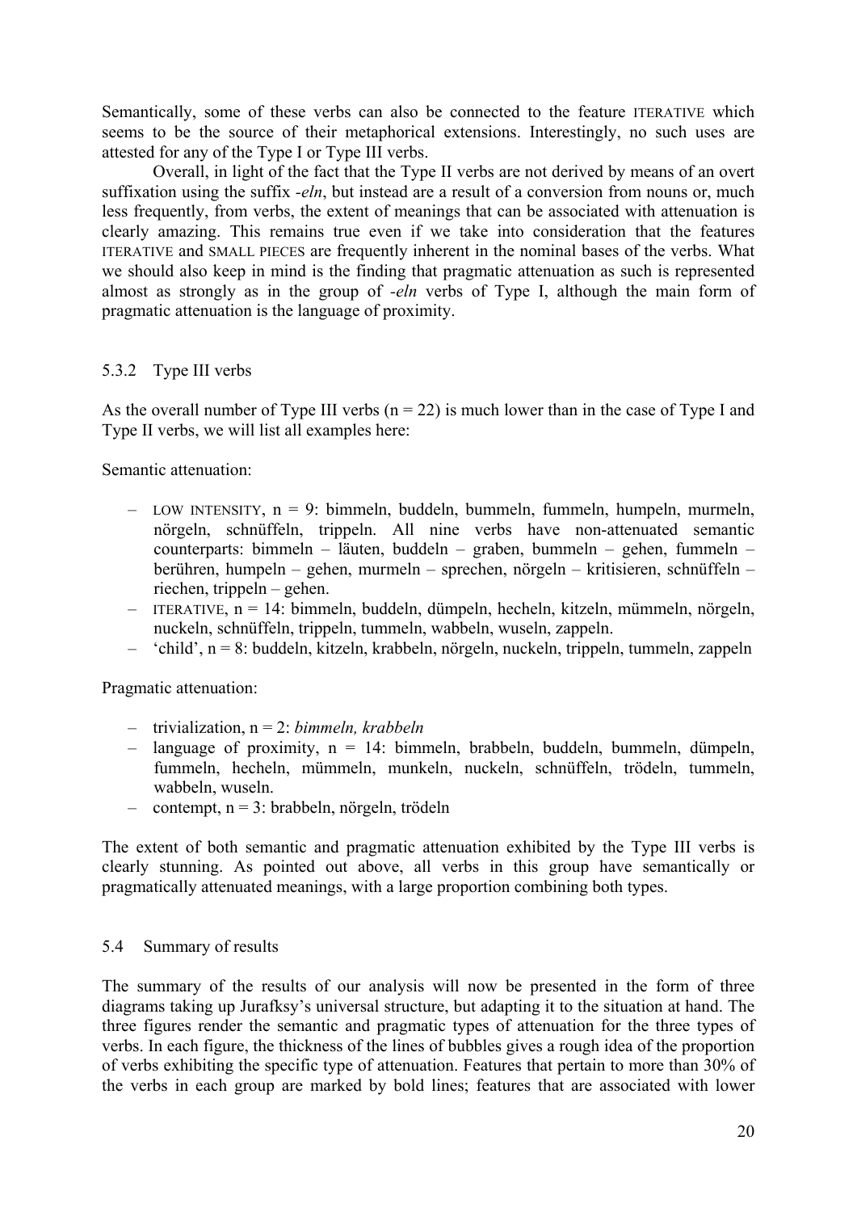Semantically, some of these verbs can also be connected to the feature ITERATIVE which seems to be the source of their metaphorical extensions. Interestingly, no such uses are attested for any of the Type I or Type III verbs.

Overall, in light of the fact that the Type II verbs are not derived by means of an overt suffixation using the suffix *-eln*, but instead are a result of a conversion from nouns or, much less frequently, from verbs, the extent of meanings that can be associated with attenuation is clearly amazing. This remains true even if we take into consideration that the features ITERATIVE and SMALL PIECES are frequently inherent in the nominal bases of the verbs. What we should also keep in mind is the finding that pragmatic attenuation as such is represented almost as strongly as in the group of *-eln* verbs of Type I, although the main form of pragmatic attenuation is the language of proximity.

### 5.3.2 Type III verbs

As the overall number of Type III verbs (n = 22) is much lower than in the case of Type I and Type II verbs, we will list all examples here:

Semantic attenuation:

- LOW INTENSITY, n = 9: bimmeln, buddeln, bummeln, fummeln, humpeln, murmeln, nörgeln, schnüffeln, trippeln. All nine verbs have non-attenuated semantic counterparts: bimmeln – läuten, buddeln – graben, bummeln – gehen, fummeln – berühren, humpeln – gehen, murmeln – sprechen, nörgeln – kritisieren, schnüffeln – riechen, trippeln – gehen.
- ITERATIVE, n = 14: bimmeln, buddeln, dümpeln, hecheln, kitzeln, mümmeln, nörgeln, nuckeln, schnüffeln, trippeln, tummeln, wabbeln, wuseln, zappeln.
- 'child', n = 8: buddeln, kitzeln, krabbeln, nörgeln, nuckeln, trippeln, tummeln, zappeln

Pragmatic attenuation:

- trivialization, n = 2: *bimmeln, krabbeln*
- language of proximity, n = 14: bimmeln, brabbeln, buddeln, bummeln, dümpeln, fummeln, hecheln, mümmeln, munkeln, nuckeln, schnüffeln, trödeln, tummeln, wabbeln, wuseln.
- contempt, n = 3: brabbeln, nörgeln, trödeln

The extent of both semantic and pragmatic attenuation exhibited by the Type III verbs is clearly stunning. As pointed out above, all verbs in this group have semantically or pragmatically attenuated meanings, with a large proportion combining both types.

## 5.4 Summary of results

The summary of the results of our analysis will now be presented in the form of three diagrams taking up Jurafksy's universal structure, but adapting it to the situation at hand. The three figures render the semantic and pragmatic types of attenuation for the three types of verbs. In each figure, the thickness of the lines of bubbles gives a rough idea of the proportion of verbs exhibiting the specific type of attenuation. Features that pertain to more than 30% of the verbs in each group are marked by bold lines; features that are associated with lower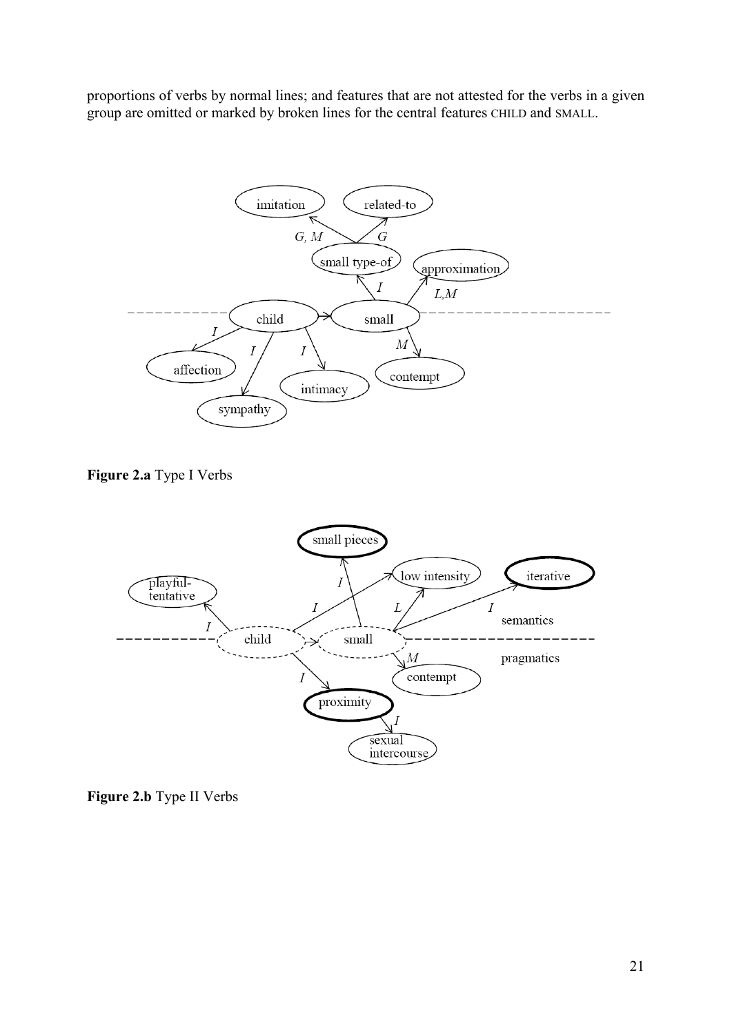proportions of verbs by normal lines; and features that are not attested for the verbs in a given group are omitted or marked by broken lines for the central features CHILD and SMALL.

**Figure 2.a** Type I Verbs

**Figure 2.b** Type II Verbs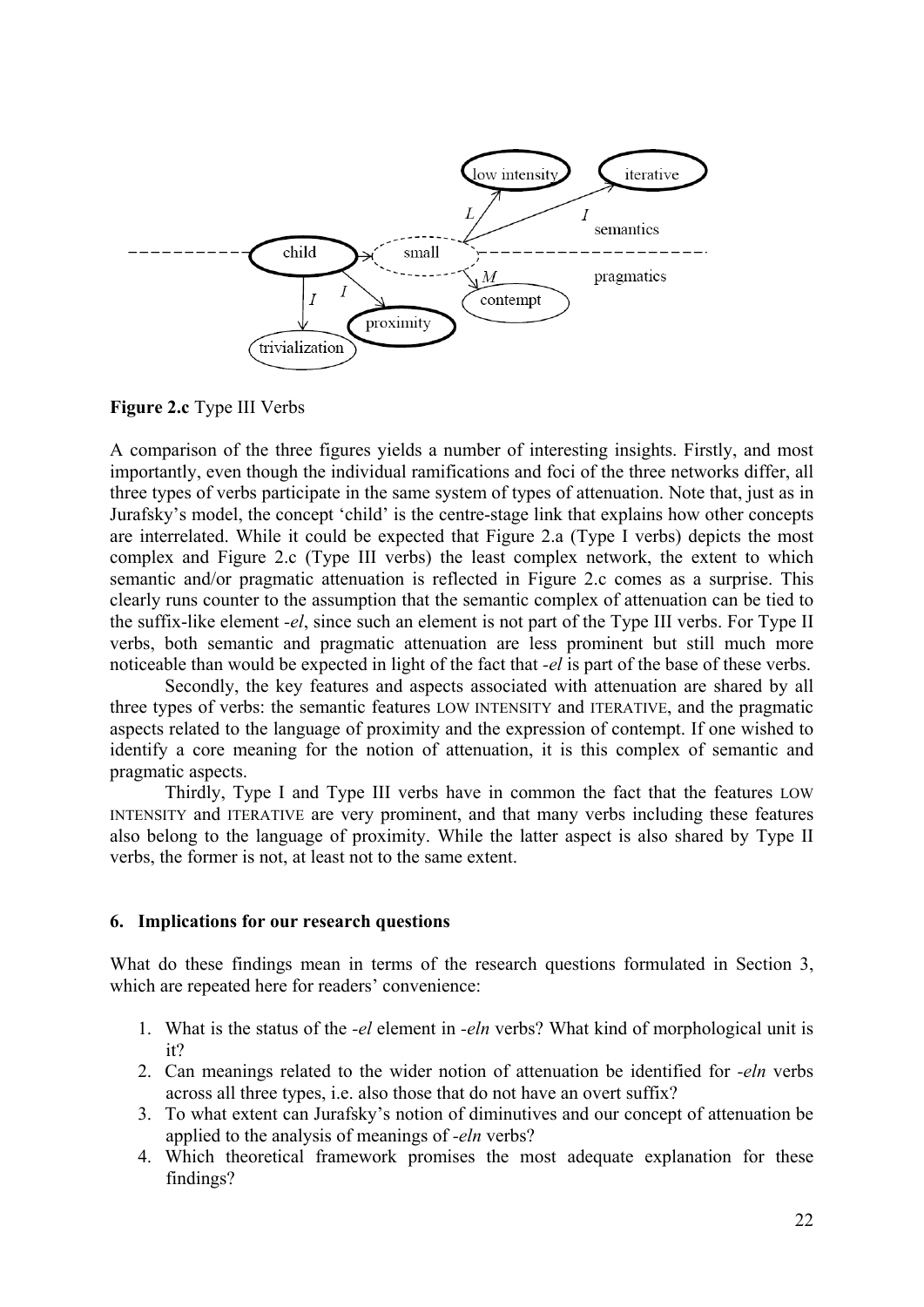**Figure 2.c** Type III Verbs

A comparison of the three figures yields a number of interesting insights. Firstly, and most importantly, even though the individual ramifications and foci of the three networks differ, all three types of verbs participate in the same system of types of attenuation. Note that, just as in Jurafsky's model, the concept 'child' is the centre-stage link that explains how other concepts are interrelated. While it could be expected that Figure 2.a (Type I verbs) depicts the most complex and Figure 2.c (Type III verbs) the least complex network, the extent to which semantic and/or pragmatic attenuation is reflected in Figure 2.c comes as a surprise. This clearly runs counter to the assumption that the semantic complex of attenuation can be tied to the suffix-like element *-el*, since such an element is not part of the Type III verbs. For Type II verbs, both semantic and pragmatic attenuation are less prominent but still much more noticeable than would be expected in light of the fact that *-el* is part of the base of these verbs.

Secondly, the key features and aspects associated with attenuation are shared by all three types of verbs: the semantic features LOW INTENSITY and ITERATIVE, and the pragmatic aspects related to the language of proximity and the expression of contempt. If one wished to identify a core meaning for the notion of attenuation, it is this complex of semantic and pragmatic aspects.

Thirdly, Type I and Type III verbs have in common the fact that the features LOW INTENSITY and ITERATIVE are very prominent, and that many verbs including these features also belong to the language of proximity. While the latter aspect is also shared by Type II verbs, the former is not, at least not to the same extent.

## 6. Implications for our research questions

What do these findings mean in terms of the research questions formulated in Section 3, which are repeated here for readers' convenience:

1. What is the status of the *-el* element in *-eln* verbs? What kind of morphological unit is it?
2. Can meanings related to the wider notion of attenuation be identified for *-eln* verbs across all three types, i.e. also those that do not have an overt suffix?
3. To what extent can Jurafsky's notion of diminutives and our concept of attenuation be applied to the analysis of meanings of *-eln* verbs?
4. Which theoretical framework promises the most adequate explanation for these findings?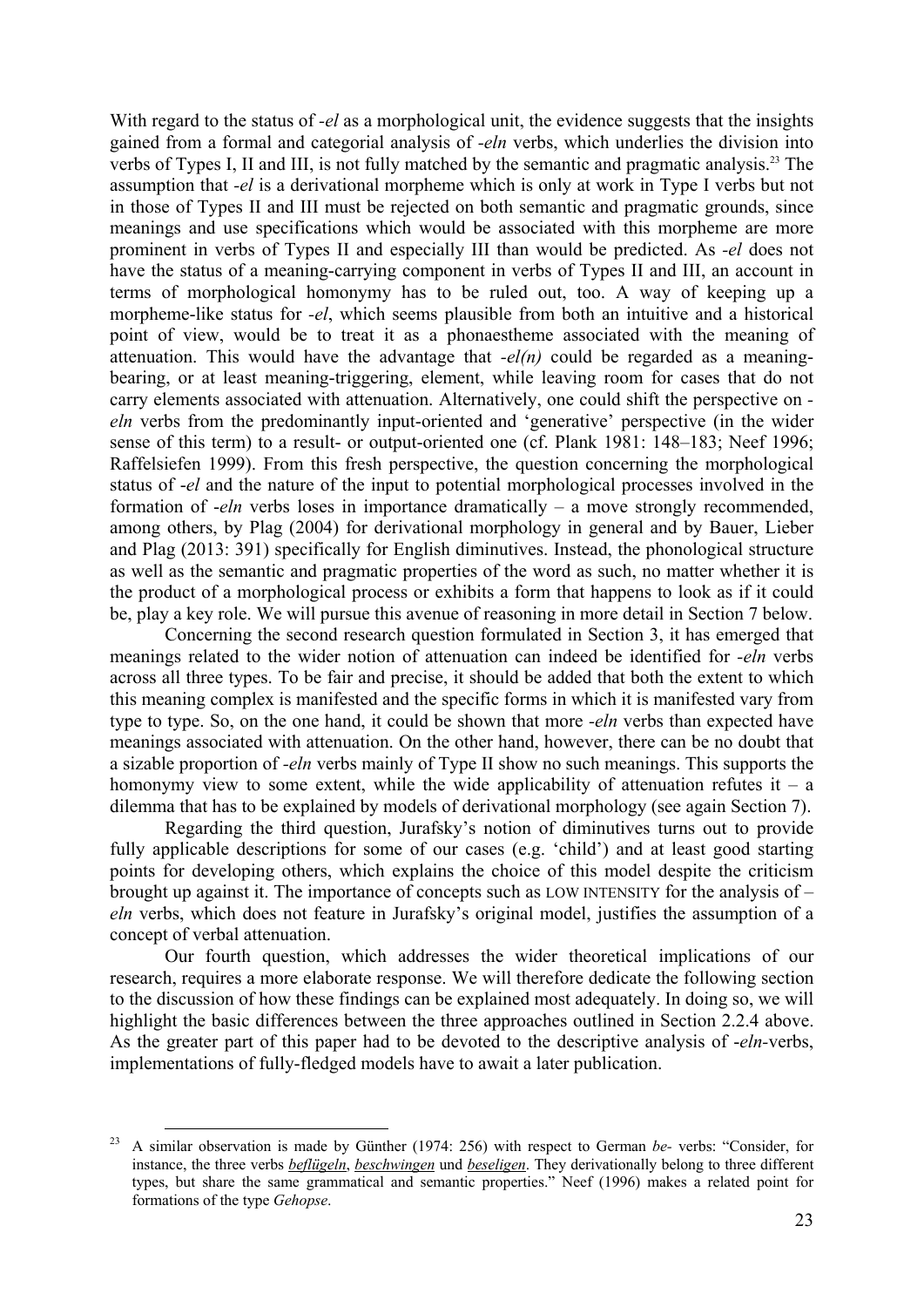With regard to the status of *-el* as a morphological unit, the evidence suggests that the insights gained from a formal and categorial analysis of *-eln* verbs, which underlies the division into verbs of Types I, II and III, is not fully matched by the semantic and pragmatic analysis.[23] The assumption that *-el* is a derivational morpheme which is only at work in Type I verbs but not in those of Types II and III must be rejected on both semantic and pragmatic grounds, since meanings and use specifications which would be associated with this morpheme are more prominent in verbs of Types II and especially III than would be predicted. As *-el* does not have the status of a meaning-carrying component in verbs of Types II and III, an account in terms of morphological homonymy has to be ruled out, too. A way of keeping up a morpheme-like status for *-el*, which seems plausible from both an intuitive and a historical point of view, would be to treat it as a phonaestheme associated with the meaning of attenuation. This would have the advantage that *-el(n)* could be regarded as a meaning-bearing, or at least meaning-triggering, element, while leaving room for cases that do not carry elements associated with attenuation. Alternatively, one could shift the perspective on *-eln* verbs from the predominantly input-oriented and 'generative' perspective (in the wider sense of this term) to a result- or output-oriented one (cf. Plank 1981: 148–183; Neef 1996; Raffelsiefen 1999). From this fresh perspective, the question concerning the morphological status of *-el* and the nature of the input to potential morphological processes involved in the formation of *-eln* verbs loses in importance dramatically – a move strongly recommended, among others, by Plag (2004) for derivational morphology in general and by Bauer, Lieber and Plag (2013: 391) specifically for English diminutives. Instead, the phonological structure as well as the semantic and pragmatic properties of the word as such, no matter whether it is the product of a morphological process or exhibits a form that happens to look as if it could be, play a key role. We will pursue this avenue of reasoning in more detail in Section 7 below.

Concerning the second research question formulated in Section 3, it has emerged that meanings related to the wider notion of attenuation can indeed be identified for *-eln* verbs across all three types. To be fair and precise, it should be added that both the extent to which this meaning complex is manifested and the specific forms in which it is manifested vary from type to type. So, on the one hand, it could be shown that more *-eln* verbs than expected have meanings associated with attenuation. On the other hand, however, there can be no doubt that a sizable proportion of *-eln* verbs mainly of Type II show no such meanings. This supports the homonymy view to some extent, while the wide applicability of attenuation refutes it – a dilemma that has to be explained by models of derivational morphology (see again Section 7).

Regarding the third question, Jurafsky's notion of diminutives turns out to provide fully applicable descriptions for some of our cases (e.g. 'child') and at least good starting points for developing others, which explains the choice of this model despite the criticism brought up against it. The importance of concepts such as LOW INTENSITY for the analysis of *–eln* verbs, which does not feature in Jurafsky's original model, justifies the assumption of a concept of verbal attenuation.

Our fourth question, which addresses the wider theoretical implications of our research, requires a more elaborate response. We will therefore dedicate the following section to the discussion of how these findings can be explained most adequately. In doing so, we will highlight the basic differences between the three approaches outlined in Section 2.2.4 above. As the greater part of this paper had to be devoted to the descriptive analysis of *-eln*-verbs, implementations of fully-fledged models have to await a later publication.

---

[23] A similar observation is made by Günther (1974: 256) with respect to German *be-* verbs: "Consider, for instance, the three verbs *beflügeln*, *beschwingen* und *beseligen*. They derivationally belong to three different types, but share the same grammatical and semantic properties." Neef (1996) makes a related point for formations of the type *Gehopse*.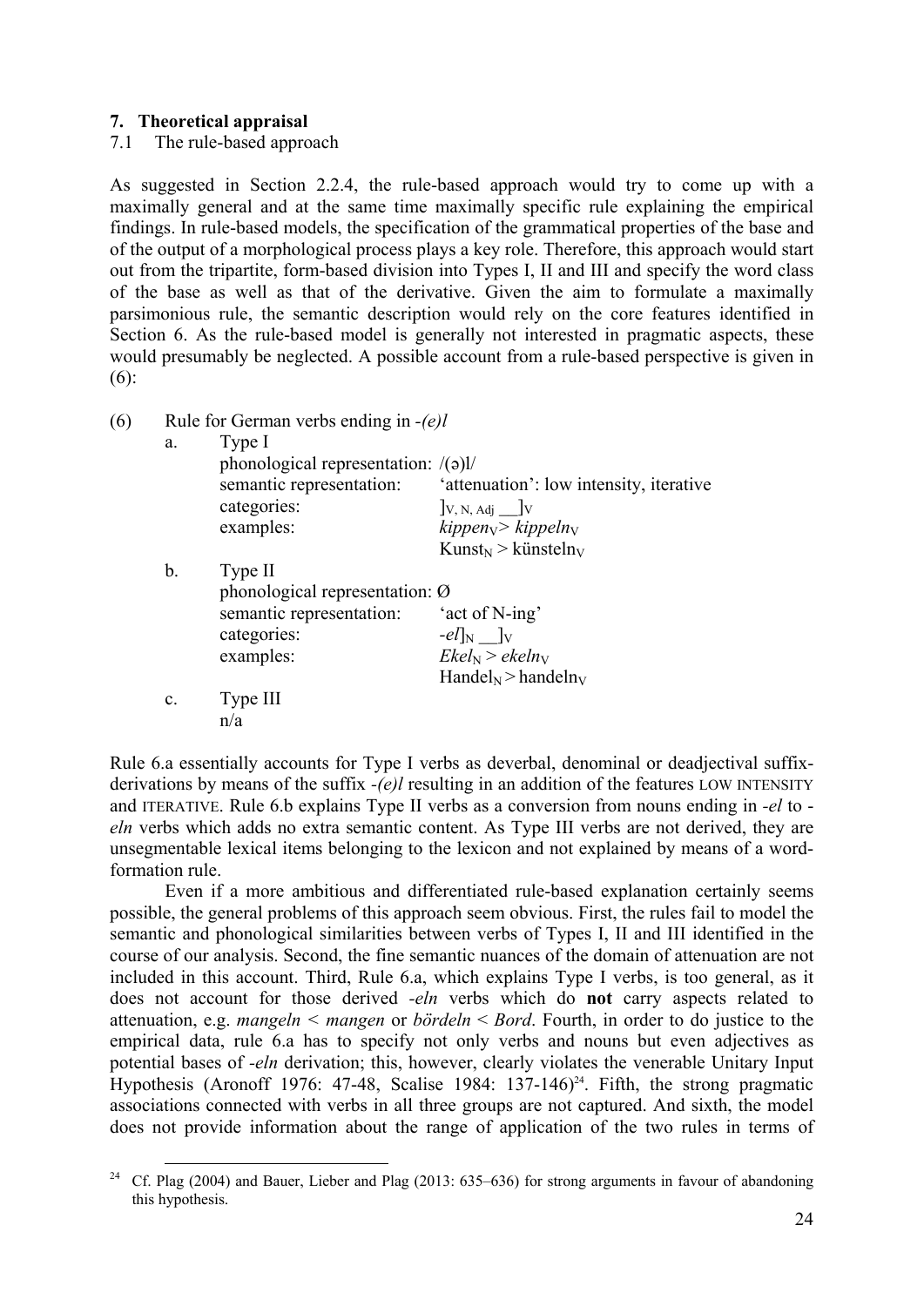## 7. Theoretical appraisal

### 7.1 The rule-based approach

As suggested in Section 2.2.4, the rule-based approach would try to come up with a maximally general and at the same time maximally specific rule explaining the empirical findings. In rule-based models, the specification of the grammatical properties of the base and of the output of a morphological process plays a key role. Therefore, this approach would start out from the tripartite, form-based division into Types I, II and III and specify the word class of the base as well as that of the derivative. Given the aim to formulate a maximally parsimonious rule, the semantic description would rely on the core features identified in Section 6. As the rule-based model is generally not interested in pragmatic aspects, these would presumably be neglected. A possible account from a rule-based perspective is given in (6):

(6) Rule for German verbs ending in *-(e)l*

a. Type I

| | |
|---|---|
| phonological representation: | /(ə)l/ |
| semantic representation: | 'attenuation': low intensity, iterative |
| categories: | $]_{V,\,N,\,Adj}$ \_\_$]_{V}$ |
| examples: | *kippen*$_V$ > *kippeln*$_V$ |
| | Kunst$_N$ > künsteln$_V$ |

b. Type II

| | |
|---|---|
| phonological representation: | Ø |
| semantic representation: | 'act of N-ing' |
| categories: | *-el*$]_N$ \_\_$]_V$ |
| examples: | *Ekel*$_N$ > *ekeln*$_V$ |
| | Handel$_N$ > handeln$_V$ |

c. Type III

n/a

Rule 6.a essentially accounts for Type I verbs as deverbal, denominal or deadjectival suffix-derivations by means of the suffix *-(e)l* resulting in an addition of the features LOW INTENSITY and ITERATIVE. Rule 6.b explains Type II verbs as a conversion from nouns ending in *-el* to *-eln* verbs which adds no extra semantic content. As Type III verbs are not derived, they are unsegmentable lexical items belonging to the lexicon and not explained by means of a word-formation rule.

Even if a more ambitious and differentiated rule-based explanation certainly seems possible, the general problems of this approach seem obvious. First, the rules fail to model the semantic and phonological similarities between verbs of Types I, II and III identified in the course of our analysis. Second, the fine semantic nuances of the domain of attenuation are not included in this account. Third, Rule 6.a, which explains Type I verbs, is too general, as it does not account for those derived *-eln* verbs which do **not** carry aspects related to attenuation, e.g. *mangeln* < *mangen* or *bördeln* < *Bord*. Fourth, in order to do justice to the empirical data, rule 6.a has to specify not only verbs and nouns but even adjectives as potential bases of *-eln* derivation; this, however, clearly violates the venerable Unitary Input Hypothesis (Aronoff 1976: 47-48, Scalise 1984: 137-146)[24]. Fifth, the strong pragmatic associations connected with verbs in all three groups are not captured. And sixth, the model does not provide information about the range of application of the two rules in terms of

[24] Cf. Plag (2004) and Bauer, Lieber and Plag (2013: 635–636) for strong arguments in favour of abandoning this hypothesis.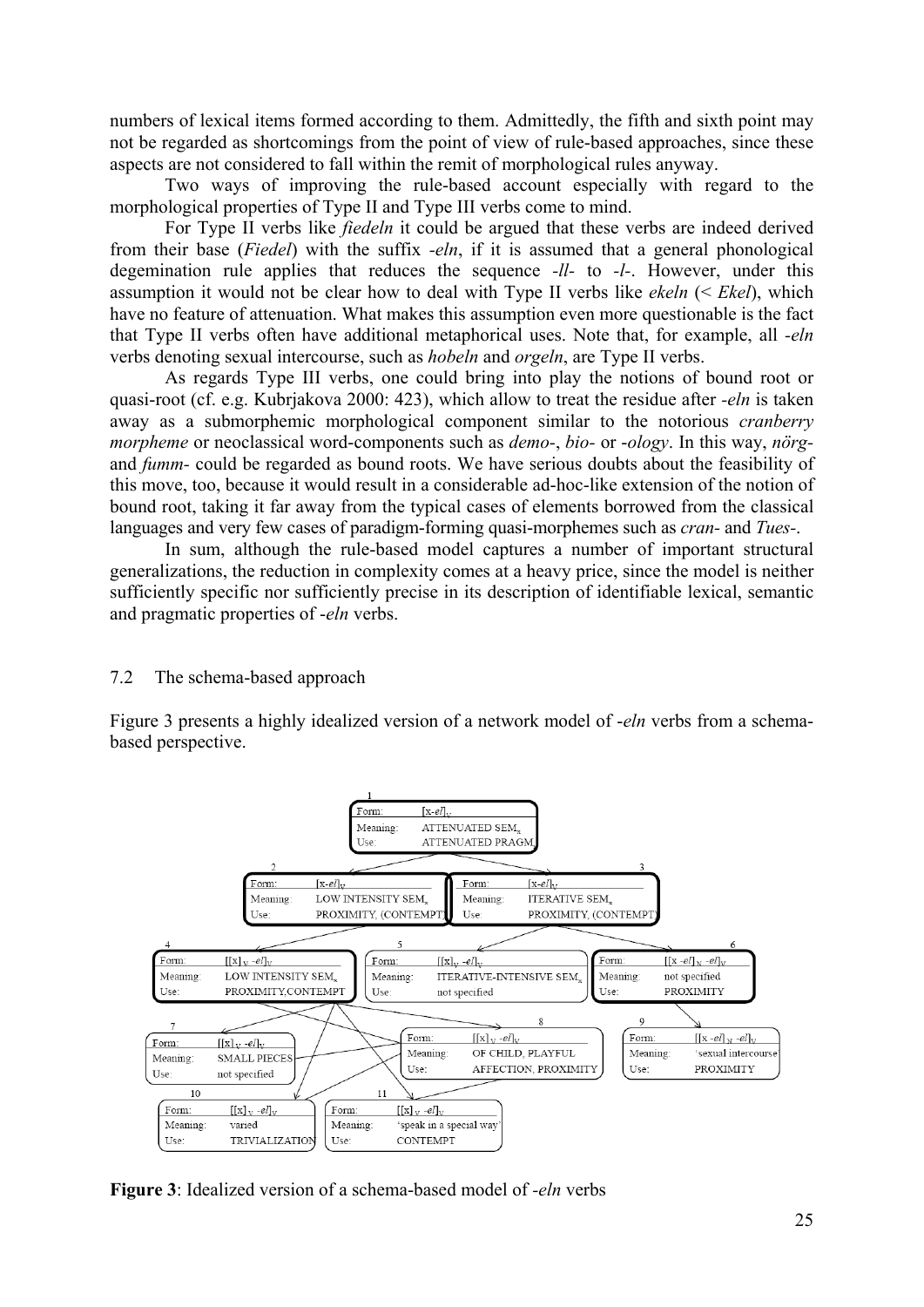numbers of lexical items formed according to them. Admittedly, the fifth and sixth point may not be regarded as shortcomings from the point of view of rule-based approaches, since these aspects are not considered to fall within the remit of morphological rules anyway.

Two ways of improving the rule-based account especially with regard to the morphological properties of Type II and Type III verbs come to mind.

For Type II verbs like *fiedeln* it could be argued that these verbs are indeed derived from their base (*Fiedel*) with the suffix *-eln*, if it is assumed that a general phonological degemination rule applies that reduces the sequence *-ll-* to *-l-*. However, under this assumption it would not be clear how to deal with Type II verbs like *ekeln* (< *Ekel*), which have no feature of attenuation. What makes this assumption even more questionable is the fact that Type II verbs often have additional metaphorical uses. Note that, for example, all *-eln* verbs denoting sexual intercourse, such as *hobeln* and *orgeln*, are Type II verbs.

As regards Type III verbs, one could bring into play the notions of bound root or quasi-root (cf. e.g. Kubrjakova 2000: 423), which allow to treat the residue after *-eln* is taken away as a submorphemic morphological component similar to the notorious *cranberry morpheme* or neoclassical word-components such as *demo-*, *bio-* or *-ology*. In this way, *nörg-* and *fumm-* could be regarded as bound roots. We have serious doubts about the feasibility of this move, too, because it would result in a considerable ad-hoc-like extension of the notion of bound root, taking it far away from the typical cases of elements borrowed from the classical languages and very few cases of paradigm-forming quasi-morphemes such as *cran-* and *Tues-*.

In sum, although the rule-based model captures a number of important structural generalizations, the reduction in complexity comes at a heavy price, since the model is neither sufficiently specific nor sufficiently precise in its description of identifiable lexical, semantic and pragmatic properties of *-eln* verbs.

## 7.2 The schema-based approach

Figure 3 presents a highly idealized version of a network model of *-eln* verbs from a schema-based perspective.

| Node | Form | Meaning | Use |
|---|---|---|---|
| 1 | $[x\text{-}el]_V$ | ATTENUATED $SEM_x$ | ATTENUATED $PRAGM_x$ |
| 2 | $[x\text{-}el]_V$ | LOW INTENSITY $SEM_x$ | PROXIMITY, (CONTEMPT) |
| 3 | $[x\text{-}el]_V$ | ITERATIVE $SEM_x$ | PROXIMITY, (CONTEMPT) |
| 4 | $[[x]_V\text{-}el]_V$ | LOW INTENSITY $SEM_x$ | PROXIMITY,CONTEMPT |
| 5 | $[[x]_V\text{-}el]_V$ | ITERATIVE-INTENSIVE $SEM_x$ | not specified |
| 6 | $[[x\text{-}el]_N\text{-}el]_V$ | not specified | PROXIMITY |
| 7 | $[[x]_V\text{-}el]_V$ | SMALL PIECES | not specified |
| 8 | $[[x]_V\text{-}el]_V$ | OF CHILD, PLAYFUL | AFFECTION, PROXIMITY |
| 9 | $[[x\text{-}el]_N\text{-}el]_V$ | 'sexual intercourse' | PROXIMITY |
| 10 | $[[x]_V\text{-}el]_V$ | varied | TRIVIALIZATION |
| 11 | $[[x]_V\text{-}el]_V$ | 'speak in a special way' | CONTEMPT |

**Figure 3**: Idealized version of a schema-based model of *-eln* verbs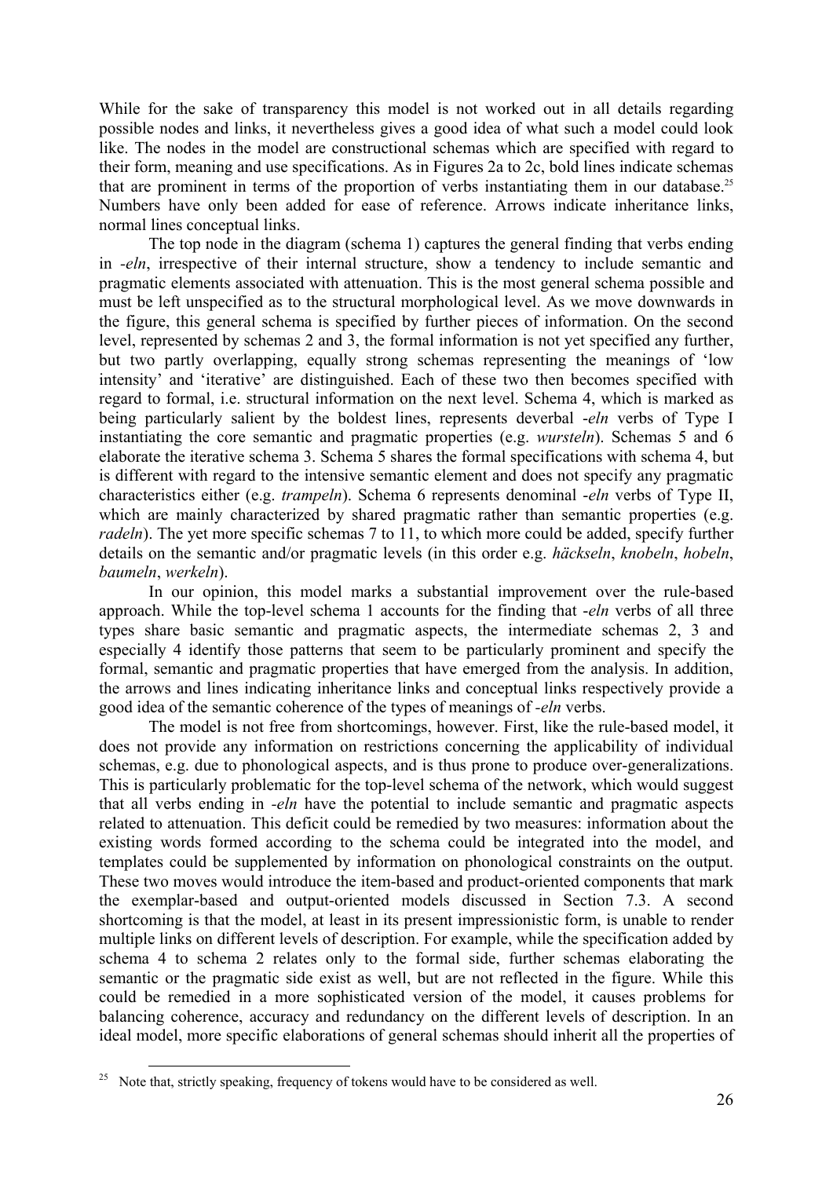While for the sake of transparency this model is not worked out in all details regarding possible nodes and links, it nevertheless gives a good idea of what such a model could look like. The nodes in the model are constructional schemas which are specified with regard to their form, meaning and use specifications. As in Figures 2a to 2c, bold lines indicate schemas that are prominent in terms of the proportion of verbs instantiating them in our database.[25] Numbers have only been added for ease of reference. Arrows indicate inheritance links, normal lines conceptual links.

The top node in the diagram (schema 1) captures the general finding that verbs ending in *-eln*, irrespective of their internal structure, show a tendency to include semantic and pragmatic elements associated with attenuation. This is the most general schema possible and must be left unspecified as to the structural morphological level. As we move downwards in the figure, this general schema is specified by further pieces of information. On the second level, represented by schemas 2 and 3, the formal information is not yet specified any further, but two partly overlapping, equally strong schemas representing the meanings of 'low intensity' and 'iterative' are distinguished. Each of these two then becomes specified with regard to formal, i.e. structural information on the next level. Schema 4, which is marked as being particularly salient by the boldest lines, represents deverbal *-eln* verbs of Type I instantiating the core semantic and pragmatic properties (e.g. *wursteln*). Schemas 5 and 6 elaborate the iterative schema 3. Schema 5 shares the formal specifications with schema 4, but is different with regard to the intensive semantic element and does not specify any pragmatic characteristics either (e.g. *trampeln*). Schema 6 represents denominal *-eln* verbs of Type II, which are mainly characterized by shared pragmatic rather than semantic properties (e.g. *radeln*). The yet more specific schemas 7 to 11, to which more could be added, specify further details on the semantic and/or pragmatic levels (in this order e.g. *häckseln*, *knobeln*, *hobeln*, *baumeln*, *werkeln*).

In our opinion, this model marks a substantial improvement over the rule-based approach. While the top-level schema 1 accounts for the finding that *-eln* verbs of all three types share basic semantic and pragmatic aspects, the intermediate schemas 2, 3 and especially 4 identify those patterns that seem to be particularly prominent and specify the formal, semantic and pragmatic properties that have emerged from the analysis. In addition, the arrows and lines indicating inheritance links and conceptual links respectively provide a good idea of the semantic coherence of the types of meanings of *-eln* verbs.

The model is not free from shortcomings, however. First, like the rule-based model, it does not provide any information on restrictions concerning the applicability of individual schemas, e.g. due to phonological aspects, and is thus prone to produce over-generalizations. This is particularly problematic for the top-level schema of the network, which would suggest that all verbs ending in *-eln* have the potential to include semantic and pragmatic aspects related to attenuation. This deficit could be remedied by two measures: information about the existing words formed according to the schema could be integrated into the model, and templates could be supplemented by information on phonological constraints on the output. These two moves would introduce the item-based and product-oriented components that mark the exemplar-based and output-oriented models discussed in Section 7.3. A second shortcoming is that the model, at least in its present impressionistic form, is unable to render multiple links on different levels of description. For example, while the specification added by schema 4 to schema 2 relates only to the formal side, further schemas elaborating the semantic or the pragmatic side exist as well, but are not reflected in the figure. While this could be remedied in a more sophisticated version of the model, it causes problems for balancing coherence, accuracy and redundancy on the different levels of description. In an ideal model, more specific elaborations of general schemas should inherit all the properties of

[25] Note that, strictly speaking, frequency of tokens would have to be considered as well.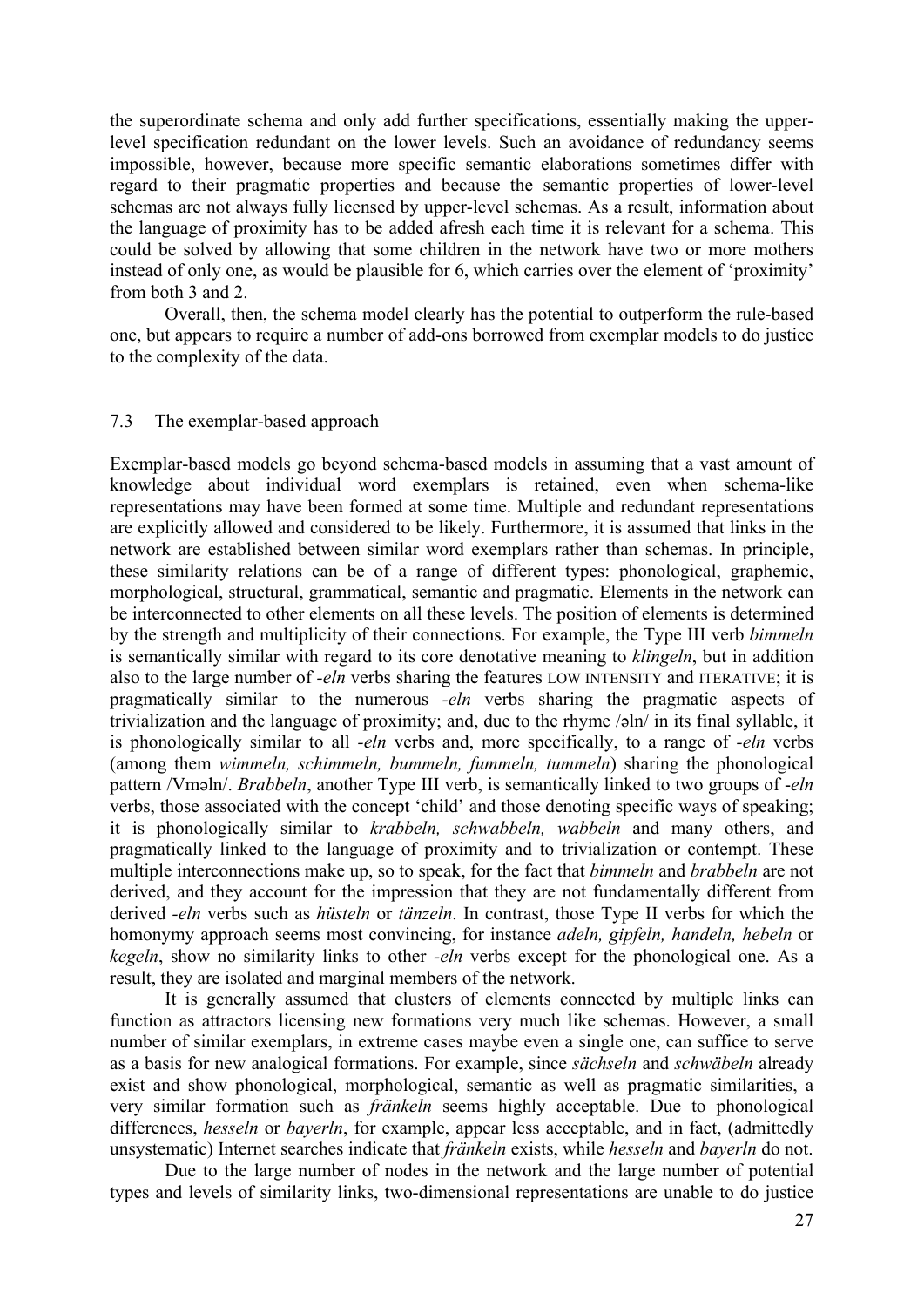the superordinate schema and only add further specifications, essentially making the upper-level specification redundant on the lower levels. Such an avoidance of redundancy seems impossible, however, because more specific semantic elaborations sometimes differ with regard to their pragmatic properties and because the semantic properties of lower-level schemas are not always fully licensed by upper-level schemas. As a result, information about the language of proximity has to be added afresh each time it is relevant for a schema. This could be solved by allowing that some children in the network have two or more mothers instead of only one, as would be plausible for 6, which carries over the element of 'proximity' from both 3 and 2.

Overall, then, the schema model clearly has the potential to outperform the rule-based one, but appears to require a number of add-ons borrowed from exemplar models to do justice to the complexity of the data.

### 7.3 The exemplar-based approach

Exemplar-based models go beyond schema-based models in assuming that a vast amount of knowledge about individual word exemplars is retained, even when schema-like representations may have been formed at some time. Multiple and redundant representations are explicitly allowed and considered to be likely. Furthermore, it is assumed that links in the network are established between similar word exemplars rather than schemas. In principle, these similarity relations can be of a range of different types: phonological, graphemic, morphological, structural, grammatical, semantic and pragmatic. Elements in the network can be interconnected to other elements on all these levels. The position of elements is determined by the strength and multiplicity of their connections. For example, the Type III verb *bimmeln* is semantically similar with regard to its core denotative meaning to *klingeln*, but in addition also to the large number of *-eln* verbs sharing the features LOW INTENSITY and ITERATIVE; it is pragmatically similar to the numerous *-eln* verbs sharing the pragmatic aspects of trivialization and the language of proximity; and, due to the rhyme /əln/ in its final syllable, it is phonologically similar to all *-eln* verbs and, more specifically, to a range of *-eln* verbs (among them *wimmeln, schimmeln, bummeln, fummeln, tummeln*) sharing the phonological pattern /Vməln/. *Brabbeln*, another Type III verb, is semantically linked to two groups of *-eln* verbs, those associated with the concept 'child' and those denoting specific ways of speaking; it is phonologically similar to *krabbeln, schwabbeln, wabbeln* and many others, and pragmatically linked to the language of proximity and to trivialization or contempt. These multiple interconnections make up, so to speak, for the fact that *bimmeln* and *brabbeln* are not derived, and they account for the impression that they are not fundamentally different from derived *-eln* verbs such as *hüsteln* or *tänzeln*. In contrast, those Type II verbs for which the homonymy approach seems most convincing, for instance *adeln, gipfeln, handeln, hebeln* or *kegeln*, show no similarity links to other *-eln* verbs except for the phonological one. As a result, they are isolated and marginal members of the network.

It is generally assumed that clusters of elements connected by multiple links can function as attractors licensing new formations very much like schemas. However, a small number of similar exemplars, in extreme cases maybe even a single one, can suffice to serve as a basis for new analogical formations. For example, since *sächseln* and *schwäbeln* already exist and show phonological, morphological, semantic as well as pragmatic similarities, a very similar formation such as *fränkeln* seems highly acceptable. Due to phonological differences, *hesseln* or *bayerln*, for example, appear less acceptable, and in fact, (admittedly unsystematic) Internet searches indicate that *fränkeln* exists, while *hesseln* and *bayerln* do not.

Due to the large number of nodes in the network and the large number of potential types and levels of similarity links, two-dimensional representations are unable to do justice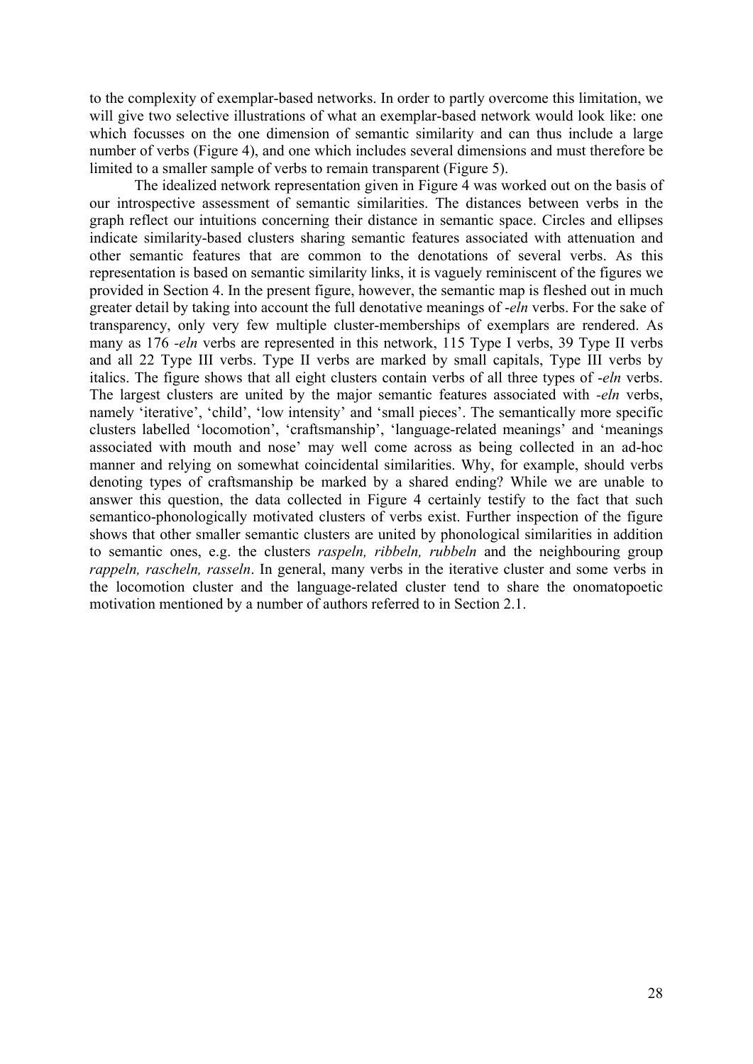to the complexity of exemplar-based networks. In order to partly overcome this limitation, we will give two selective illustrations of what an exemplar-based network would look like: one which focusses on the one dimension of semantic similarity and can thus include a large number of verbs (Figure 4), and one which includes several dimensions and must therefore be limited to a smaller sample of verbs to remain transparent (Figure 5).

The idealized network representation given in Figure 4 was worked out on the basis of our introspective assessment of semantic similarities. The distances between verbs in the graph reflect our intuitions concerning their distance in semantic space. Circles and ellipses indicate similarity-based clusters sharing semantic features associated with attenuation and other semantic features that are common to the denotations of several verbs. As this representation is based on semantic similarity links, it is vaguely reminiscent of the figures we provided in Section 4. In the present figure, however, the semantic map is fleshed out in much greater detail by taking into account the full denotative meanings of *-eln* verbs. For the sake of transparency, only very few multiple cluster-memberships of exemplars are rendered. As many as 176 *-eln* verbs are represented in this network, 115 Type I verbs, 39 Type II verbs and all 22 Type III verbs. Type II verbs are marked by small capitals, Type III verbs by italics. The figure shows that all eight clusters contain verbs of all three types of *-eln* verbs. The largest clusters are united by the major semantic features associated with *-eln* verbs, namely 'iterative', 'child', 'low intensity' and 'small pieces'. The semantically more specific clusters labelled 'locomotion', 'craftsmanship', 'language-related meanings' and 'meanings associated with mouth and nose' may well come across as being collected in an ad-hoc manner and relying on somewhat coincidental similarities. Why, for example, should verbs denoting types of craftsmanship be marked by a shared ending? While we are unable to answer this question, the data collected in Figure 4 certainly testify to the fact that such semantico-phonologically motivated clusters of verbs exist. Further inspection of the figure shows that other smaller semantic clusters are united by phonological similarities in addition to semantic ones, e.g. the clusters *raspeln, ribbeln, rubbeln* and the neighbouring group *rappeln, rascheln, rasseln*. In general, many verbs in the iterative cluster and some verbs in the locomotion cluster and the language-related cluster tend to share the onomatopoetic motivation mentioned by a number of authors referred to in Section 2.1.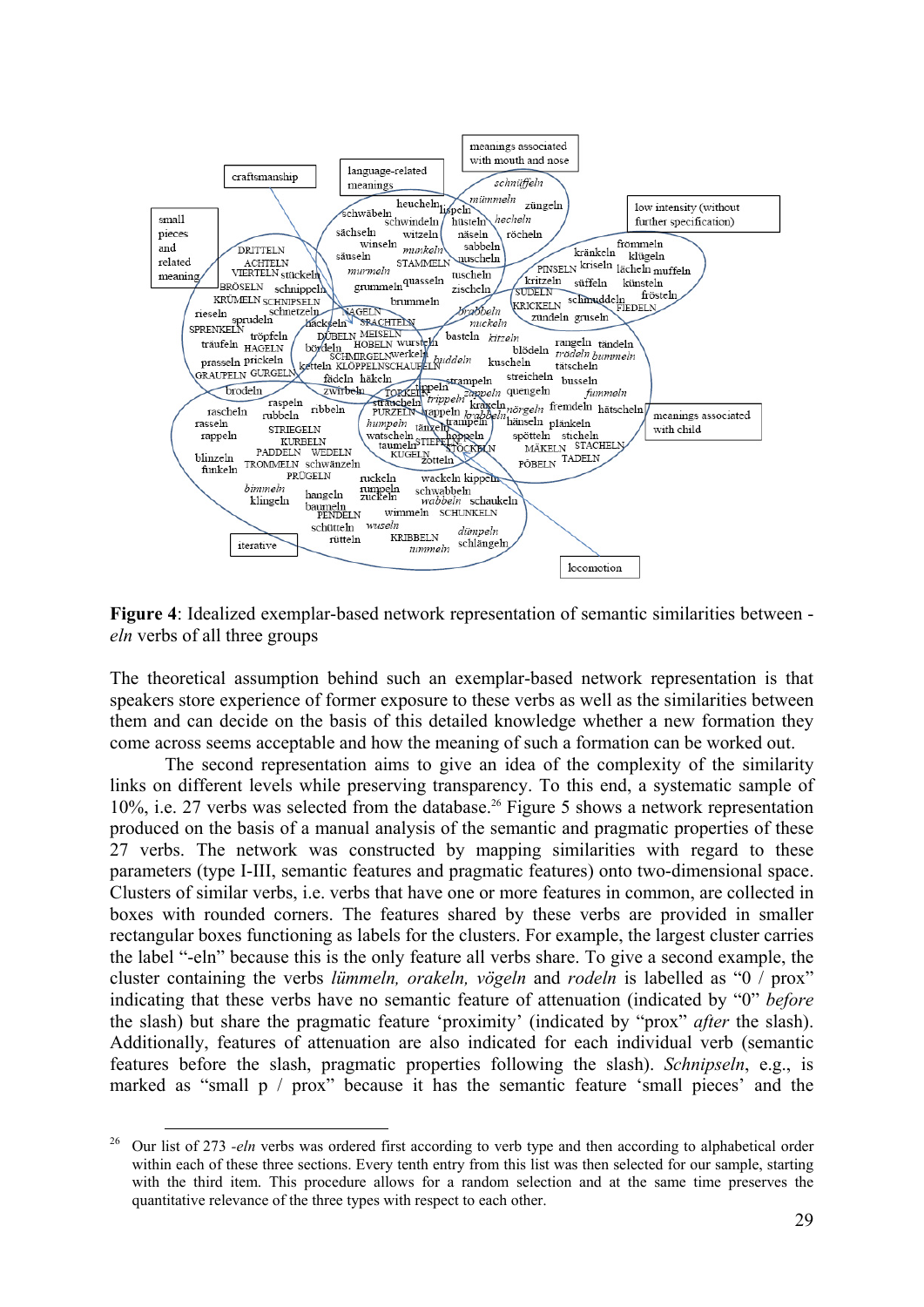**Figure 4**: Idealized exemplar-based network representation of semantic similarities between -*eln* verbs of all three groups

The theoretical assumption behind such an exemplar-based network representation is that speakers store experience of former exposure to these verbs as well as the similarities between them and can decide on the basis of this detailed knowledge whether a new formation they come across seems acceptable and how the meaning of such a formation can be worked out.

The second representation aims to give an idea of the complexity of the similarity links on different levels while preserving transparency. To this end, a systematic sample of 10%, i.e. 27 verbs was selected from the database.[26] Figure 5 shows a network representation produced on the basis of a manual analysis of the semantic and pragmatic properties of these 27 verbs. The network was constructed by mapping similarities with regard to these parameters (type I-III, semantic features and pragmatic features) onto two-dimensional space. Clusters of similar verbs, i.e. verbs that have one or more features in common, are collected in boxes with rounded corners. The features shared by these verbs are provided in smaller rectangular boxes functioning as labels for the clusters. For example, the largest cluster carries the label "-eln" because this is the only feature all verbs share. To give a second example, the cluster containing the verbs *lümmeln, orakeln, vögeln* and *rodeln* is labelled as "0 / prox" indicating that these verbs have no semantic feature of attenuation (indicated by "0" *before* the slash) but share the pragmatic feature 'proximity' (indicated by "prox" *after* the slash). Additionally, features of attenuation are also indicated for each individual verb (semantic features before the slash, pragmatic properties following the slash). *Schnipseln*, e.g., is marked as "small p / prox" because it has the semantic feature 'small pieces' and the

[26] Our list of 273 -*eln* verbs was ordered first according to verb type and then according to alphabetical order within each of these three sections. Every tenth entry from this list was then selected for our sample, starting with the third item. This procedure allows for a random selection and at the same time preserves the quantitative relevance of the three types with respect to each other.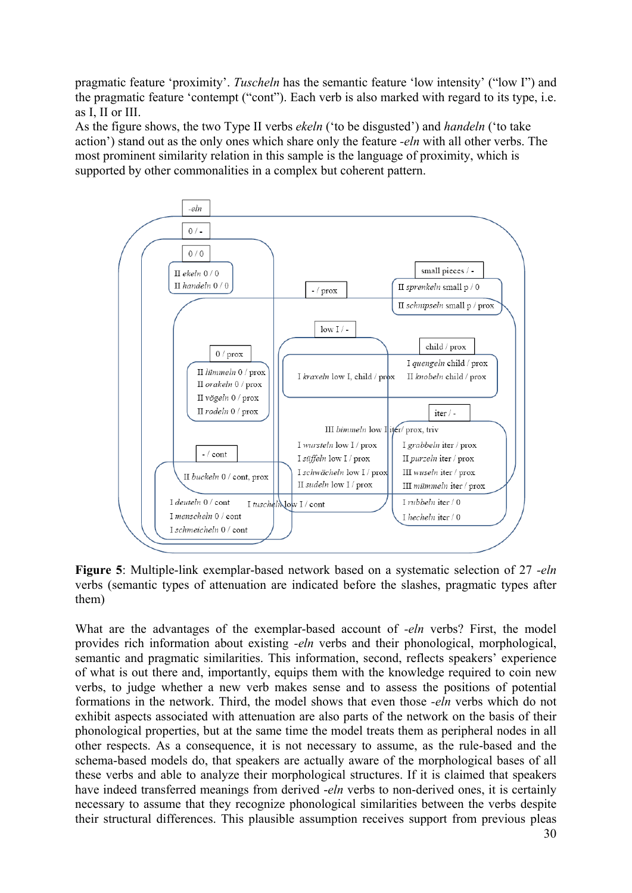pragmatic feature 'proximity'. *Tuscheln* has the semantic feature 'low intensity' ("low I") and the pragmatic feature 'contempt ("cont"). Each verb is also marked with regard to its type, i.e. as I, II or III.
As the figure shows, the two Type II verbs *ekeln* ('to be disgusted') and *handeln* ('to take action') stand out as the only ones which share only the feature *-eln* with all other verbs. The most prominent similarity relation in this sample is the language of proximity, which is supported by other commonalities in a complex but coherent pattern.

-eln

0 / -

0 / 0

II *ekeln* 0 / 0
II *handeln* 0 / 0

- / prox

small pieces / -

II *sprenkeln* small p / 0
II *schnipseln* small p / prox

low I / -

child / prox

0 / prox

II *lümmeln* 0 / prox
II *orakeln* 0 / prox
II *vögeln* 0 / prox
II *rodeln* 0 / prox

I *kraxeln* low I, child / prox

I *quengeln* child / prox
II *knobeln* child / prox

iter / -

III *bimmeln* low I iter/ prox, triv

I *wursteln* low I / prox
I *stiffeln* low I / prox
I *schwächeln* low I / prox
II *sudeln* low I / prox

I *grabbeln* iter / prox
II *purzeln* iter / prox
III *wuseln* iter / prox
III *mümmeln* iter / prox

- / cont

II *buckeln* 0 / cont, prox

I *deuteln* 0 / cont
I *menscheln* 0 / cont
I *schmeicheln* 0 / cont

I *tuscheln* low I / cont

I *rubbeln* iter / 0
I *hecheln* iter / 0

**Figure 5**: Multiple-link exemplar-based network based on a systematic selection of 27 *-eln* verbs (semantic types of attenuation are indicated before the slashes, pragmatic types after them)

What are the advantages of the exemplar-based account of *-eln* verbs? First, the model provides rich information about existing *-eln* verbs and their phonological, morphological, semantic and pragmatic similarities. This information, second, reflects speakers' experience of what is out there and, importantly, equips them with the knowledge required to coin new verbs, to judge whether a new verb makes sense and to assess the positions of potential formations in the network. Third, the model shows that even those *-eln* verbs which do not exhibit aspects associated with attenuation are also parts of the network on the basis of their phonological properties, but at the same time the model treats them as peripheral nodes in all other respects. As a consequence, it is not necessary to assume, as the rule-based and the schema-based models do, that speakers are actually aware of the morphological bases of all these verbs and able to analyze their morphological structures. If it is claimed that speakers have indeed transferred meanings from derived *-eln* verbs to non-derived ones, it is certainly necessary to assume that they recognize phonological similarities between the verbs despite their structural differences. This plausible assumption receives support from previous pleas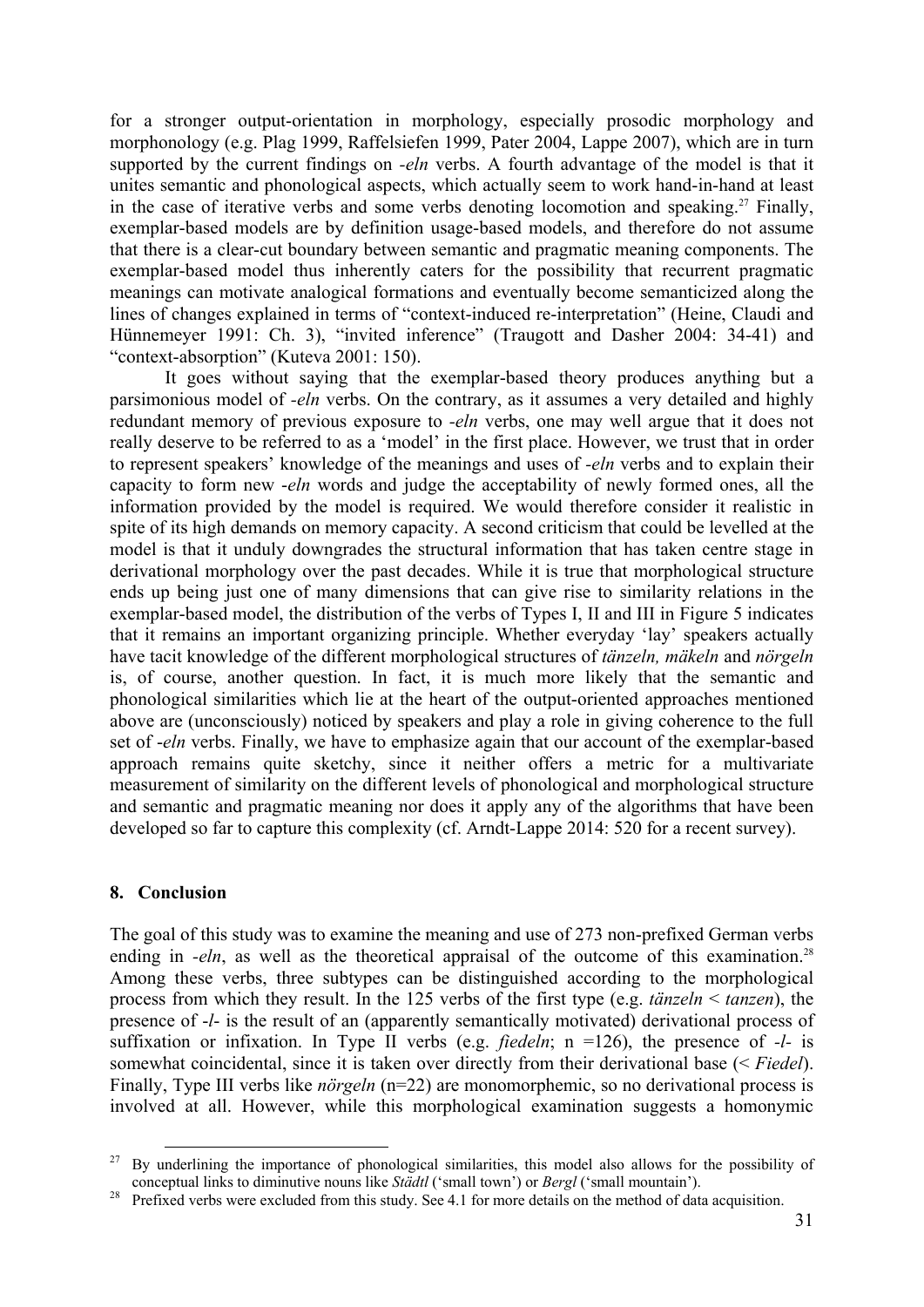for a stronger output-orientation in morphology, especially prosodic morphology and morphonology (e.g. Plag 1999, Raffelsiefen 1999, Pater 2004, Lappe 2007), which are in turn supported by the current findings on *-eln* verbs. A fourth advantage of the model is that it unites semantic and phonological aspects, which actually seem to work hand-in-hand at least in the case of iterative verbs and some verbs denoting locomotion and speaking.[27] Finally, exemplar-based models are by definition usage-based models, and therefore do not assume that there is a clear-cut boundary between semantic and pragmatic meaning components. The exemplar-based model thus inherently caters for the possibility that recurrent pragmatic meanings can motivate analogical formations and eventually become semanticized along the lines of changes explained in terms of "context-induced re-interpretation" (Heine, Claudi and Hünnemeyer 1991: Ch. 3), "invited inference" (Traugott and Dasher 2004: 34-41) and "context-absorption" (Kuteva 2001: 150).

It goes without saying that the exemplar-based theory produces anything but a parsimonious model of *-eln* verbs. On the contrary, as it assumes a very detailed and highly redundant memory of previous exposure to *-eln* verbs, one may well argue that it does not really deserve to be referred to as a 'model' in the first place. However, we trust that in order to represent speakers' knowledge of the meanings and uses of *-eln* verbs and to explain their capacity to form new *-eln* words and judge the acceptability of newly formed ones, all the information provided by the model is required. We would therefore consider it realistic in spite of its high demands on memory capacity. A second criticism that could be levelled at the model is that it unduly downgrades the structural information that has taken centre stage in derivational morphology over the past decades. While it is true that morphological structure ends up being just one of many dimensions that can give rise to similarity relations in the exemplar-based model, the distribution of the verbs of Types I, II and III in Figure 5 indicates that it remains an important organizing principle. Whether everyday 'lay' speakers actually have tacit knowledge of the different morphological structures of *tänzeln, mäkeln* and *nörgeln* is, of course, another question. In fact, it is much more likely that the semantic and phonological similarities which lie at the heart of the output-oriented approaches mentioned above are (unconsciously) noticed by speakers and play a role in giving coherence to the full set of *-eln* verbs. Finally, we have to emphasize again that our account of the exemplar-based approach remains quite sketchy, since it neither offers a metric for a multivariate measurement of similarity on the different levels of phonological and morphological structure and semantic and pragmatic meaning nor does it apply any of the algorithms that have been developed so far to capture this complexity (cf. Arndt-Lappe 2014: 520 for a recent survey).

## 8. Conclusion

The goal of this study was to examine the meaning and use of 273 non-prefixed German verbs ending in *-eln*, as well as the theoretical appraisal of the outcome of this examination.[28] Among these verbs, three subtypes can be distinguished according to the morphological process from which they result. In the 125 verbs of the first type (e.g. *tänzeln* < *tanzen*), the presence of *-l-* is the result of an (apparently semantically motivated) derivational process of suffixation or infixation. In Type II verbs (e.g. *fiedeln*; n =126), the presence of *-l-* is somewhat coincidental, since it is taken over directly from their derivational base (< *Fiedel*). Finally, Type III verbs like *nörgeln* (n=22) are monomorphemic, so no derivational process is involved at all. However, while this morphological examination suggests a homonymic

---

[27] By underlining the importance of phonological similarities, this model also allows for the possibility of conceptual links to diminutive nouns like *Städtl* ('small town') or *Bergl* ('small mountain').

[28] Prefixed verbs were excluded from this study. See 4.1 for more details on the method of data acquisition.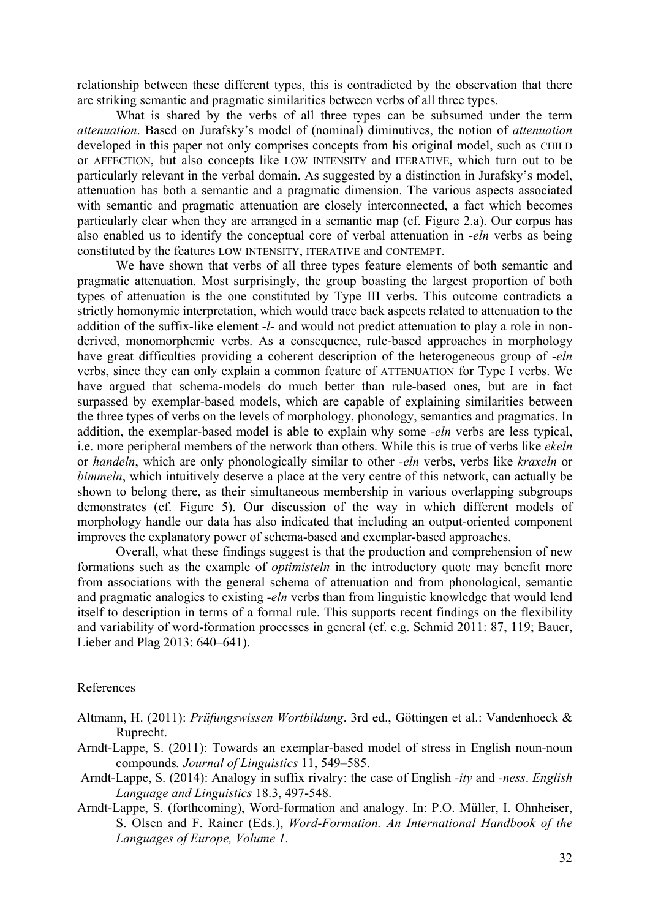relationship between these different types, this is contradicted by the observation that there are striking semantic and pragmatic similarities between verbs of all three types.

What is shared by the verbs of all three types can be subsumed under the term *attenuation*. Based on Jurafsky's model of (nominal) diminutives, the notion of *attenuation* developed in this paper not only comprises concepts from his original model, such as CHILD or AFFECTION, but also concepts like LOW INTENSITY and ITERATIVE, which turn out to be particularly relevant in the verbal domain. As suggested by a distinction in Jurafsky's model, attenuation has both a semantic and a pragmatic dimension. The various aspects associated with semantic and pragmatic attenuation are closely interconnected, a fact which becomes particularly clear when they are arranged in a semantic map (cf. Figure 2.a). Our corpus has also enabled us to identify the conceptual core of verbal attenuation in *-eln* verbs as being constituted by the features LOW INTENSITY, ITERATIVE and CONTEMPT.

We have shown that verbs of all three types feature elements of both semantic and pragmatic attenuation. Most surprisingly, the group boasting the largest proportion of both types of attenuation is the one constituted by Type III verbs. This outcome contradicts a strictly homonymic interpretation, which would trace back aspects related to attenuation to the addition of the suffix-like element *-l-* and would not predict attenuation to play a role in non-derived, monomorphemic verbs. As a consequence, rule-based approaches in morphology have great difficulties providing a coherent description of the heterogeneous group of *-eln* verbs, since they can only explain a common feature of ATTENUATION for Type I verbs. We have argued that schema-models do much better than rule-based ones, but are in fact surpassed by exemplar-based models, which are capable of explaining similarities between the three types of verbs on the levels of morphology, phonology, semantics and pragmatics. In addition, the exemplar-based model is able to explain why some *-eln* verbs are less typical, i.e. more peripheral members of the network than others. While this is true of verbs like *ekeln* or *handeln*, which are only phonologically similar to other *-eln* verbs, verbs like *kraxeln* or *bimmeln*, which intuitively deserve a place at the very centre of this network, can actually be shown to belong there, as their simultaneous membership in various overlapping subgroups demonstrates (cf. Figure 5). Our discussion of the way in which different models of morphology handle our data has also indicated that including an output-oriented component improves the explanatory power of schema-based and exemplar-based approaches.

Overall, what these findings suggest is that the production and comprehension of new formations such as the example of *optimisteln* in the introductory quote may benefit more from associations with the general schema of attenuation and from phonological, semantic and pragmatic analogies to existing *-eln* verbs than from linguistic knowledge that would lend itself to description in terms of a formal rule. This supports recent findings on the flexibility and variability of word-formation processes in general (cf. e.g. Schmid 2011: 87, 119; Bauer, Lieber and Plag 2013: 640–641).

References

Altmann, H. (2011): *Prüfungswissen Wortbildung*. 3rd ed., Göttingen et al.: Vandenhoeck & Ruprecht.

Arndt-Lappe, S. (2011): Towards an exemplar-based model of stress in English noun-noun compounds*. Journal of Linguistics* 11, 549–585.

Arndt-Lappe, S. (2014): Analogy in suffix rivalry: the case of English *-ity* and *-ness*. *English Language and Linguistics* 18.3, 497-548.

Arndt-Lappe, S. (forthcoming), Word-formation and analogy. In: P.O. Müller, I. Ohnheiser, S. Olsen and F. Rainer (Eds.), *Word-Formation. An International Handbook of the Languages of Europe, Volume 1*.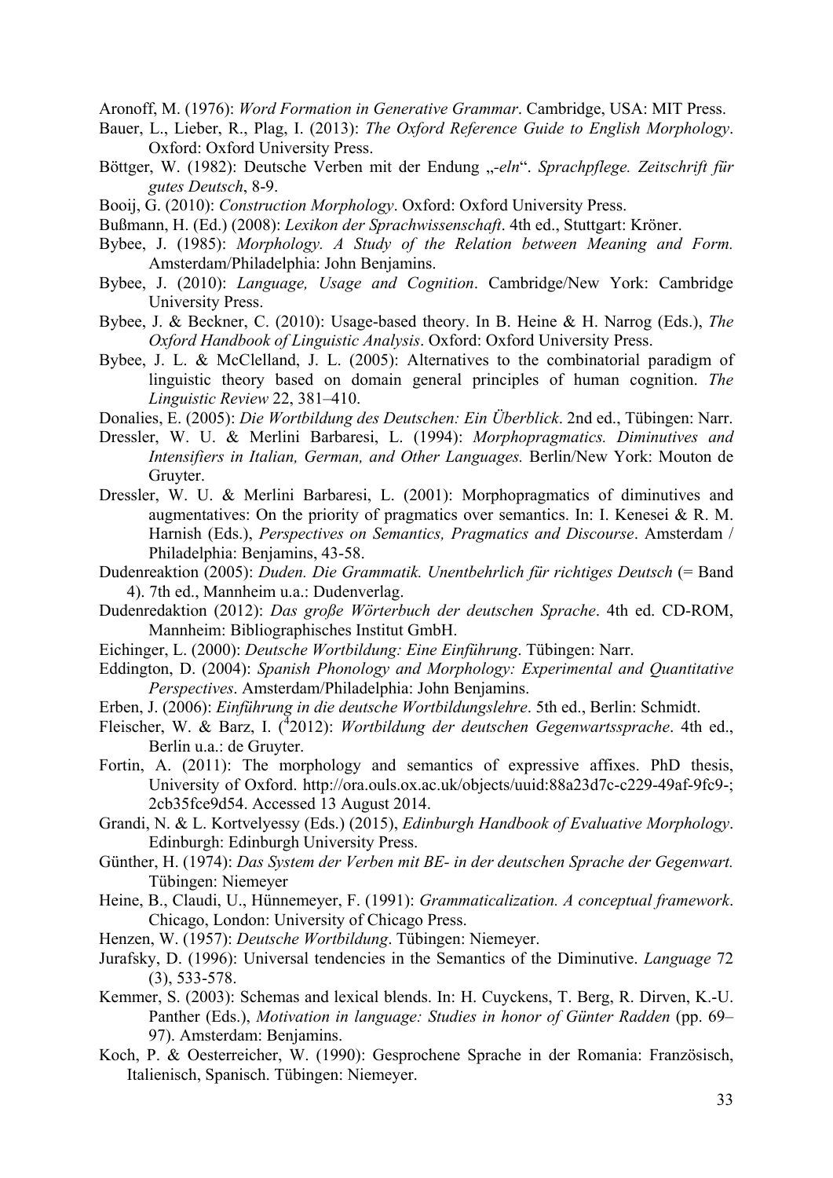Aronoff, M. (1976): *Word Formation in Generative Grammar*. Cambridge, USA: MIT Press.

Bauer, L., Lieber, R., Plag, I. (2013): *The Oxford Reference Guide to English Morphology*. Oxford: Oxford University Press.

Böttger, W. (1982): Deutsche Verben mit der Endung „*-eln*“. *Sprachpflege. Zeitschrift für gutes Deutsch*, 8-9.

Booij, G. (2010): *Construction Morphology*. Oxford: Oxford University Press.

Bußmann, H. (Ed.) (2008): *Lexikon der Sprachwissenschaft*. 4th ed., Stuttgart: Kröner.

Bybee, J. (1985): *Morphology. A Study of the Relation between Meaning and Form.* Amsterdam/Philadelphia: John Benjamins.

Bybee, J. (2010): *Language, Usage and Cognition*. Cambridge/New York: Cambridge University Press.

Bybee, J. & Beckner, C. (2010): Usage-based theory. In B. Heine & H. Narrog (Eds.), *The Oxford Handbook of Linguistic Analysis*. Oxford: Oxford University Press.

Bybee, J. L. & McClelland, J. L. (2005): Alternatives to the combinatorial paradigm of linguistic theory based on domain general principles of human cognition. *The Linguistic Review* 22, 381–410.

Donalies, E. (2005): *Die Wortbildung des Deutschen: Ein Überblick*. 2nd ed., Tübingen: Narr.

Dressler, W. U. & Merlini Barbaresi, L. (1994): *Morphopragmatics. Diminutives and Intensifiers in Italian, German, and Other Languages.* Berlin/New York: Mouton de Gruyter.

Dressler, W. U. & Merlini Barbaresi, L. (2001): Morphopragmatics of diminutives and augmentatives: On the priority of pragmatics over semantics. In: I. Kenesei & R. M. Harnish (Eds.), *Perspectives on Semantics, Pragmatics and Discourse*. Amsterdam / Philadelphia: Benjamins, 43-58.

Dudenreaktion (2005): *Duden. Die Grammatik. Unentbehrlich für richtiges Deutsch* (= Band 4). 7th ed., Mannheim u.a.: Dudenverlag.

Dudenredaktion (2012): *Das große Wörterbuch der deutschen Sprache*. 4th ed. CD-ROM, Mannheim: Bibliographisches Institut GmbH.

Eichinger, L. (2000): *Deutsche Wortbildung: Eine Einführung*. Tübingen: Narr.

Eddington, D. (2004): *Spanish Phonology and Morphology: Experimental and Quantitative Perspectives*. Amsterdam/Philadelphia: John Benjamins.

Erben, J. (2006): *Einführung in die deutsche Wortbildungslehre*. 5th ed., Berlin: Schmidt.

Fleischer, W. & Barz, I. ([4]2012): *Wortbildung der deutschen Gegenwartssprache*. 4th ed., Berlin u.a.: de Gruyter.

Fortin, A. (2011): The morphology and semantics of expressive affixes. PhD thesis, University of Oxford. http://ora.ouls.ox.ac.uk/objects/uuid:88a23d7c-c229-49af-9fc9-; 2cb35fce9d54. Accessed 13 August 2014.

Grandi, N. & L. Kortvelyessy (Eds.) (2015), *Edinburgh Handbook of Evaluative Morphology*. Edinburgh: Edinburgh University Press.

Günther, H. (1974): *Das System der Verben mit BE- in der deutschen Sprache der Gegenwart.* Tübingen: Niemeyer

Heine, B., Claudi, U., Hünnemeyer, F. (1991): *Grammaticalization. A conceptual framework*. Chicago, London: University of Chicago Press.

Henzen, W. (1957): *Deutsche Wortbildung*. Tübingen: Niemeyer.

Jurafsky, D. (1996): Universal tendencies in the Semantics of the Diminutive. *Language* 72 (3), 533-578.

Kemmer, S. (2003): Schemas and lexical blends. In: H. Cuyckens, T. Berg, R. Dirven, K.-U. Panther (Eds.), *Motivation in language: Studies in honor of Günter Radden* (pp. 69–97). Amsterdam: Benjamins.

Koch, P. & Oesterreicher, W. (1990): Gesprochene Sprache in der Romania: Französisch, Italienisch, Spanisch. Tübingen: Niemeyer.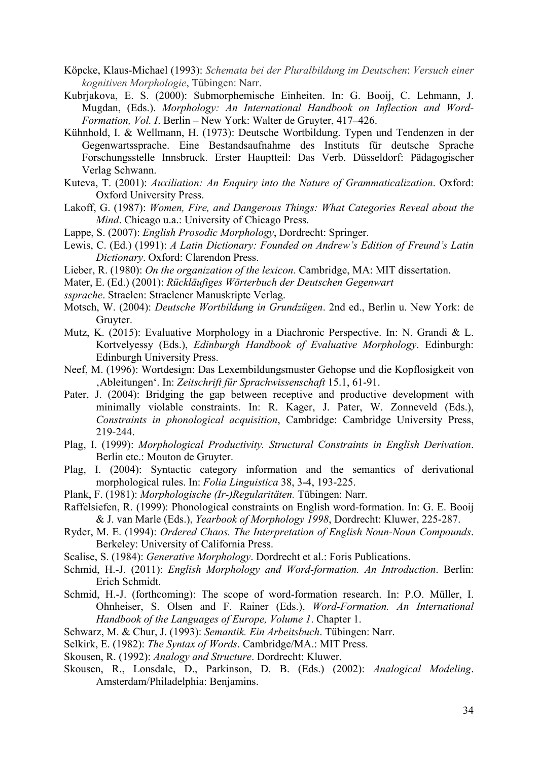Köpcke, Klaus-Michael (1993): *Schemata bei der Pluralbildung im Deutschen*: *Versuch einer kognitiven Morphologie*, Tübingen: Narr.

Kubrjakova, E. S. (2000): Submorphemische Einheiten. In: G. Booij, C. Lehmann, J. Mugdan, (Eds.). *Morphology: An International Handbook on Inflection and Word-Formation, Vol. I*. Berlin – New York: Walter de Gruyter, 417–426.

Kühnhold, I. & Wellmann, H. (1973): Deutsche Wortbildung. Typen und Tendenzen in der Gegenwartssprache. Eine Bestandsaufnahme des Instituts für deutsche Sprache Forschungsstelle Innsbruck. Erster Hauptteil: Das Verb. Düsseldorf: Pädagogischer Verlag Schwann.

Kuteva, T. (2001): *Auxiliation: An Enquiry into the Nature of Grammaticalization*. Oxford: Oxford University Press.

Lakoff, G. (1987): *Women, Fire, and Dangerous Things: What Categories Reveal about the Mind*. Chicago u.a.: University of Chicago Press.

Lappe, S. (2007): *English Prosodic Morphology*, Dordrecht: Springer.

Lewis, C. (Ed.) (1991): *A Latin Dictionary: Founded on Andrew's Edition of Freund's Latin Dictionary*. Oxford: Clarendon Press.

Lieber, R. (1980): *On the organization of the lexicon*. Cambridge, MA: MIT dissertation.

Mater, E. (Ed.) (2001): *Rückläufiges Wörterbuch der Deutschen Gegenwart*
*ssprache*. Straelen: Straelener Manuskripte Verlag.

Motsch, W. (2004): *Deutsche Wortbildung in Grundzügen*. 2nd ed., Berlin u. New York: de Gruyter.

Mutz, K. (2015): Evaluative Morphology in a Diachronic Perspective. In: N. Grandi & L. Kortvelyessy (Eds.), *Edinburgh Handbook of Evaluative Morphology*. Edinburgh: Edinburgh University Press.

Neef, M. (1996): Wortdesign: Das Lexembildungsmuster Gehopse und die Kopflosigkeit von ‚Ableitungen'. In: *Zeitschrift für Sprachwissenschaft* 15.1, 61-91.

Pater, J. (2004): Bridging the gap between receptive and productive development with minimally violable constraints. In: R. Kager, J. Pater, W. Zonneveld (Eds.), *Constraints in phonological acquisition*, Cambridge: Cambridge University Press, 219-244.

Plag, I. (1999): *Morphological Productivity. Structural Constraints in English Derivation*. Berlin etc.: Mouton de Gruyter.

Plag, I. (2004): Syntactic category information and the semantics of derivational morphological rules. In: *Folia Linguistica* 38, 3-4, 193-225.

Plank, F. (1981): *Morphologische (Ir-)Regularitäten.* Tübingen: Narr.

Raffelsiefen, R. (1999): Phonological constraints on English word-formation. In: G. E. Booij & J. van Marle (Eds.), *Yearbook of Morphology 1998*, Dordrecht: Kluwer, 225-287.

Ryder, M. E. (1994): *Ordered Chaos. The Interpretation of English Noun-Noun Compounds*. Berkeley: University of California Press.

Scalise, S. (1984): *Generative Morphology*. Dordrecht et al.: Foris Publications.

Schmid, H.-J. (2011): *English Morphology and Word-formation. An Introduction*. Berlin: Erich Schmidt.

Schmid, H.-J. (forthcoming): The scope of word-formation research. In: P.O. Müller, I. Ohnheiser, S. Olsen and F. Rainer (Eds.), *Word-Formation. An International Handbook of the Languages of Europe, Volume 1*. Chapter 1.

Schwarz, M. & Chur, J. (1993): *Semantik. Ein Arbeitsbuch*. Tübingen: Narr.

Selkirk, E. (1982): *The Syntax of Words*. Cambridge/MA.: MIT Press.

Skousen, R. (1992): *Analogy and Structure*. Dordrecht: Kluwer.

Skousen, R., Lonsdale, D., Parkinson, D. B. (Eds.) (2002): *Analogical Modeling*. Amsterdam/Philadelphia: Benjamins.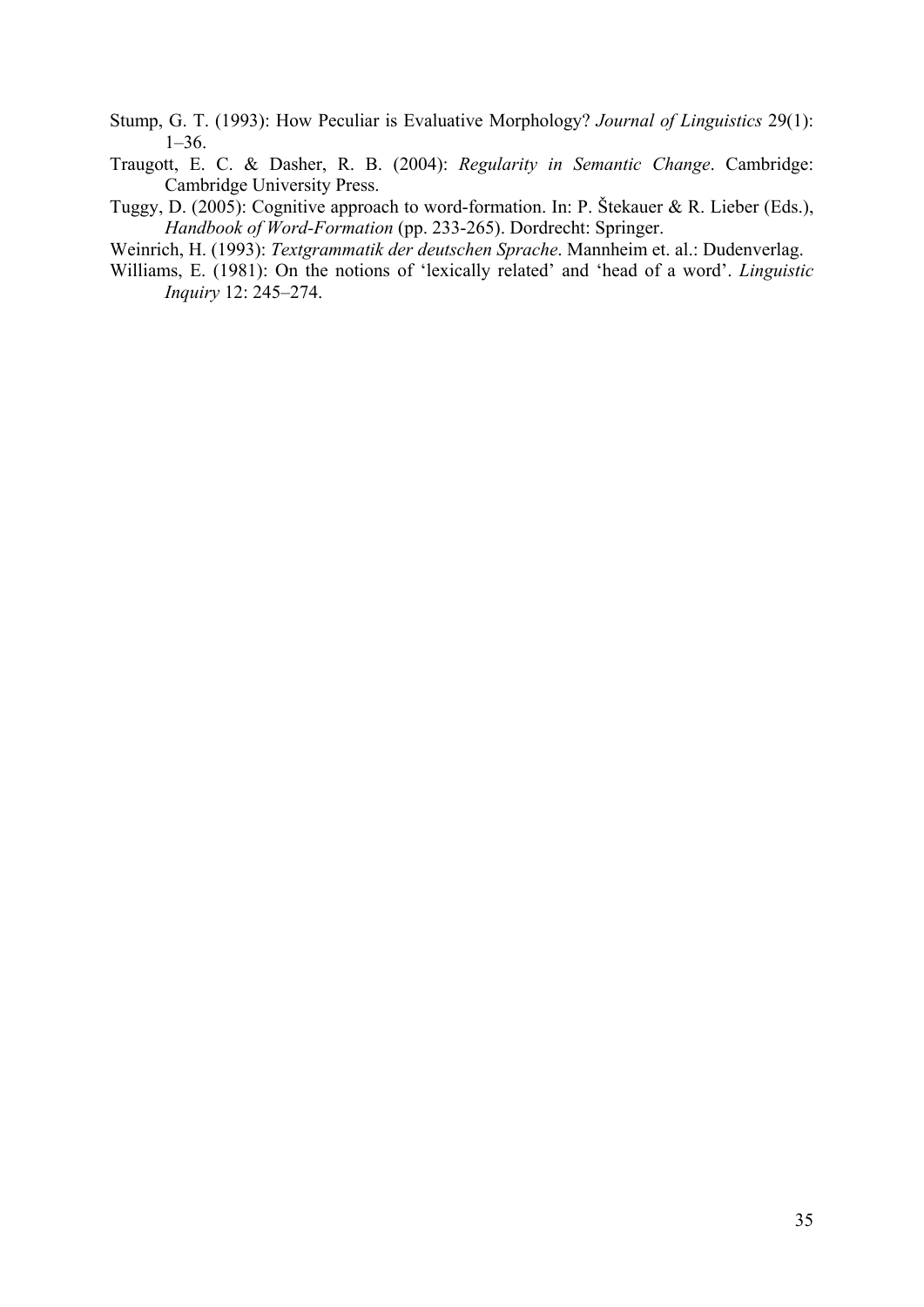Stump, G. T. (1993): How Peculiar is Evaluative Morphology? *Journal of Linguistics* 29(1): 1–36.

Traugott, E. C. & Dasher, R. B. (2004): *Regularity in Semantic Change*. Cambridge: Cambridge University Press.

Tuggy, D. (2005): Cognitive approach to word-formation. In: P. Štekauer & R. Lieber (Eds.), *Handbook of Word-Formation* (pp. 233-265). Dordrecht: Springer.

Weinrich, H. (1993): *Textgrammatik der deutschen Sprache*. Mannheim et. al.: Dudenverlag.

Williams, E. (1981): On the notions of 'lexically related' and 'head of a word'. *Linguistic Inquiry* 12: 245–274.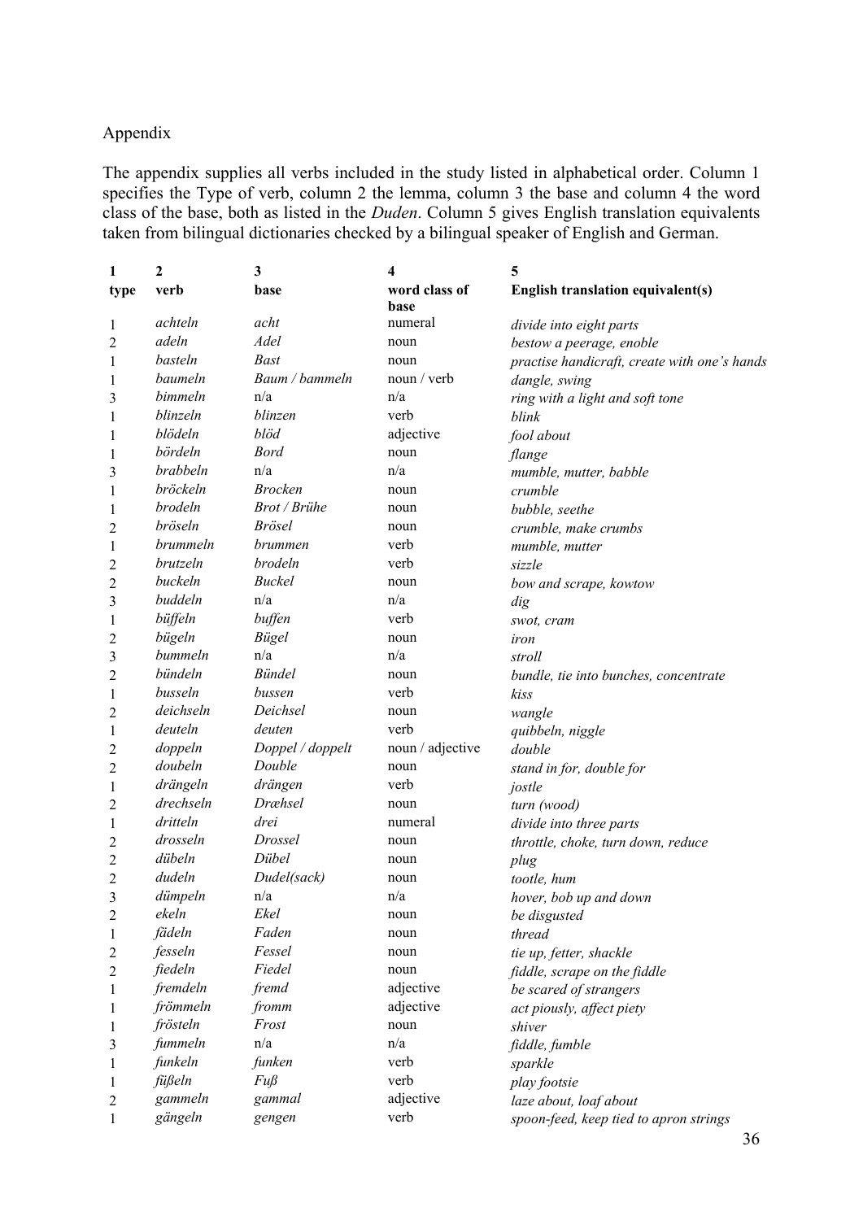Appendix

The appendix supplies all verbs included in the study listed in alphabetical order. Column 1 specifies the Type of verb, column 2 the lemma, column 3 the base and column 4 the word class of the base, both as listed in the *Duden*. Column 5 gives English translation equivalents taken from bilingual dictionaries checked by a bilingual speaker of English and German.

| 1<br>**type** | 2<br>**verb** | 3<br>**base** | 4<br>**word class of base** | 5<br>**English translation equivalent(s)** |
|---|---|---|---|---|
| 1 | *achteln* | *acht* | numeral | *divide into eight parts* |
| 2 | *adeln* | *Adel* | noun | *bestow a peerage, enoble* |
| 1 | *basteln* | *Bast* | noun | *practise handicraft, create with one's hands* |
| 1 | *baumeln* | *Baum / bammeln* | noun / verb | *dangle, swing* |
| 3 | *bimmeln* | n/a | n/a | *ring with a light and soft tone* |
| 1 | *blinzeln* | *blinzen* | verb | *blink* |
| 1 | *blödeln* | *blöd* | adjective | *fool about* |
| 1 | *bördeln* | *Bord* | noun | *flange* |
| 3 | *brabbeln* | n/a | n/a | *mumble, mutter, babble* |
| 1 | *bröckeln* | *Brocken* | noun | *crumble* |
| 1 | *brodeln* | *Brot / Brühe* | noun | *bubble, seethe* |
| 2 | *bröseln* | *Brösel* | noun | *crumble, make crumbs* |
| 1 | *brummeln* | *brummen* | verb | *mumble, mutter* |
| 2 | *brutzeln* | *brodeln* | verb | *sizzle* |
| 2 | *buckeln* | *Buckel* | noun | *bow and scrape, kowtow* |
| 3 | *buddeln* | n/a | n/a | *dig* |
| 1 | *büffeln* | *buffen* | verb | *swot, cram* |
| 2 | *bügeln* | *Bügel* | noun | *iron* |
| 3 | *bummeln* | n/a | n/a | *stroll* |
| 2 | *bündeln* | *Bündel* | noun | *bundle, tie into bunches, concentrate* |
| 1 | *busseln* | *bussen* | verb | *kiss* |
| 2 | *deichseln* | *Deichsel* | noun | *wangle* |
| 1 | *deuteln* | *deuten* | verb | *quibbeln, niggle* |
| 2 | *doppeln* | *Doppel / doppelt* | noun / adjective | *double* |
| 2 | *doubeln* | *Double* | noun | *stand in for, double for* |
| 1 | *drängeln* | *drängen* | verb | *jostle* |
| 2 | *drechseln* | *Dræhsel* | noun | *turn (wood)* |
| 1 | *dritteln* | *drei* | numeral | *divide into three parts* |
| 2 | *drosseln* | *Drossel* | noun | *throttle, choke, turn down, reduce* |
| 2 | *dübeln* | *Dübel* | noun | *plug* |
| 2 | *dudeln* | *Dudel(sack)* | noun | *tootle, hum* |
| 3 | *dümpeln* | n/a | n/a | *hover, bob up and down* |
| 2 | *ekeln* | *Ekel* | noun | *be disgusted* |
| 1 | *fädeln* | *Faden* | noun | *thread* |
| 2 | *fesseln* | *Fessel* | noun | *tie up, fetter, shackle* |
| 2 | *fiedeln* | *Fiedel* | noun | *fiddle, scrape on the fiddle* |
| 1 | *fremdeln* | *fremd* | adjective | *be scared of strangers* |
| 1 | *frömmeln* | *fromm* | adjective | *act piously, affect piety* |
| 1 | *frösteln* | *Frost* | noun | *shiver* |
| 3 | *fummeln* | n/a | n/a | *fiddle, fumble* |
| 1 | *funkeln* | *funken* | verb | *sparkle* |
| 1 | *füßeln* | *Fuß* | verb | *play footsie* |
| 2 | *gammeln* | *gammal* | adjective | *laze about, loaf about* |
| 1 | *gängeln* | *gengen* | verb | *spoon-feed, keep tied to apron strings* |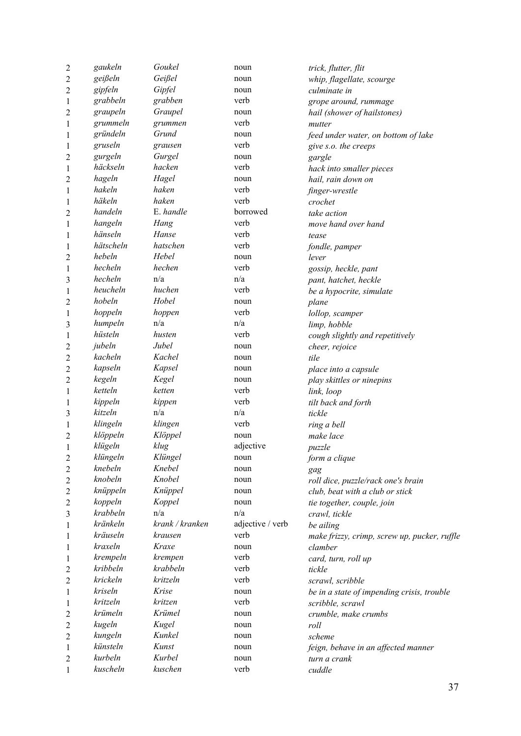| | | | | |
|---|---|---|---|---|
| 2 | *gaukeln* | *Goukel* | noun | *trick, flutter, flit* |
| 2 | *geißeln* | *Geißel* | noun | *whip, flagellate, scourge* |
| 2 | *gipfeln* | *Gipfel* | noun | *culminate in* |
| 1 | *grabbeln* | *grabben* | verb | *grope around, rummage* |
| 2 | *graupeln* | *Graupel* | noun | *hail (shower of hailstones)* |
| 1 | *grummeln* | *grummen* | verb | *mutter* |
| 1 | *gründeln* | *Grund* | noun | *feed under water, on bottom of lake* |
| 1 | *gruseln* | *grausen* | verb | *give s.o. the creeps* |
| 2 | *gurgeln* | *Gurgel* | noun | *gargle* |
| 1 | *häckseln* | *hacken* | verb | *hack into smaller pieces* |
| 2 | *hageln* | *Hagel* | noun | *hail, rain down on* |
| 1 | *hakeln* | *haken* | verb | *finger-wrestle* |
| 1 | *häkeln* | *haken* | verb | *crochet* |
| 2 | *handeln* | E. *handle* | borrowed | *take action* |
| 1 | *hangeln* | *Hang* | verb | *move hand over hand* |
| 1 | *hänseln* | *Hanse* | verb | *tease* |
| 1 | *hätscheln* | *hatschen* | verb | *fondle, pamper* |
| 2 | *hebeln* | *Hebel* | noun | *lever* |
| 1 | *hecheln* | *hechen* | verb | *gossip, heckle, pant* |
| 3 | *hecheln* | n/a | n/a | *pant, hatchet, heckle* |
| 1 | *heucheln* | *huchen* | verb | *be a hypocrite, simulate* |
| 2 | *hobeln* | *Hobel* | noun | *plane* |
| 1 | *hoppeln* | *hoppen* | verb | *lollop, scamper* |
| 3 | *humpeln* | n/a | n/a | *limp, hobble* |
| 1 | *hüsteln* | *husten* | verb | *cough slightly and repetitively* |
| 2 | *jubeln* | *Jubel* | noun | *cheer, rejoice* |
| 2 | *kacheln* | *Kachel* | noun | *tile* |
| 2 | *kapseln* | *Kapsel* | noun | *place into a capsule* |
| 2 | *kegeln* | *Kegel* | noun | *play skittles or ninepins* |
| 1 | *ketteln* | *ketten* | verb | *link, loop* |
| 1 | *kippeln* | *kippen* | verb | *tilt back and forth* |
| 3 | *kitzeln* | n/a | n/a | *tickle* |
| 1 | *klingeln* | *klingen* | verb | *ring a bell* |
| 2 | *klöppeln* | *Klöppel* | noun | *make lace* |
| 1 | *klügeln* | *klug* | adjective | *puzzle* |
| 2 | *klüngeln* | *Klüngel* | noun | *form a clique* |
| 2 | *knebeln* | *Knebel* | noun | *gag* |
| 2 | *knobeln* | *Knobel* | noun | *roll dice, puzzle/rack one's brain* |
| 2 | *knüppeln* | *Knüppel* | noun | *club, beat with a club or stick* |
| 2 | *koppeln* | *Koppel* | noun | *tie together, couple, join* |
| 3 | *krabbeln* | n/a | n/a | *crawl, tickle* |
| 1 | *kränkeln* | *krank / kranken* | adjective / verb | *be ailing* |
| 1 | *kräuseln* | *krausen* | verb | *make frizzy, crimp, screw up, pucker, ruffle* |
| 1 | *kraxeln* | *Kraxe* | noun | *clamber* |
| 1 | *krempeln* | *krempen* | verb | *card, turn, roll up* |
| 2 | *kribbeln* | *krabbeln* | verb | *tickle* |
| 2 | *krickeln* | *kritzeln* | verb | *scrawl, scribble* |
| 1 | *kriseln* | *Krise* | noun | *be in a state of impending crisis, trouble* |
| 1 | *kritzeln* | *kritzen* | verb | *scribble, scrawl* |
| 2 | *krümeln* | *Krümel* | noun | *crumble, make crumbs* |
| 2 | *kugeln* | *Kugel* | noun | *roll* |
| 2 | *kungeln* | *Kunkel* | noun | *scheme* |
| 1 | *künsteln* | *Kunst* | noun | *feign, behave in an affected manner* |
| 2 | *kurbeln* | *Kurbel* | noun | *turn a crank* |
| 1 | *kuscheln* | *kuschen* | verb | *cuddle* |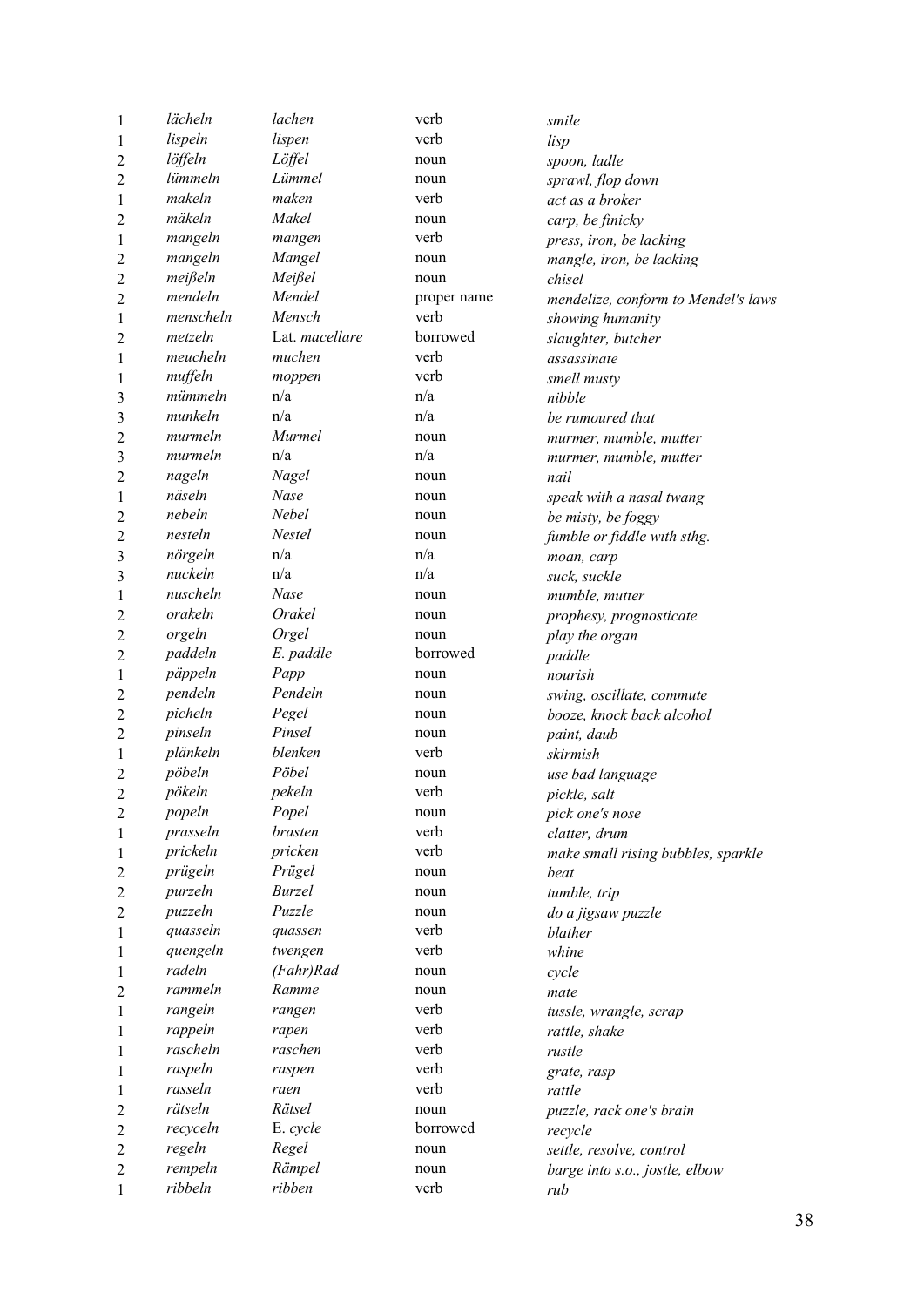| | | | | |
|---|---|---|---|---|
| 1 | *lächeln* | *lachen* | verb | *smile* |
| 1 | *lispeln* | *lispen* | verb | *lisp* |
| 2 | *löffeln* | *Löffel* | noun | *spoon, ladle* |
| 2 | *lümmeln* | *Lümmel* | noun | *sprawl, flop down* |
| 1 | *makeln* | *maken* | verb | *act as a broker* |
| 2 | *mäkeln* | *Makel* | noun | *carp, be finicky* |
| 1 | *mangeln* | *mangen* | verb | *press, iron, be lacking* |
| 2 | *mangeln* | *Mangel* | noun | *mangle, iron, be lacking* |
| 2 | *meißeln* | *Meißel* | noun | *chisel* |
| 2 | *mendeln* | *Mendel* | proper name | *mendelize, conform to Mendel's laws* |
| 1 | *menscheln* | *Mensch* | verb | *showing humanity* |
| 2 | *metzeln* | Lat. *macellare* | borrowed | *slaughter, butcher* |
| 1 | *meucheln* | *muchen* | verb | *assassinate* |
| 1 | *muffeln* | *moppen* | verb | *smell musty* |
| 3 | *mümmeln* | n/a | n/a | *nibble* |
| 3 | *munkeln* | n/a | n/a | *be rumoured that* |
| 2 | *murmeln* | *Murmel* | noun | *murmer, mumble, mutter* |
| 3 | *murmeln* | n/a | n/a | *murmer, mumble, mutter* |
| 2 | *nageln* | *Nagel* | noun | *nail* |
| 1 | *näseln* | *Nase* | noun | *speak with a nasal twang* |
| 2 | *nebeln* | *Nebel* | noun | *be misty, be foggy* |
| 2 | *nesteln* | *Nestel* | noun | *fumble or fiddle with sthg.* |
| 3 | *nörgeln* | n/a | n/a | *moan, carp* |
| 3 | *nuckeln* | n/a | n/a | *suck, suckle* |
| 1 | *nuscheln* | *Nase* | noun | *mumble, mutter* |
| 2 | *orakeln* | *Orakel* | noun | *prophesy, prognosticate* |
| 2 | *orgeln* | *Orgel* | noun | *play the organ* |
| 2 | *paddeln* | *E. paddle* | borrowed | *paddle* |
| 1 | *päppeln* | *Papp* | noun | *nourish* |
| 2 | *pendeln* | *Pendeln* | noun | *swing, oscillate, commute* |
| 2 | *picheln* | *Pegel* | noun | *booze, knock back alcohol* |
| 2 | *pinseln* | *Pinsel* | noun | *paint, daub* |
| 1 | *plänkeln* | *blenken* | verb | *skirmish* |
| 2 | *pöbeln* | *Pöbel* | noun | *use bad language* |
| 2 | *pökeln* | *pekeln* | verb | *pickle, salt* |
| 2 | *popeln* | *Popel* | noun | *pick one's nose* |
| 1 | *prasseln* | *brasten* | verb | *clatter, drum* |
| 1 | *prickeln* | *pricken* | verb | *make small rising bubbles, sparkle* |
| 2 | *prügeln* | *Prügel* | noun | *beat* |
| 2 | *purzeln* | *Burzel* | noun | *tumble, trip* |
| 2 | *puzzeln* | *Puzzle* | noun | *do a jigsaw puzzle* |
| 1 | *quasseln* | *quassen* | verb | *blather* |
| 1 | *quengeln* | *twengen* | verb | *whine* |
| 1 | *radeln* | *(Fahr)Rad* | noun | *cycle* |
| 2 | *rammeln* | *Ramme* | noun | *mate* |
| 1 | *rangeln* | *rangen* | verb | *tussle, wrangle, scrap* |
| 1 | *rappeln* | *rapen* | verb | *rattle, shake* |
| 1 | *rascheln* | *raschen* | verb | *rustle* |
| 1 | *raspeln* | *raspen* | verb | *grate, rasp* |
| 1 | *rasseln* | *raen* | verb | *rattle* |
| 2 | *rätseln* | *Rätsel* | noun | *puzzle, rack one's brain* |
| 2 | *recyceln* | E. *cycle* | borrowed | *recycle* |
| 2 | *regeln* | *Regel* | noun | *settle, resolve, control* |
| 2 | *rempeln* | *Rämpel* | noun | *barge into s.o., jostle, elbow* |
| 1 | *ribbeln* | *ribben* | verb | *rub* |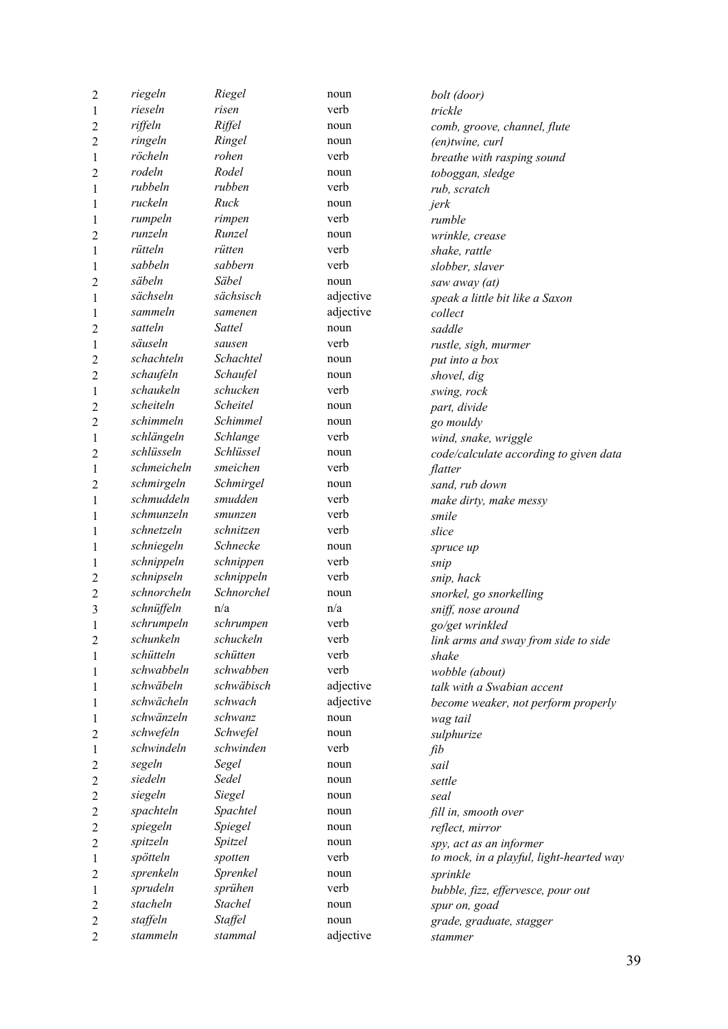| | | | | |
|---|---|---|---|---|
| 2 | *riegeln* | *Riegel* | noun | *bolt (door)* |
| 1 | *rieseln* | *risen* | verb | *trickle* |
| 2 | *riffeln* | *Riffel* | noun | *comb, groove, channel, flute* |
| 2 | *ringeln* | *Ringel* | noun | *(en)twine, curl* |
| 1 | *röcheln* | *rohen* | verb | *breathe with rasping sound* |
| 2 | *rodeln* | *Rodel* | noun | *toboggan, sledge* |
| 1 | *rubbeln* | *rubben* | verb | *rub, scratch* |
| 1 | *ruckeln* | *Ruck* | noun | *jerk* |
| 1 | *rumpeln* | *rimpen* | verb | *rumble* |
| 2 | *runzeln* | *Runzel* | noun | *wrinkle, crease* |
| 1 | *rütteln* | *rütten* | verb | *shake, rattle* |
| 1 | *sabbeln* | *sabbern* | verb | *slobber, slaver* |
| 2 | *säbeln* | *Säbel* | noun | *saw away (at)* |
| 1 | *sächseln* | *sächsisch* | adjective | *speak a little bit like a Saxon* |
| 1 | *sammeln* | *samenen* | adjective | *collect* |
| 2 | *satteln* | *Sattel* | noun | *saddle* |
| 1 | *säuseln* | *sausen* | verb | *rustle, sigh, murmer* |
| 2 | *schachteln* | *Schachtel* | noun | *put into a box* |
| 2 | *schaufeln* | *Schaufel* | noun | *shovel, dig* |
| 1 | *schaukeln* | *schucken* | verb | *swing, rock* |
| 2 | *scheiteln* | *Scheitel* | noun | *part, divide* |
| 2 | *schimmeln* | *Schimmel* | noun | *go mouldy* |
| 1 | *schlängeln* | *Schlange* | verb | *wind, snake, wriggle* |
| 2 | *schlüsseln* | *Schlüssel* | noun | *code/calculate according to given data* |
| 1 | *schmeicheln* | *smeichen* | verb | *flatter* |
| 2 | *schmirgeln* | *Schmirgel* | noun | *sand, rub down* |
| 1 | *schmuddeln* | *smudden* | verb | *make dirty, make messy* |
| 1 | *schmunzeln* | *smunzen* | verb | *smile* |
| 1 | *schnetzeln* | *schnitzen* | verb | *slice* |
| 1 | *schniegeln* | *Schnecke* | noun | *spruce up* |
| 1 | *schnippeln* | *schnippen* | verb | *snip* |
| 2 | *schnipseln* | *schnippeln* | verb | *snip, hack* |
| 2 | *schnorcheln* | *Schnorchel* | noun | *snorkel, go snorkelling* |
| 3 | *schnüffeln* | n/a | n/a | *sniff, nose around* |
| 1 | *schrumpeln* | *schrumpen* | verb | *go/get wrinkled* |
| 2 | *schunkeln* | *schuckeln* | verb | *link arms and sway from side to side* |
| 1 | *schütteln* | *schütten* | verb | *shake* |
| 1 | *schwabbeln* | *schwabben* | verb | *wobble (about)* |
| 1 | *schwäbeln* | *schwäbisch* | adjective | *talk with a Swabian accent* |
| 1 | *schwächeln* | *schwach* | adjective | *become weaker, not perform properly* |
| 1 | *schwänzeln* | *schwanz* | noun | *wag tail* |
| 2 | *schwefeln* | *Schwefel* | noun | *sulphurize* |
| 1 | *schwindeln* | *schwinden* | verb | *fib* |
| 2 | *segeln* | *Segel* | noun | *sail* |
| 2 | *siedeln* | *Sedel* | noun | *settle* |
| 2 | *siegeln* | *Siegel* | noun | *seal* |
| 2 | *spachteln* | *Spachtel* | noun | *fill in, smooth over* |
| 2 | *spiegeln* | *Spiegel* | noun | *reflect, mirror* |
| 2 | *spitzeln* | *Spitzel* | noun | *spy, act as an informer* |
| 1 | *spötteln* | *spotten* | verb | *to mock, in a playful, light-hearted way* |
| 2 | *sprenkeln* | *Sprenkel* | noun | *sprinkle* |
| 1 | *sprudeln* | *sprühen* | verb | *bubble, fizz, effervesce, pour out* |
| 2 | *stacheln* | *Stachel* | noun | *spur on, goad* |
| 2 | *staffeln* | *Staffel* | noun | *grade, graduate, stagger* |
| 2 | *stammeln* | *stammal* | adjective | *stammer* |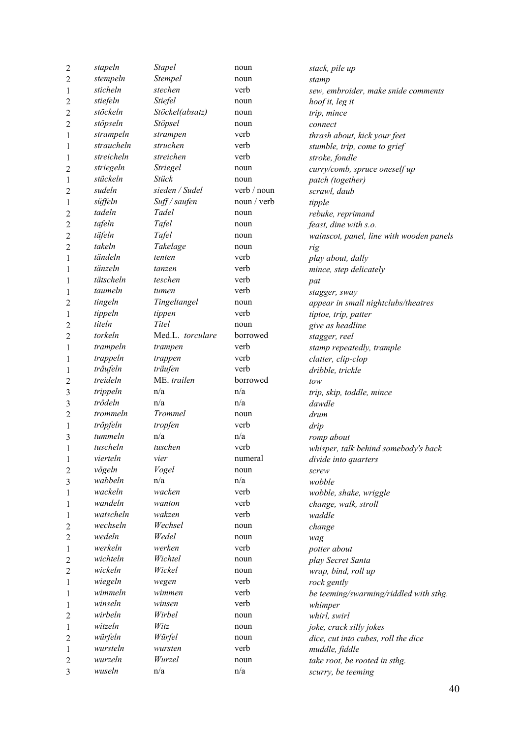| | | | | |
|---|---|---|---|---|
| 2 | *stapeln* | *Stapel* | noun | *stack, pile up* |
| 2 | *stempeln* | *Stempel* | noun | *stamp* |
| 1 | *sticheln* | *stechen* | verb | *sew, embroider, make snide comments* |
| 2 | *stiefeln* | *Stiefel* | noun | *hoof it, leg it* |
| 2 | *stöckeln* | *Stöckel(absatz)* | noun | *trip, mince* |
| 2 | *stöpseln* | *Stöpsel* | noun | *connect* |
| 1 | *strampeln* | *strampen* | verb | *thrash about, kick your feet* |
| 1 | *straucheln* | *struchen* | verb | *stumble, trip, come to grief* |
| 1 | *streicheln* | *streichen* | verb | *stroke, fondle* |
| 2 | *striegeln* | *Striegel* | noun | *curry/comb, spruce oneself up* |
| 1 | *stückeln* | *Stück* | noun | *patch (together)* |
| 2 | *sudeln* | *sieden / Sudel* | verb / noun | *scrawl, daub* |
| 1 | *süffeln* | *Suff / saufen* | noun / verb | *tipple* |
| 2 | *tadeln* | *Tadel* | noun | *rebuke, reprimand* |
| 2 | *tafeln* | *Tafel* | noun | *feast, dine with s.o.* |
| 2 | *täfeln* | *Tafel* | noun | *wainscot, panel, line with wooden panels* |
| 2 | *takeln* | *Takelage* | noun | *rig* |
| 1 | *tändeln* | *tenten* | verb | *play about, dally* |
| 1 | *tänzeln* | *tanzen* | verb | *mince, step delicately* |
| 1 | *tätscheln* | *teschen* | verb | *pat* |
| 1 | *taumeln* | *tumen* | verb | *stagger, sway* |
| 2 | *tingeln* | *Tingeltangel* | noun | *appear in small nightclubs/theatres* |
| 1 | *tippeln* | *tippen* | verb | *tiptoe, trip, patter* |
| 2 | *titeln* | *Titel* | noun | *give as headline* |
| 2 | *torkeln* | Med.L. *torculare* | borrowed | *stagger, reel* |
| 1 | *trampeln* | *trampen* | verb | *stamp repeatedly, trample* |
| 1 | *trappeln* | *trappen* | verb | *clatter, clip-clop* |
| 1 | *träufeln* | *träufen* | verb | *dribble, trickle* |
| 2 | *treideln* | ME. *trailen* | borrowed | *tow* |
| 3 | *trippeln* | n/a | n/a | *trip, skip, toddle, mince* |
| 3 | *trödeln* | n/a | n/a | *dawdle* |
| 2 | *trommeln* | *Trommel* | noun | *drum* |
| 1 | *tröpfeln* | *tropfen* | verb | *drip* |
| 3 | *tummeln* | n/a | n/a | *romp about* |
| 1 | *tuscheln* | *tuschen* | verb | *whisper, talk behind somebody's back* |
| 1 | *vierteln* | *vier* | numeral | *divide into quarters* |
| 2 | *vögeln* | *Vogel* | noun | *screw* |
| 3 | *wabbeln* | n/a | n/a | *wobble* |
| 1 | *wackeln* | *wacken* | verb | *wobble, shake, wriggle* |
| 1 | *wandeln* | *wanton* | verb | *change, walk, stroll* |
| 1 | *watscheln* | *wakzen* | verb | *waddle* |
| 2 | *wechseln* | *Wechsel* | noun | *change* |
| 2 | *wedeln* | *Wedel* | noun | *wag* |
| 1 | *werkeln* | *werken* | verb | *potter about* |
| 2 | *wichteln* | *Wichtel* | noun | *play Secret Santa* |
| 2 | *wickeln* | *Wickel* | noun | *wrap, bind, roll up* |
| 1 | *wiegeln* | *wegen* | verb | *rock gently* |
| 1 | *wimmeln* | *wimmen* | verb | *be teeming/swarming/riddled with sthg.* |
| 1 | *winseln* | *winsen* | verb | *whimper* |
| 2 | *wirbeln* | *Wirbel* | noun | *whirl, swirl* |
| 1 | *witzeln* | *Witz* | noun | *joke, crack silly jokes* |
| 2 | *würfeln* | *Würfel* | noun | *dice, cut into cubes, roll the dice* |
| 1 | *wursteln* | *wursten* | verb | *muddle, fiddle* |
| 2 | *wurzeln* | *Wurzel* | noun | *take root, be rooted in sthg.* |
| 3 | *wuseln* | n/a | n/a | *scurry, be teeming* |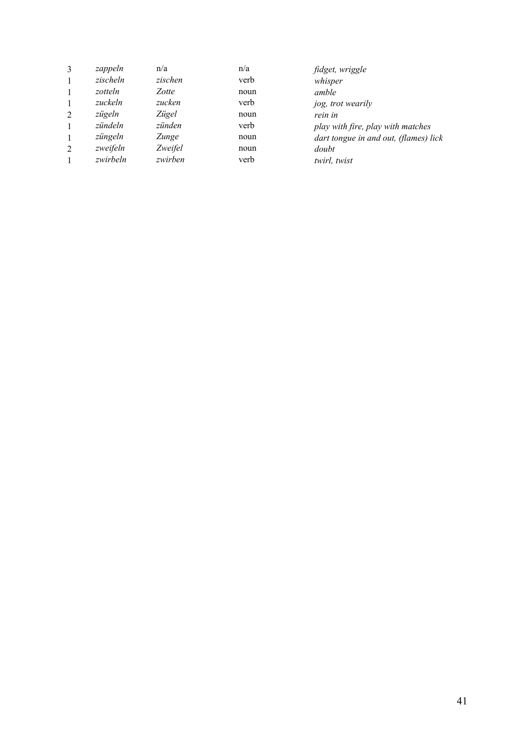| | | | | |
|---|---|---|---|---|
| 3 | *zappeln* | n/a | n/a | *fidget, wriggle* |
| 1 | *zischeln* | *zischen* | verb | *whisper* |
| 1 | *zotteln* | *Zotte* | noun | *amble* |
| 1 | *zuckeln* | *zucken* | verb | *jog, trot wearily* |
| 2 | *zügeln* | *Zügel* | noun | *rein in* |
| 1 | *zündeln* | *zünden* | verb | *play with fire, play with matches* |
| 1 | *züngeln* | *Zunge* | noun | *dart tongue in and out, (flames) lick* |
| 2 | *zweifeln* | *Zweifel* | noun | *doubt* |
| 1 | *zwirbeln* | *zwirben* | verb | *twirl, twist* |